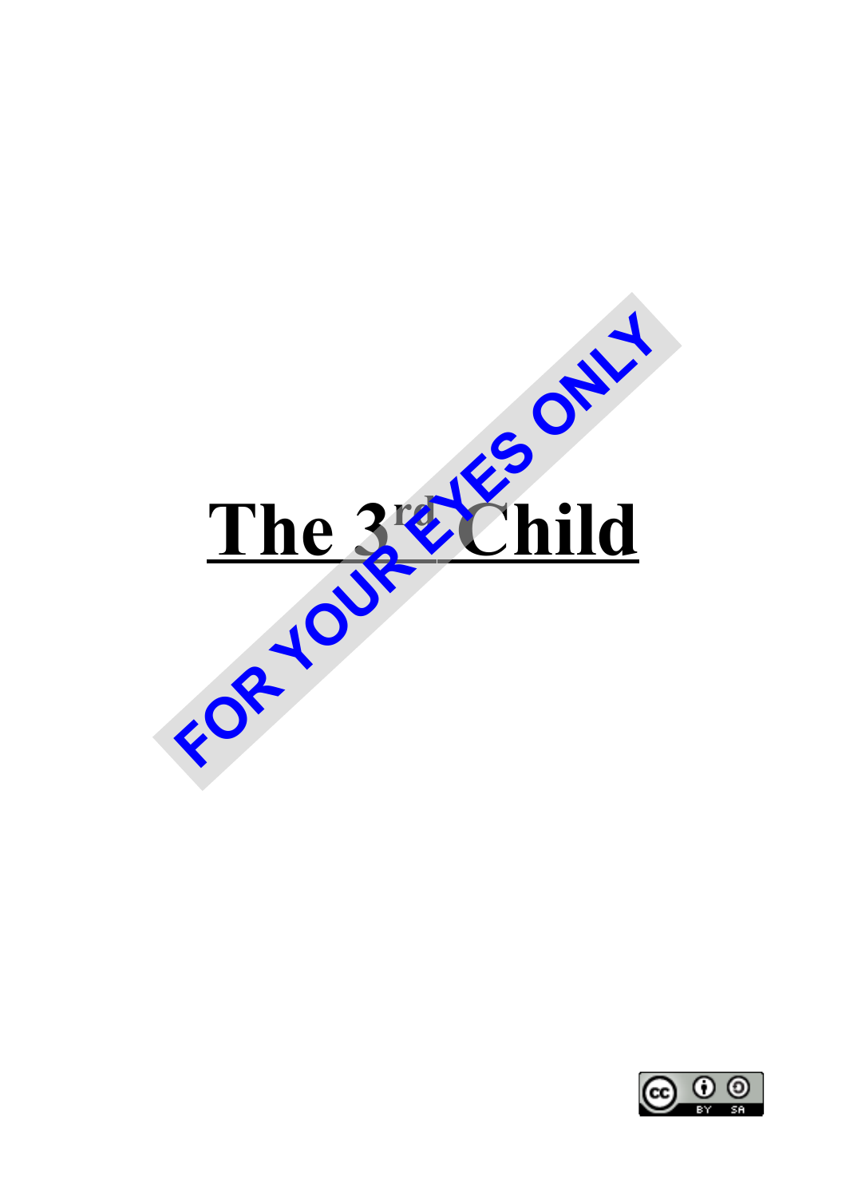# The 3rd Child

FOR YOUR EYES ONLY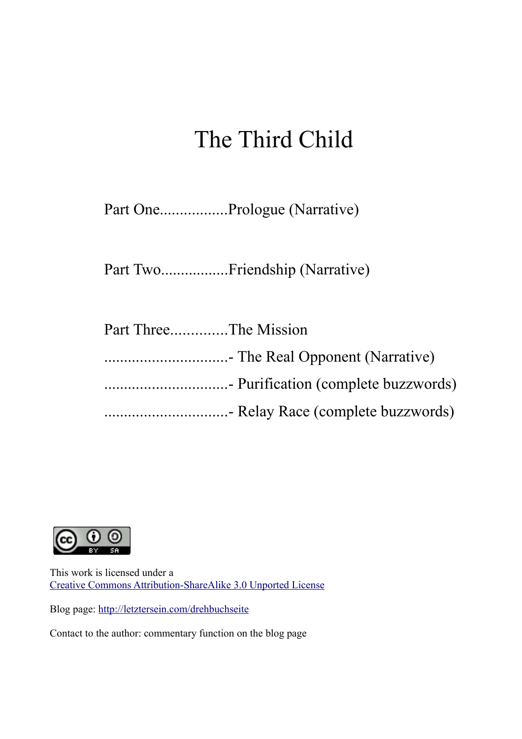# The Third Child

Part One.................Prologue (Narrative)

Part Two.................Friendship (Narrative)

Part Three.............The Mission

...............................- The Real Opponent (Narrative)

...............................- Purification (complete buzzwords)

...............................- Relay Race (complete buzzwords)

This work is licensed under a
[Creative Commons Attribution-ShareAlike 3.0 Unported License]

Blog page: [http://letztersein.com/drehbuchseite](http://letztersein.com/drehbuchseite)

Contact to the author: commentary function on the blog page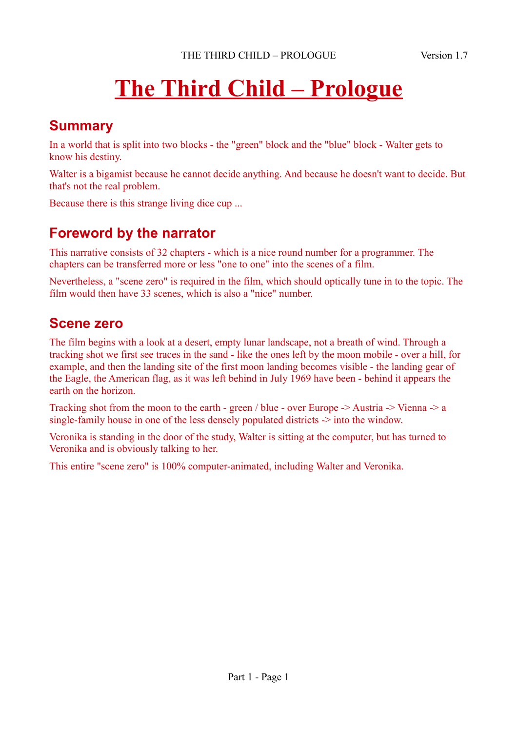# The Third Child – Prologue

## Summary

In a world that is split into two blocks - the "green" block and the "blue" block - Walter gets to know his destiny.

Walter is a bigamist because he cannot decide anything. And because he doesn't want to decide. But that's not the real problem.

Because there is this strange living dice cup ...

## Foreword by the narrator

This narrative consists of 32 chapters - which is a nice round number for a programmer. The chapters can be transferred more or less "one to one" into the scenes of a film.

Nevertheless, a "scene zero" is required in the film, which should optically tune in to the topic. The film would then have 33 scenes, which is also a "nice" number.

## Scene zero

The film begins with a look at a desert, empty lunar landscape, not a breath of wind. Through a tracking shot we first see traces in the sand - like the ones left by the moon mobile - over a hill, for example, and then the landing site of the first moon landing becomes visible - the landing gear of the Eagle, the American flag, as it was left behind in July 1969 have been - behind it appears the earth on the horizon.

Tracking shot from the moon to the earth - green / blue - over Europe -> Austria -> Vienna -> a single-family house in one of the less densely populated districts -> into the window.

Veronika is standing in the door of the study, Walter is sitting at the computer, but has turned to Veronika and is obviously talking to her.

This entire "scene zero" is 100% computer-animated, including Walter and Veronika.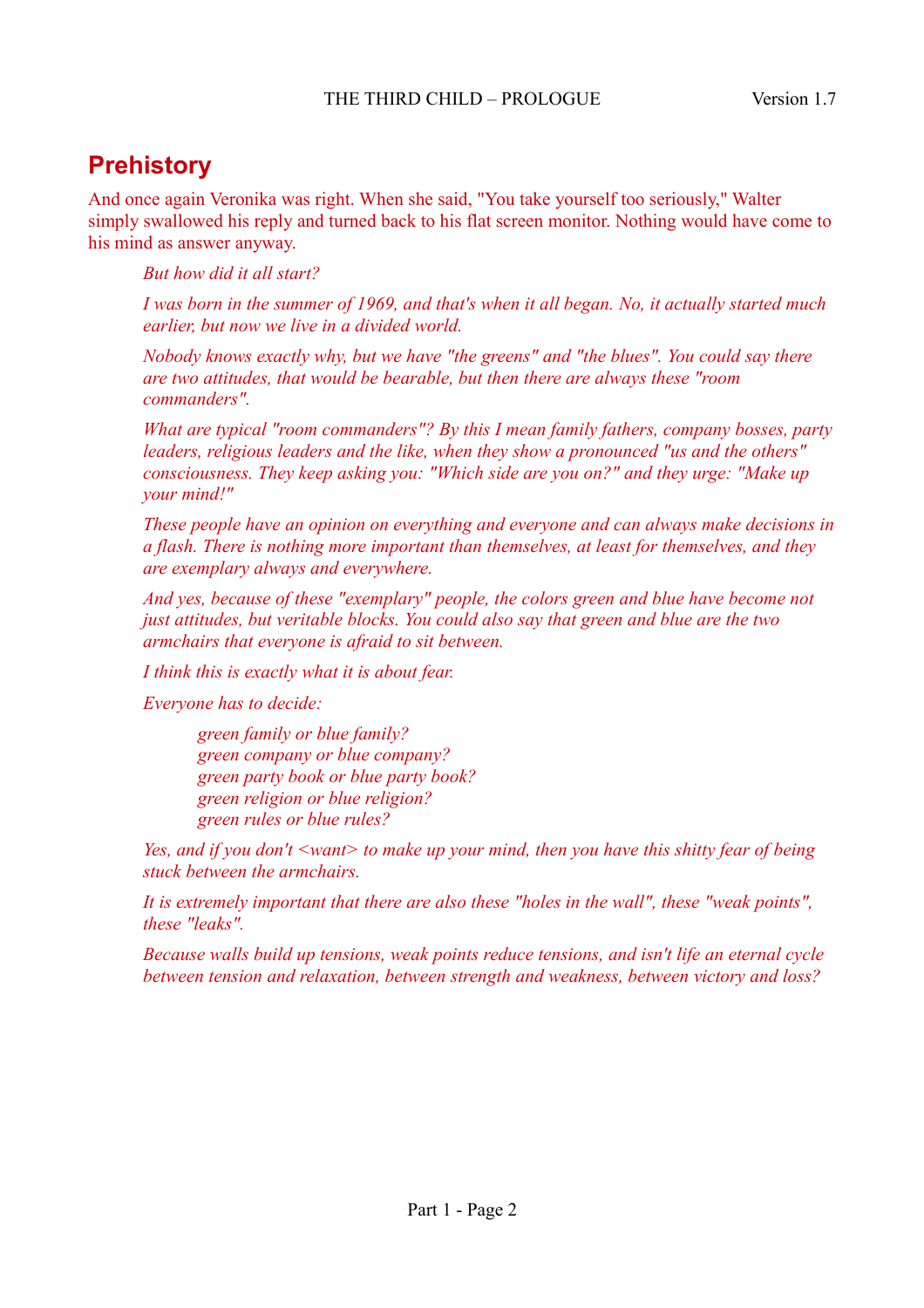## Prehistory

And once again Veronika was right. When she said, "You take yourself too seriously," Walter simply swallowed his reply and turned back to his flat screen monitor. Nothing would have come to his mind as answer anyway.

> *But how did it all start?*
>
> *I was born in the summer of 1969, and that's when it all began. No, it actually started much earlier, but now we live in a divided world.*
>
> *Nobody knows exactly why, but we have "the greens" and "the blues". You could say there are two attitudes, that would be bearable, but then there are always these "room commanders".*
>
> *What are typical "room commanders"? By this I mean family fathers, company bosses, party leaders, religious leaders and the like, when they show a pronounced "us and the others" consciousness. They keep asking you: "Which side are you on?" and they urge: "Make up your mind!"*
>
> *These people have an opinion on everything and everyone and can always make decisions in a flash. There is nothing more important than themselves, at least for themselves, and they are exemplary always and everywhere.*
>
> *And yes, because of these "exemplary" people, the colors green and blue have become not just attitudes, but veritable blocks. You could also say that green and blue are the two armchairs that everyone is afraid to sit between.*
>
> *I think this is exactly what it is about fear.*
>
> *Everyone has to decide:*
>
> > *green family or blue family?*
> > *green company or blue company?*
> > *green party book or blue party book?*
> > *green religion or blue religion?*
> > *green rules or blue rules?*
>
> *Yes, and if you don't <want> to make up your mind, then you have this shitty fear of being stuck between the armchairs.*
>
> *It is extremely important that there are also these "holes in the wall", these "weak points", these "leaks".*
>
> *Because walls build up tensions, weak points reduce tensions, and isn't life an eternal cycle between tension and relaxation, between strength and weakness, between victory and loss?*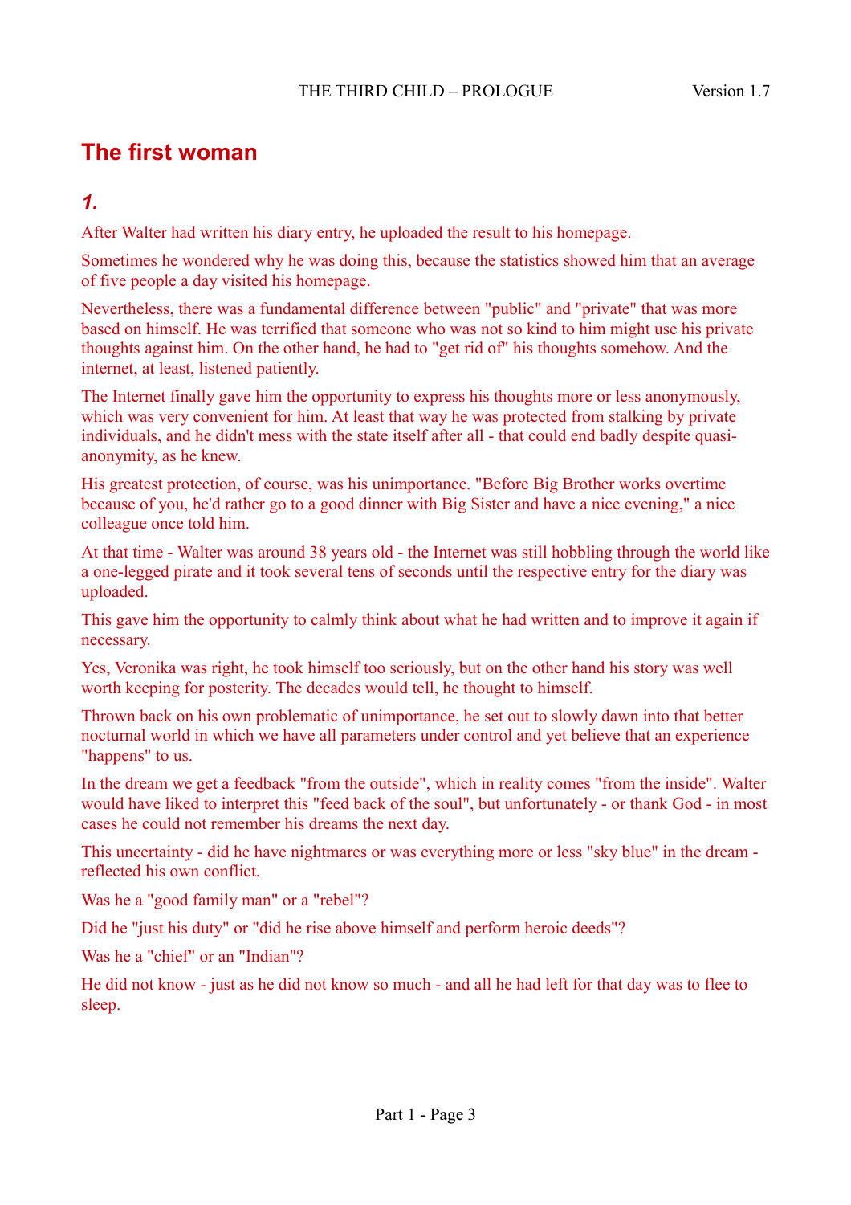## The first woman

### *1.*

After Walter had written his diary entry, he uploaded the result to his homepage.

Sometimes he wondered why he was doing this, because the statistics showed him that an average of five people a day visited his homepage.

Nevertheless, there was a fundamental difference between "public" and "private" that was more based on himself. He was terrified that someone who was not so kind to him might use his private thoughts against him. On the other hand, he had to "get rid of" his thoughts somehow. And the internet, at least, listened patiently.

The Internet finally gave him the opportunity to express his thoughts more or less anonymously, which was very convenient for him. At least that way he was protected from stalking by private individuals, and he didn't mess with the state itself after all - that could end badly despite quasi-anonymity, as he knew.

His greatest protection, of course, was his unimportance. "Before Big Brother works overtime because of you, he'd rather go to a good dinner with Big Sister and have a nice evening," a nice colleague once told him.

At that time - Walter was around 38 years old - the Internet was still hobbling through the world like a one-legged pirate and it took several tens of seconds until the respective entry for the diary was uploaded.

This gave him the opportunity to calmly think about what he had written and to improve it again if necessary.

Yes, Veronika was right, he took himself too seriously, but on the other hand his story was well worth keeping for posterity. The decades would tell, he thought to himself.

Thrown back on his own problematic of unimportance, he set out to slowly dawn into that better nocturnal world in which we have all parameters under control and yet believe that an experience "happens" to us.

In the dream we get a feedback "from the outside", which in reality comes "from the inside". Walter would have liked to interpret this "feed back of the soul", but unfortunately - or thank God - in most cases he could not remember his dreams the next day.

This uncertainty - did he have nightmares or was everything more or less "sky blue" in the dream - reflected his own conflict.

Was he a "good family man" or a "rebel"?

Did he "just his duty" or "did he rise above himself and perform heroic deeds"?

Was he a "chief" or an "Indian"?

He did not know - just as he did not know so much - and all he had left for that day was to flee to sleep.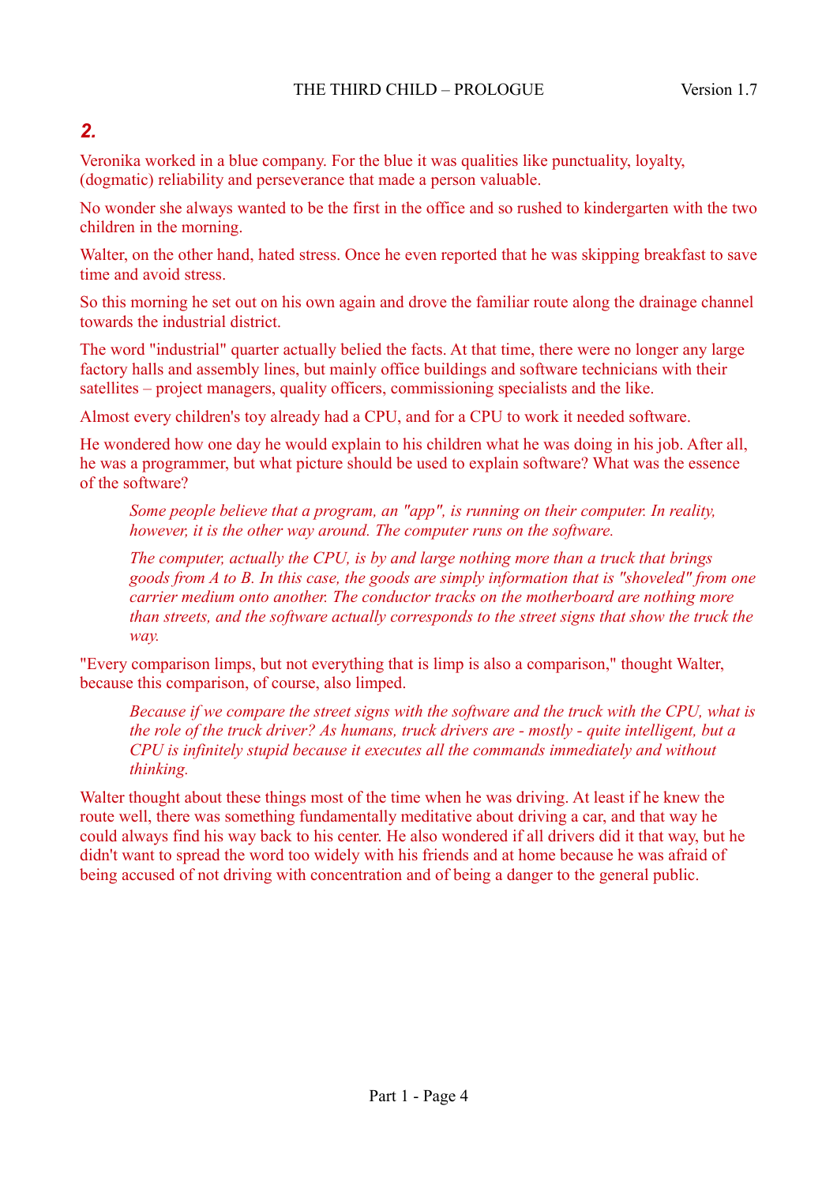## *2.*

Veronika worked in a blue company. For the blue it was qualities like punctuality, loyalty, (dogmatic) reliability and perseverance that made a person valuable.

No wonder she always wanted to be the first in the office and so rushed to kindergarten with the two children in the morning.

Walter, on the other hand, hated stress. Once he even reported that he was skipping breakfast to save time and avoid stress.

So this morning he set out on his own again and drove the familiar route along the drainage channel towards the industrial district.

The word "industrial" quarter actually belied the facts. At that time, there were no longer any large factory halls and assembly lines, but mainly office buildings and software technicians with their satellites – project managers, quality officers, commissioning specialists and the like.

Almost every children's toy already had a CPU, and for a CPU to work it needed software.

He wondered how one day he would explain to his children what he was doing in his job. After all, he was a programmer, but what picture should be used to explain software? What was the essence of the software?

> *Some people believe that a program, an "app", is running on their computer. In reality, however, it is the other way around. The computer runs on the software.*
>
> *The computer, actually the CPU, is by and large nothing more than a truck that brings goods from A to B. In this case, the goods are simply information that is "shoveled" from one carrier medium onto another. The conductor tracks on the motherboard are nothing more than streets, and the software actually corresponds to the street signs that show the truck the way.*

"Every comparison limps, but not everything that is limp is also a comparison," thought Walter, because this comparison, of course, also limped.

> *Because if we compare the street signs with the software and the truck with the CPU, what is the role of the truck driver? As humans, truck drivers are - mostly - quite intelligent, but a CPU is infinitely stupid because it executes all the commands immediately and without thinking.*

Walter thought about these things most of the time when he was driving. At least if he knew the route well, there was something fundamentally meditative about driving a car, and that way he could always find his way back to his center. He also wondered if all drivers did it that way, but he didn't want to spread the word too widely with his friends and at home because he was afraid of being accused of not driving with concentration and of being a danger to the general public.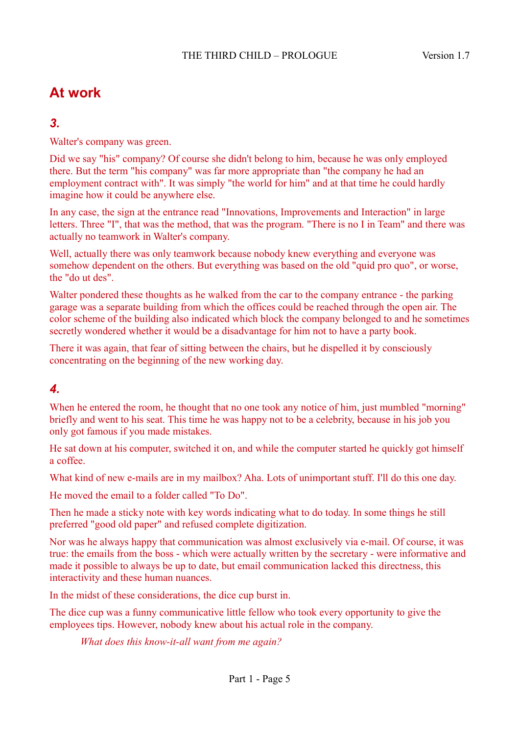## At work

### *3.*

Walter's company was green.

Did we say "his" company? Of course she didn't belong to him, because he was only employed there. But the term "his company" was far more appropriate than "the company he had an employment contract with". It was simply "the world for him" and at that time he could hardly imagine how it could be anywhere else.

In any case, the sign at the entrance read "Innovations, Improvements and Interaction" in large letters. Three "I", that was the method, that was the program. "There is no I in Team" and there was actually no teamwork in Walter's company.

Well, actually there was only teamwork because nobody knew everything and everyone was somehow dependent on the others. But everything was based on the old "quid pro quo", or worse, the "do ut des".

Walter pondered these thoughts as he walked from the car to the company entrance - the parking garage was a separate building from which the offices could be reached through the open air. The color scheme of the building also indicated which block the company belonged to and he sometimes secretly wondered whether it would be a disadvantage for him not to have a party book.

There it was again, that fear of sitting between the chairs, but he dispelled it by consciously concentrating on the beginning of the new working day.

### *4.*

When he entered the room, he thought that no one took any notice of him, just mumbled "morning" briefly and went to his seat. This time he was happy not to be a celebrity, because in his job you only got famous if you made mistakes.

He sat down at his computer, switched it on, and while the computer started he quickly got himself a coffee.

What kind of new e-mails are in my mailbox? Aha. Lots of unimportant stuff. I'll do this one day.

He moved the email to a folder called "To Do".

Then he made a sticky note with key words indicating what to do today. In some things he still preferred "good old paper" and refused complete digitization.

Nor was he always happy that communication was almost exclusively via e-mail. Of course, it was true: the emails from the boss - which were actually written by the secretary - were informative and made it possible to always be up to date, but email communication lacked this directness, this interactivity and these human nuances.

In the midst of these considerations, the dice cup burst in.

The dice cup was a funny communicative little fellow who took every opportunity to give the employees tips. However, nobody knew about his actual role in the company.

> *What does this know-it-all want from me again?*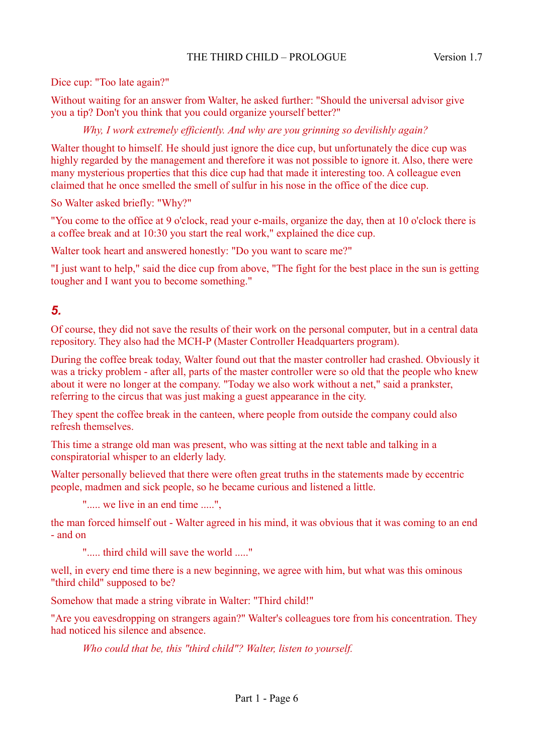Dice cup: "Too late again?"

Without waiting for an answer from Walter, he asked further: "Should the universal advisor give you a tip? Don't you think that you could organize yourself better?"

> *Why, I work extremely efficiently. And why are you grinning so devilishly again?*

Walter thought to himself. He should just ignore the dice cup, but unfortunately the dice cup was highly regarded by the management and therefore it was not possible to ignore it. Also, there were many mysterious properties that this dice cup had that made it interesting too. A colleague even claimed that he once smelled the smell of sulfur in his nose in the office of the dice cup.

So Walter asked briefly: "Why?"

"You come to the office at 9 o'clock, read your e-mails, organize the day, then at 10 o'clock there is a coffee break and at 10:30 you start the real work," explained the dice cup.

Walter took heart and answered honestly: "Do you want to scare me?"

"I just want to help," said the dice cup from above, "The fight for the best place in the sun is getting tougher and I want you to become something."

## *5.*

Of course, they did not save the results of their work on the personal computer, but in a central data repository. They also had the MCH-P (Master Controller Headquarters program).

During the coffee break today, Walter found out that the master controller had crashed. Obviously it was a tricky problem - after all, parts of the master controller were so old that the people who knew about it were no longer at the company. "Today we also work without a net," said a prankster, referring to the circus that was just making a guest appearance in the city.

They spent the coffee break in the canteen, where people from outside the company could also refresh themselves.

This time a strange old man was present, who was sitting at the next table and talking in a conspiratorial whisper to an elderly lady.

Walter personally believed that there were often great truths in the statements made by eccentric people, madmen and sick people, so he became curious and listened a little.

> "..... we live in an end time .....",

the man forced himself out - Walter agreed in his mind, it was obvious that it was coming to an end - and on

> "..... third child will save the world ....."

well, in every end time there is a new beginning, we agree with him, but what was this ominous "third child" supposed to be?

Somehow that made a string vibrate in Walter: "Third child!"

"Are you eavesdropping on strangers again?" Walter's colleagues tore from his concentration. They had noticed his silence and absence.

> *Who could that be, this "third child"? Walter, listen to yourself.*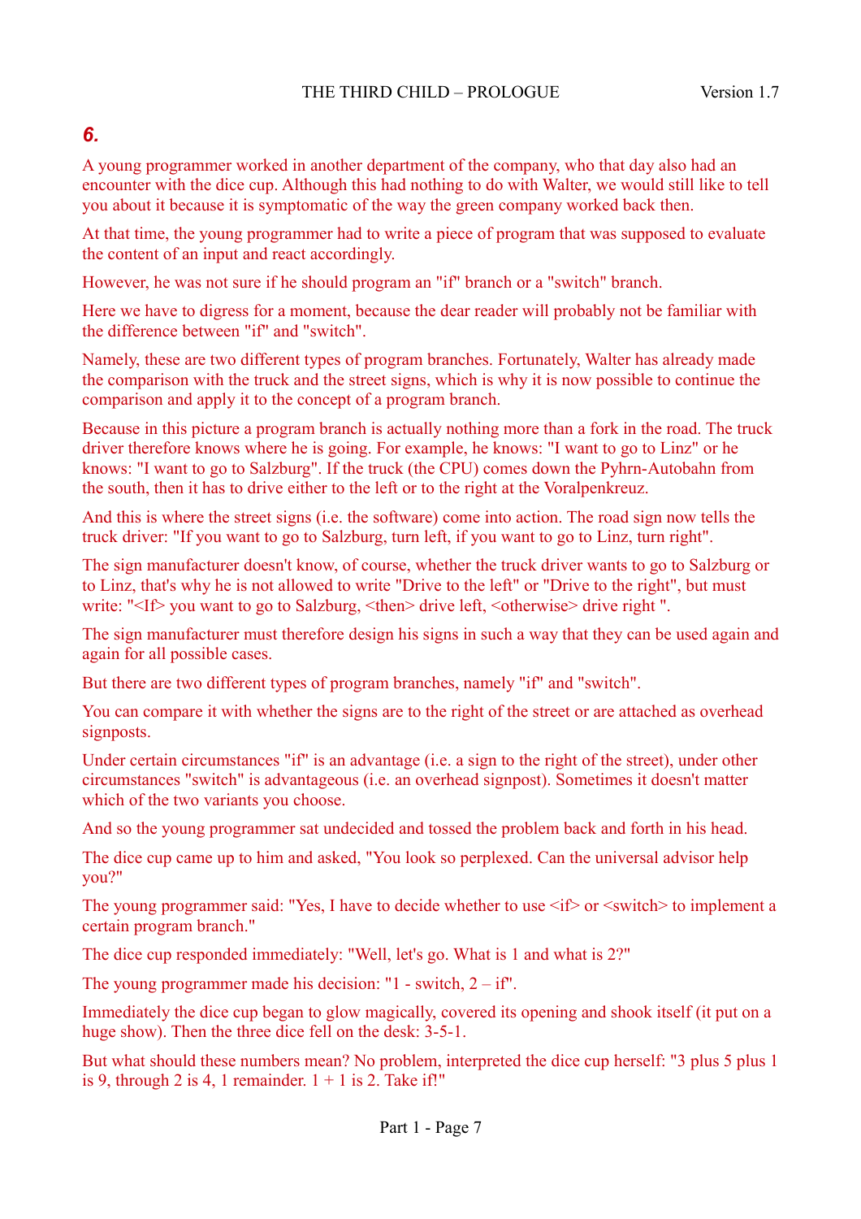## *6.*

A young programmer worked in another department of the company, who that day also had an encounter with the dice cup. Although this had nothing to do with Walter, we would still like to tell you about it because it is symptomatic of the way the green company worked back then.

At that time, the young programmer had to write a piece of program that was supposed to evaluate the content of an input and react accordingly.

However, he was not sure if he should program an "if" branch or a "switch" branch.

Here we have to digress for a moment, because the dear reader will probably not be familiar with the difference between "if" and "switch".

Namely, these are two different types of program branches. Fortunately, Walter has already made the comparison with the truck and the street signs, which is why it is now possible to continue the comparison and apply it to the concept of a program branch.

Because in this picture a program branch is actually nothing more than a fork in the road. The truck driver therefore knows where he is going. For example, he knows: "I want to go to Linz" or he knows: "I want to go to Salzburg". If the truck (the CPU) comes down the Pyhrn-Autobahn from the south, then it has to drive either to the left or to the right at the Voralpenkreuz.

And this is where the street signs (i.e. the software) come into action. The road sign now tells the truck driver: "If you want to go to Salzburg, turn left, if you want to go to Linz, turn right".

The sign manufacturer doesn't know, of course, whether the truck driver wants to go to Salzburg or to Linz, that's why he is not allowed to write "Drive to the left" or "Drive to the right", but must write: "<If> you want to go to Salzburg, <then> drive left, <otherwise> drive right ".

The sign manufacturer must therefore design his signs in such a way that they can be used again and again for all possible cases.

But there are two different types of program branches, namely "if" and "switch".

You can compare it with whether the signs are to the right of the street or are attached as overhead signposts.

Under certain circumstances "if" is an advantage (i.e. a sign to the right of the street), under other circumstances "switch" is advantageous (i.e. an overhead signpost). Sometimes it doesn't matter which of the two variants you choose.

And so the young programmer sat undecided and tossed the problem back and forth in his head.

The dice cup came up to him and asked, "You look so perplexed. Can the universal advisor help you?"

The young programmer said: "Yes, I have to decide whether to use <if> or <switch> to implement a certain program branch."

The dice cup responded immediately: "Well, let's go. What is 1 and what is 2?"

The young programmer made his decision: "1 - switch, 2 – if".

Immediately the dice cup began to glow magically, covered its opening and shook itself (it put on a huge show). Then the three dice fell on the desk: 3-5-1.

But what should these numbers mean? No problem, interpreted the dice cup herself: "3 plus 5 plus 1 is 9, through 2 is 4, 1 remainder. 1 + 1 is 2. Take if!"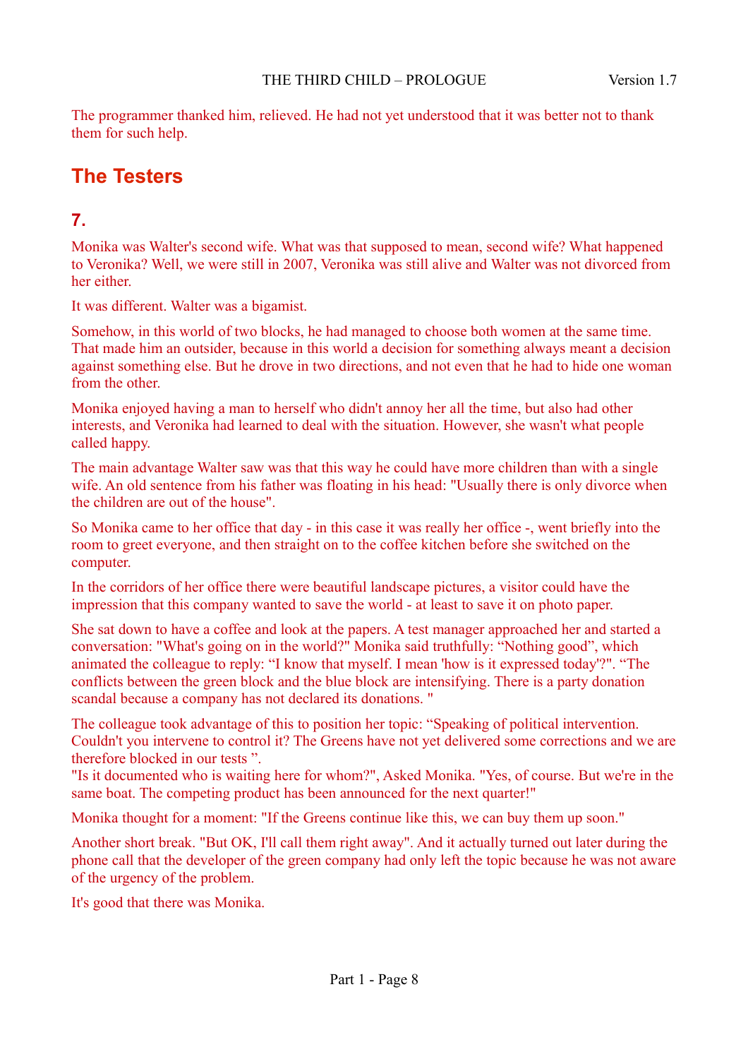The programmer thanked him, relieved. He had not yet understood that it was better not to thank them for such help.

## The Testers

### 7.

Monika was Walter's second wife. What was that supposed to mean, second wife? What happened to Veronika? Well, we were still in 2007, Veronika was still alive and Walter was not divorced from her either.

It was different. Walter was a bigamist.

Somehow, in this world of two blocks, he had managed to choose both women at the same time. That made him an outsider, because in this world a decision for something always meant a decision against something else. But he drove in two directions, and not even that he had to hide one woman from the other.

Monika enjoyed having a man to herself who didn't annoy her all the time, but also had other interests, and Veronika had learned to deal with the situation. However, she wasn't what people called happy.

The main advantage Walter saw was that this way he could have more children than with a single wife. An old sentence from his father was floating in his head: "Usually there is only divorce when the children are out of the house".

So Monika came to her office that day - in this case it was really her office -, went briefly into the room to greet everyone, and then straight on to the coffee kitchen before she switched on the computer.

In the corridors of her office there were beautiful landscape pictures, a visitor could have the impression that this company wanted to save the world - at least to save it on photo paper.

She sat down to have a coffee and look at the papers. A test manager approached her and started a conversation: "What's going on in the world?" Monika said truthfully: “Nothing good”, which animated the colleague to reply: “I know that myself. I mean 'how is it expressed today'?". “The conflicts between the green block and the blue block are intensifying. There is a party donation scandal because a company has not declared its donations. "

The colleague took advantage of this to position her topic: “Speaking of political intervention. Couldn't you intervene to control it? The Greens have not yet delivered some corrections and we are therefore blocked in our tests ”.
"Is it documented who is waiting here for whom?", Asked Monika. "Yes, of course. But we're in the same boat. The competing product has been announced for the next quarter!"

Monika thought for a moment: "If the Greens continue like this, we can buy them up soon."

Another short break. "But OK, I'll call them right away". And it actually turned out later during the phone call that the developer of the green company had only left the topic because he was not aware of the urgency of the problem.

It's good that there was Monika.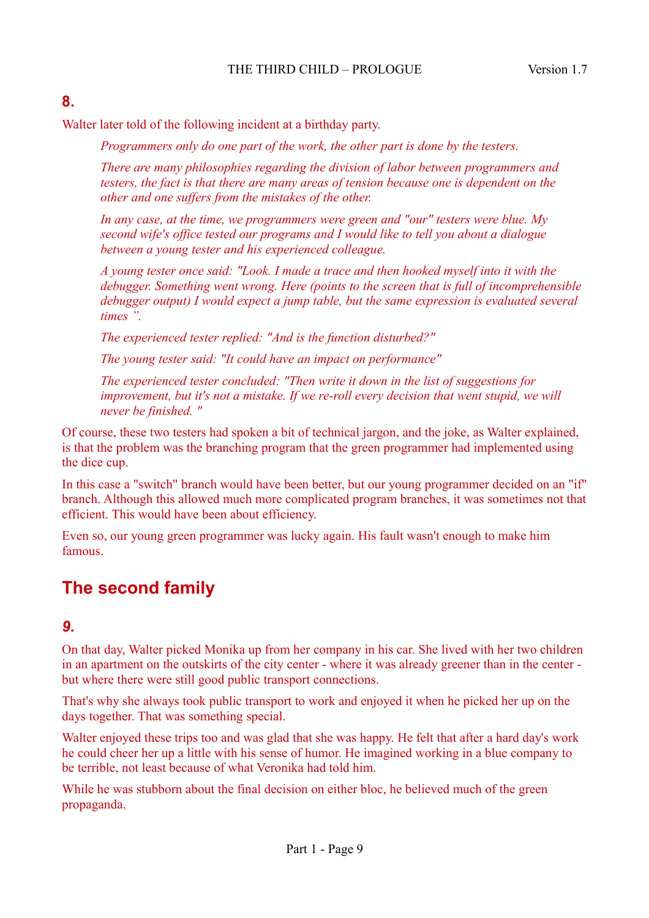### 8.

Walter later told of the following incident at a birthday party.

> *Programmers only do one part of the work, the other part is done by the testers.*
>
> *There are many philosophies regarding the division of labor between programmers and testers, the fact is that there are many areas of tension because one is dependent on the other and one suffers from the mistakes of the other.*
>
> *In any case, at the time, we programmers were green and "our" testers were blue. My second wife's office tested our programs and I would like to tell you about a dialogue between a young tester and his experienced colleague.*
>
> *A young tester once said: "Look. I made a trace and then hooked myself into it with the debugger. Something went wrong. Here (points to the screen that is full of incomprehensible debugger output) I would expect a jump table, but the same expression is evaluated several times ".*
>
> *The experienced tester replied: "And is the function disturbed?"*
>
> *The young tester said: "It could have an impact on performance"*
>
> *The experienced tester concluded: "Then write it down in the list of suggestions for improvement, but it's not a mistake. If we re-roll every decision that went stupid, we will never be finished. "*

Of course, these two testers had spoken a bit of technical jargon, and the joke, as Walter explained, is that the problem was the branching program that the green programmer had implemented using the dice cup.

In this case a "switch" branch would have been better, but our young programmer decided on an "if" branch. Although this allowed much more complicated program branches, it was sometimes not that efficient. This would have been about efficiency.

Even so, our young green programmer was lucky again. His fault wasn't enough to make him famous.

## The second family

### *9.*

On that day, Walter picked Monika up from her company in his car. She lived with her two children in an apartment on the outskirts of the city center - where it was already greener than in the center - but where there were still good public transport connections.

That's why she always took public transport to work and enjoyed it when he picked her up on the days together. That was something special.

Walter enjoyed these trips too and was glad that she was happy. He felt that after a hard day's work he could cheer her up a little with his sense of humor. He imagined working in a blue company to be terrible, not least because of what Veronika had told him.

While he was stubborn about the final decision on either bloc, he believed much of the green propaganda.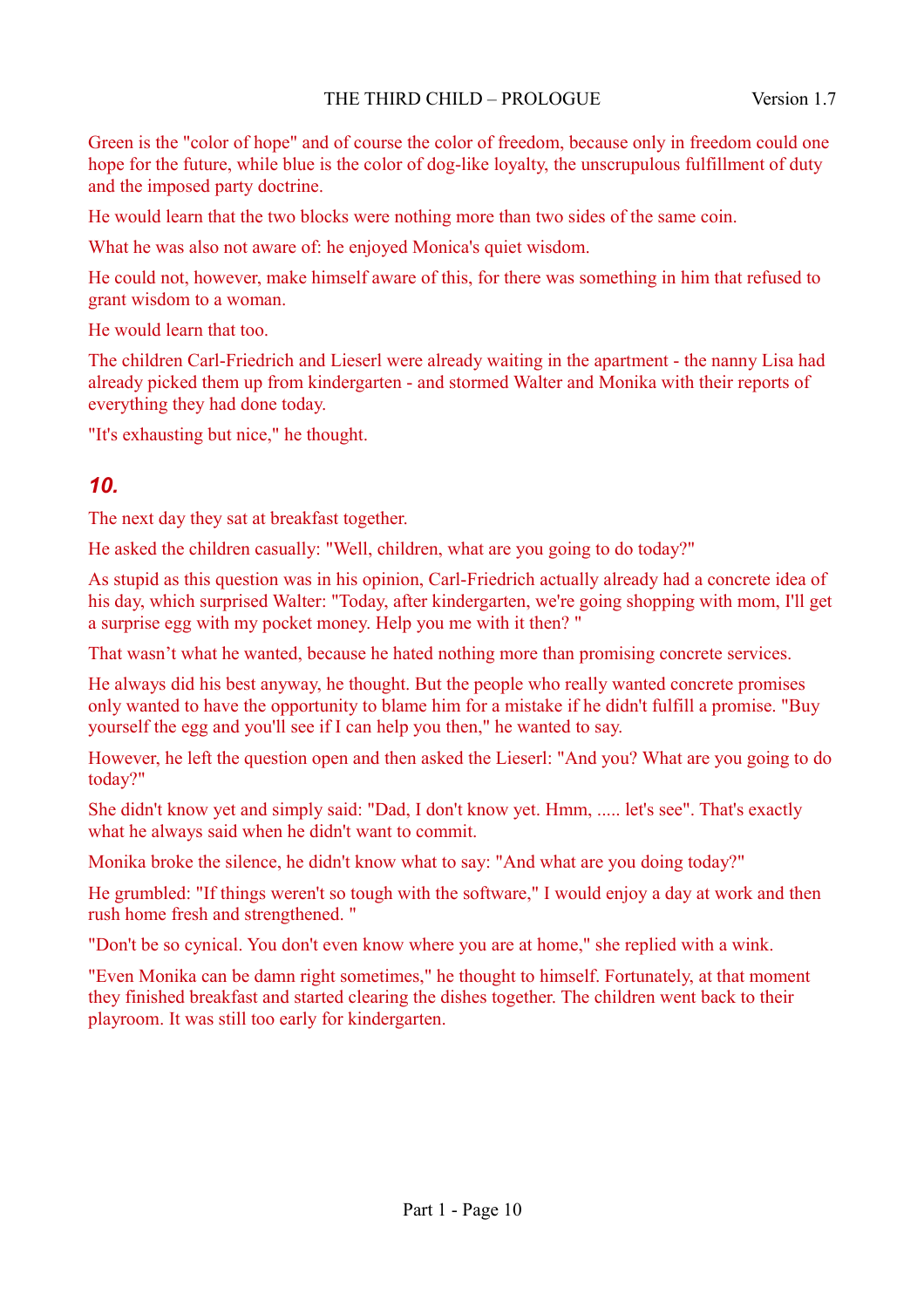Green is the "color of hope" and of course the color of freedom, because only in freedom could one hope for the future, while blue is the color of dog-like loyalty, the unscrupulous fulfillment of duty and the imposed party doctrine.

He would learn that the two blocks were nothing more than two sides of the same coin.

What he was also not aware of: he enjoyed Monica's quiet wisdom.

He could not, however, make himself aware of this, for there was something in him that refused to grant wisdom to a woman.

He would learn that too.

The children Carl-Friedrich and Lieserl were already waiting in the apartment - the nanny Lisa had already picked them up from kindergarten - and stormed Walter and Monika with their reports of everything they had done today.

"It's exhausting but nice," he thought.

## *10.*

The next day they sat at breakfast together.

He asked the children casually: "Well, children, what are you going to do today?"

As stupid as this question was in his opinion, Carl-Friedrich actually already had a concrete idea of his day, which surprised Walter: "Today, after kindergarten, we're going shopping with mom, I'll get a surprise egg with my pocket money. Help you me with it then? "

That wasn't what he wanted, because he hated nothing more than promising concrete services.

He always did his best anyway, he thought. But the people who really wanted concrete promises only wanted to have the opportunity to blame him for a mistake if he didn't fulfill a promise. "Buy yourself the egg and you'll see if I can help you then," he wanted to say.

However, he left the question open and then asked the Lieserl: "And you? What are you going to do today?"

She didn't know yet and simply said: "Dad, I don't know yet. Hmm, ..... let's see". That's exactly what he always said when he didn't want to commit.

Monika broke the silence, he didn't know what to say: "And what are you doing today?"

He grumbled: "If things weren't so tough with the software," I would enjoy a day at work and then rush home fresh and strengthened. "

"Don't be so cynical. You don't even know where you are at home," she replied with a wink.

"Even Monika can be damn right sometimes," he thought to himself. Fortunately, at that moment they finished breakfast and started clearing the dishes together. The children went back to their playroom. It was still too early for kindergarten.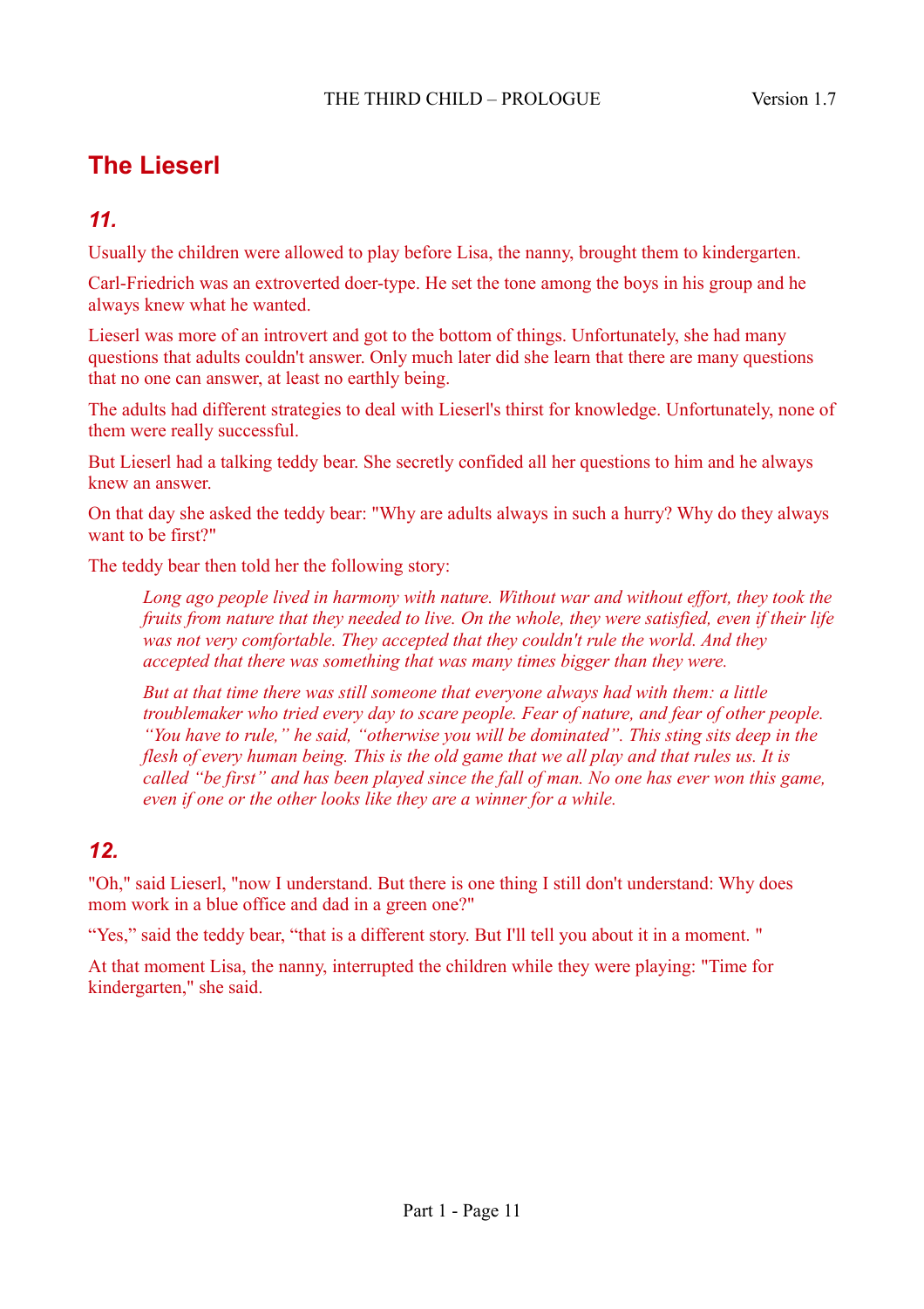## The Lieserl

### *11.*

Usually the children were allowed to play before Lisa, the nanny, brought them to kindergarten.

Carl-Friedrich was an extroverted doer-type. He set the tone among the boys in his group and he always knew what he wanted.

Lieserl was more of an introvert and got to the bottom of things. Unfortunately, she had many questions that adults couldn't answer. Only much later did she learn that there are many questions that no one can answer, at least no earthly being.

The adults had different strategies to deal with Lieserl's thirst for knowledge. Unfortunately, none of them were really successful.

But Lieserl had a talking teddy bear. She secretly confided all her questions to him and he always knew an answer.

On that day she asked the teddy bear: "Why are adults always in such a hurry? Why do they always want to be first?"

The teddy bear then told her the following story:

> *Long ago people lived in harmony with nature. Without war and without effort, they took the fruits from nature that they needed to live. On the whole, they were satisfied, even if their life was not very comfortable. They accepted that they couldn't rule the world. And they accepted that there was something that was many times bigger than they were.*
>
> *But at that time there was still someone that everyone always had with them: a little troublemaker who tried every day to scare people. Fear of nature, and fear of other people. "You have to rule," he said, "otherwise you will be dominated". This sting sits deep in the flesh of every human being. This is the old game that we all play and that rules us. It is called "be first" and has been played since the fall of man. No one has ever won this game, even if one or the other looks like they are a winner for a while.*

### *12.*

"Oh," said Lieserl, "now I understand. But there is one thing I still don't understand: Why does mom work in a blue office and dad in a green one?"

"Yes," said the teddy bear, "that is a different story. But I'll tell you about it in a moment. "

At that moment Lisa, the nanny, interrupted the children while they were playing: "Time for kindergarten," she said.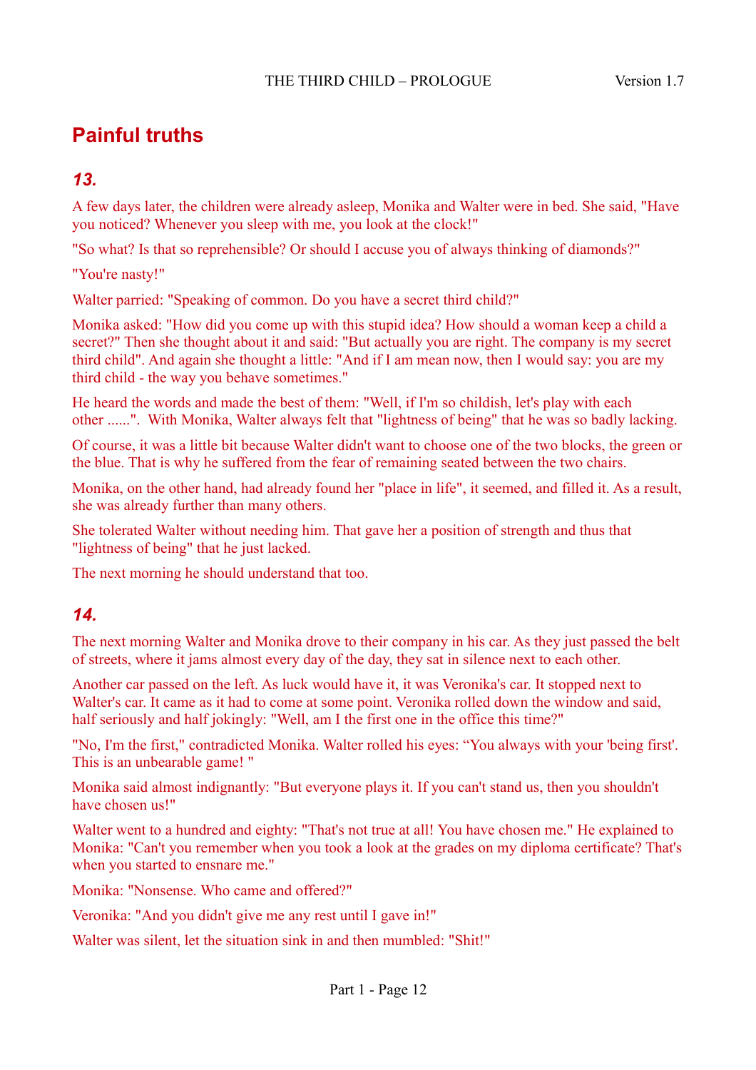## Painful truths

### *13.*

A few days later, the children were already asleep, Monika and Walter were in bed. She said, "Have you noticed? Whenever you sleep with me, you look at the clock!"

"So what? Is that so reprehensible? Or should I accuse you of always thinking of diamonds?"

"You're nasty!"

Walter parried: "Speaking of common. Do you have a secret third child?"

Monika asked: "How did you come up with this stupid idea? How should a woman keep a child a secret?" Then she thought about it and said: "But actually you are right. The company is my secret third child". And again she thought a little: "And if I am mean now, then I would say: you are my third child - the way you behave sometimes."

He heard the words and made the best of them: "Well, if I'm so childish, let's play with each other ......".  With Monika, Walter always felt that "lightness of being" that he was so badly lacking.

Of course, it was a little bit because Walter didn't want to choose one of the two blocks, the green or the blue. That is why he suffered from the fear of remaining seated between the two chairs.

Monika, on the other hand, had already found her "place in life", it seemed, and filled it. As a result, she was already further than many others.

She tolerated Walter without needing him. That gave her a position of strength and thus that "lightness of being" that he just lacked.

The next morning he should understand that too.

### *14.*

The next morning Walter and Monika drove to their company in his car. As they just passed the belt of streets, where it jams almost every day of the day, they sat in silence next to each other.

Another car passed on the left. As luck would have it, it was Veronika's car. It stopped next to Walter's car. It came as it had to come at some point. Veronika rolled down the window and said, half seriously and half jokingly: "Well, am I the first one in the office this time?"

"No, I'm the first," contradicted Monika. Walter rolled his eyes: “You always with your 'being first'. This is an unbearable game! "

Monika said almost indignantly: "But everyone plays it. If you can't stand us, then you shouldn't have chosen us!"

Walter went to a hundred and eighty: "That's not true at all! You have chosen me." He explained to Monika: "Can't you remember when you took a look at the grades on my diploma certificate? That's when you started to ensnare me."

Monika: "Nonsense. Who came and offered?"

Veronika: "And you didn't give me any rest until I gave in!"

Walter was silent, let the situation sink in and then mumbled: "Shit!"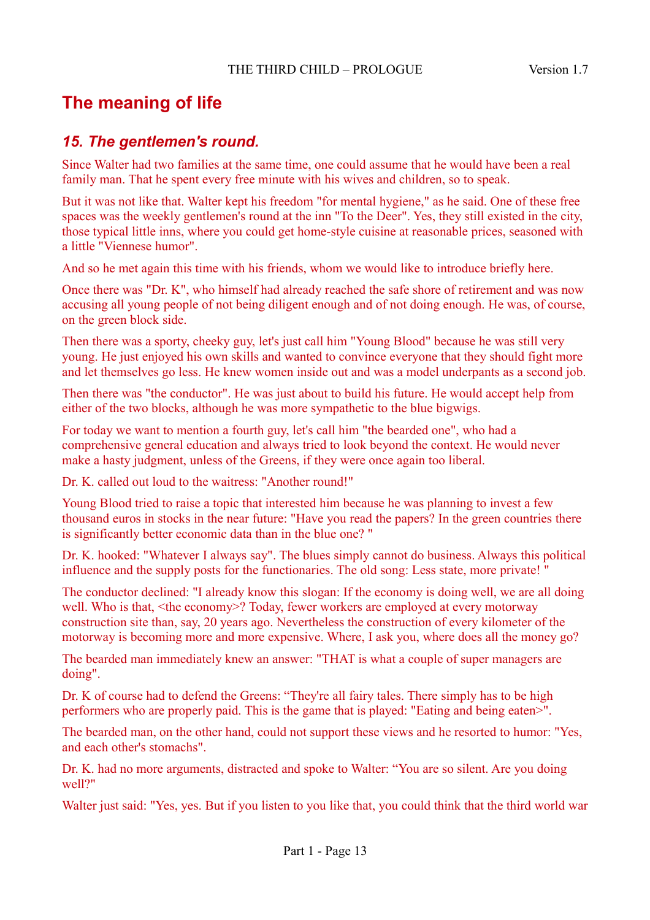# The meaning of life

## *15. The gentlemen's round.*

Since Walter had two families at the same time, one could assume that he would have been a real family man. That he spent every free minute with his wives and children, so to speak.

But it was not like that. Walter kept his freedom "for mental hygiene," as he said. One of these free spaces was the weekly gentlemen's round at the inn "To the Deer". Yes, they still existed in the city, those typical little inns, where you could get home-style cuisine at reasonable prices, seasoned with a little "Viennese humor".

And so he met again this time with his friends, whom we would like to introduce briefly here.

Once there was "Dr. K", who himself had already reached the safe shore of retirement and was now accusing all young people of not being diligent enough and of not doing enough. He was, of course, on the green block side.

Then there was a sporty, cheeky guy, let's just call him "Young Blood" because he was still very young. He just enjoyed his own skills and wanted to convince everyone that they should fight more and let themselves go less. He knew women inside out and was a model underpants as a second job.

Then there was "the conductor". He was just about to build his future. He would accept help from either of the two blocks, although he was more sympathetic to the blue bigwigs.

For today we want to mention a fourth guy, let's call him "the bearded one", who had a comprehensive general education and always tried to look beyond the context. He would never make a hasty judgment, unless of the Greens, if they were once again too liberal.

Dr. K. called out loud to the waitress: "Another round!"

Young Blood tried to raise a topic that interested him because he was planning to invest a few thousand euros in stocks in the near future: "Have you read the papers? In the green countries there is significantly better economic data than in the blue one? "

Dr. K. hooked: "Whatever I always say". The blues simply cannot do business. Always this political influence and the supply posts for the functionaries. The old song: Less state, more private! "

The conductor declined: "I already know this slogan: If the economy is doing well, we are all doing well. Who is that, <the economy>? Today, fewer workers are employed at every motorway construction site than, say, 20 years ago. Nevertheless the construction of every kilometer of the motorway is becoming more and more expensive. Where, I ask you, where does all the money go?

The bearded man immediately knew an answer: "THAT is what a couple of super managers are doing".

Dr. K of course had to defend the Greens: “They're all fairy tales. There simply has to be high performers who are properly paid. This is the game that is played: "Eating and being eaten>".

The bearded man, on the other hand, could not support these views and he resorted to humor: "Yes, and each other's stomachs".

Dr. K. had no more arguments, distracted and spoke to Walter: “You are so silent. Are you doing well?"

Walter just said: "Yes, yes. But if you listen to you like that, you could think that the third world war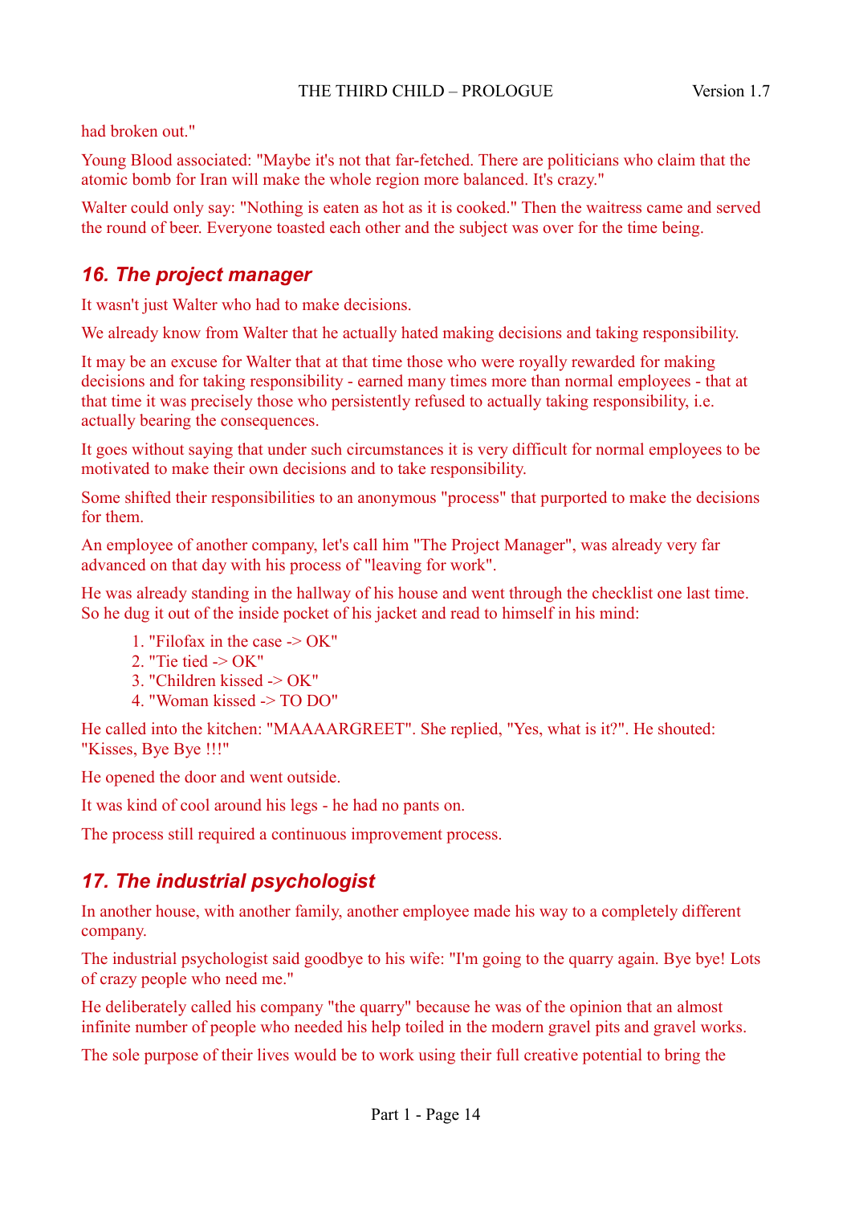had broken out."

Young Blood associated: "Maybe it's not that far-fetched. There are politicians who claim that the atomic bomb for Iran will make the whole region more balanced. It's crazy."

Walter could only say: "Nothing is eaten as hot as it is cooked." Then the waitress came and served the round of beer. Everyone toasted each other and the subject was over for the time being.

## *16. The project manager*

It wasn't just Walter who had to make decisions.

We already know from Walter that he actually hated making decisions and taking responsibility.

It may be an excuse for Walter that at that time those who were royally rewarded for making decisions and for taking responsibility - earned many times more than normal employees - that at that time it was precisely those who persistently refused to actually taking responsibility, i.e. actually bearing the consequences.

It goes without saying that under such circumstances it is very difficult for normal employees to be motivated to make their own decisions and to take responsibility.

Some shifted their responsibilities to an anonymous "process" that purported to make the decisions for them.

An employee of another company, let's call him "The Project Manager", was already very far advanced on that day with his process of "leaving for work".

He was already standing in the hallway of his house and went through the checklist one last time. So he dug it out of the inside pocket of his jacket and read to himself in his mind:

1. "Filofax in the case -> OK"
2. "Tie tied -> OK"
3. "Children kissed -> OK"
4. "Woman kissed -> TO DO"

He called into the kitchen: "MAAAARGREET". She replied, "Yes, what is it?". He shouted: "Kisses, Bye Bye !!!"

He opened the door and went outside.

It was kind of cool around his legs - he had no pants on.

The process still required a continuous improvement process.

## *17. The industrial psychologist*

In another house, with another family, another employee made his way to a completely different company.

The industrial psychologist said goodbye to his wife: "I'm going to the quarry again. Bye bye! Lots of crazy people who need me."

He deliberately called his company "the quarry" because he was of the opinion that an almost infinite number of people who needed his help toiled in the modern gravel pits and gravel works.

The sole purpose of their lives would be to work using their full creative potential to bring the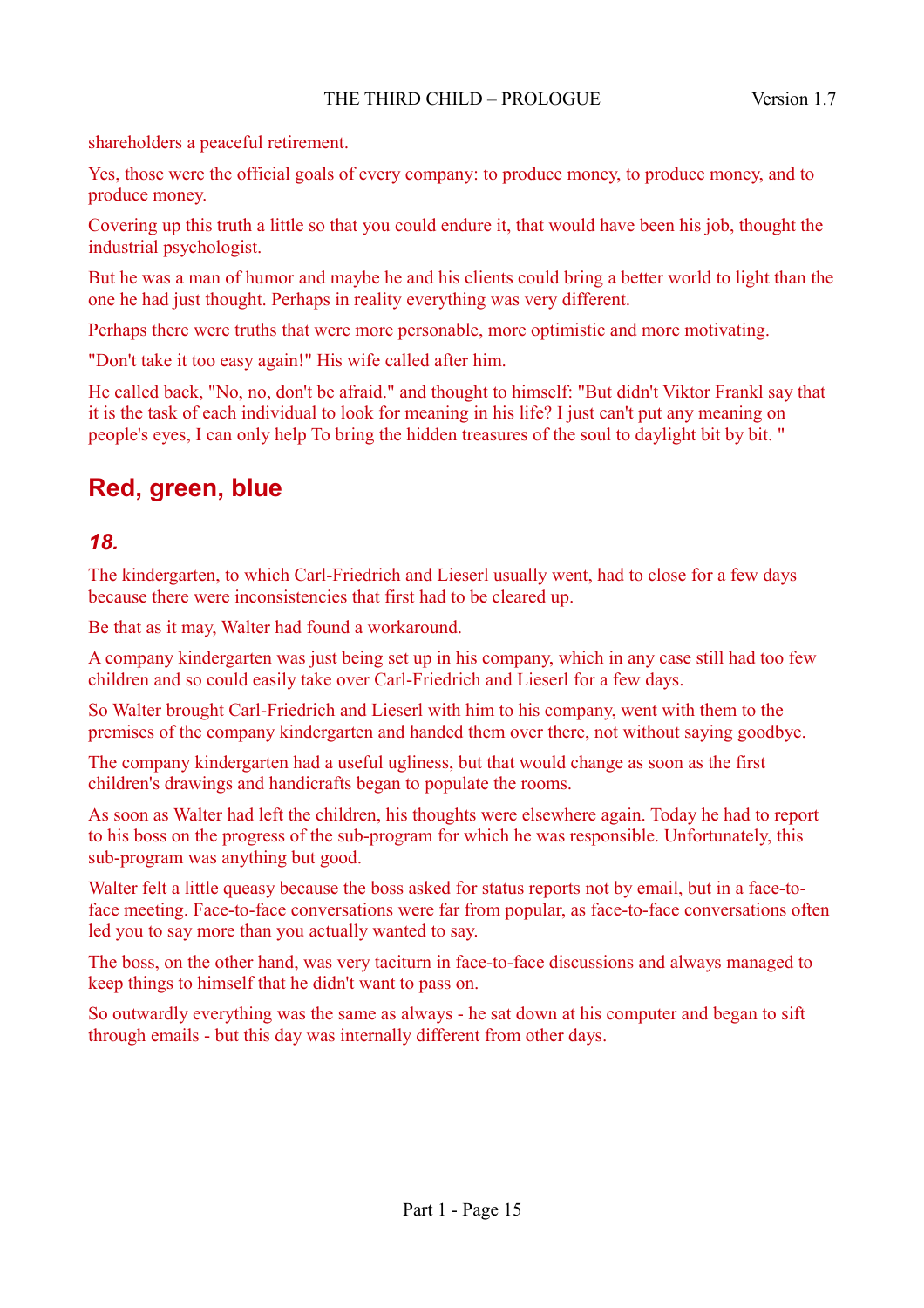shareholders a peaceful retirement.

Yes, those were the official goals of every company: to produce money, to produce money, and to produce money.

Covering up this truth a little so that you could endure it, that would have been his job, thought the industrial psychologist.

But he was a man of humor and maybe he and his clients could bring a better world to light than the one he had just thought. Perhaps in reality everything was very different.

Perhaps there were truths that were more personable, more optimistic and more motivating.

"Don't take it too easy again!" His wife called after him.

He called back, "No, no, don't be afraid." and thought to himself: "But didn't Viktor Frankl say that it is the task of each individual to look for meaning in his life? I just can't put any meaning on people's eyes, I can only help To bring the hidden treasures of the soul to daylight bit by bit. "

## Red, green, blue

### *18.*

The kindergarten, to which Carl-Friedrich and Lieserl usually went, had to close for a few days because there were inconsistencies that first had to be cleared up.

Be that as it may, Walter had found a workaround.

A company kindergarten was just being set up in his company, which in any case still had too few children and so could easily take over Carl-Friedrich and Lieserl for a few days.

So Walter brought Carl-Friedrich and Lieserl with him to his company, went with them to the premises of the company kindergarten and handed them over there, not without saying goodbye.

The company kindergarten had a useful ugliness, but that would change as soon as the first children's drawings and handicrafts began to populate the rooms.

As soon as Walter had left the children, his thoughts were elsewhere again. Today he had to report to his boss on the progress of the sub-program for which he was responsible. Unfortunately, this sub-program was anything but good.

Walter felt a little queasy because the boss asked for status reports not by email, but in a face-to-face meeting. Face-to-face conversations were far from popular, as face-to-face conversations often led you to say more than you actually wanted to say.

The boss, on the other hand, was very taciturn in face-to-face discussions and always managed to keep things to himself that he didn't want to pass on.

So outwardly everything was the same as always - he sat down at his computer and began to sift through emails - but this day was internally different from other days.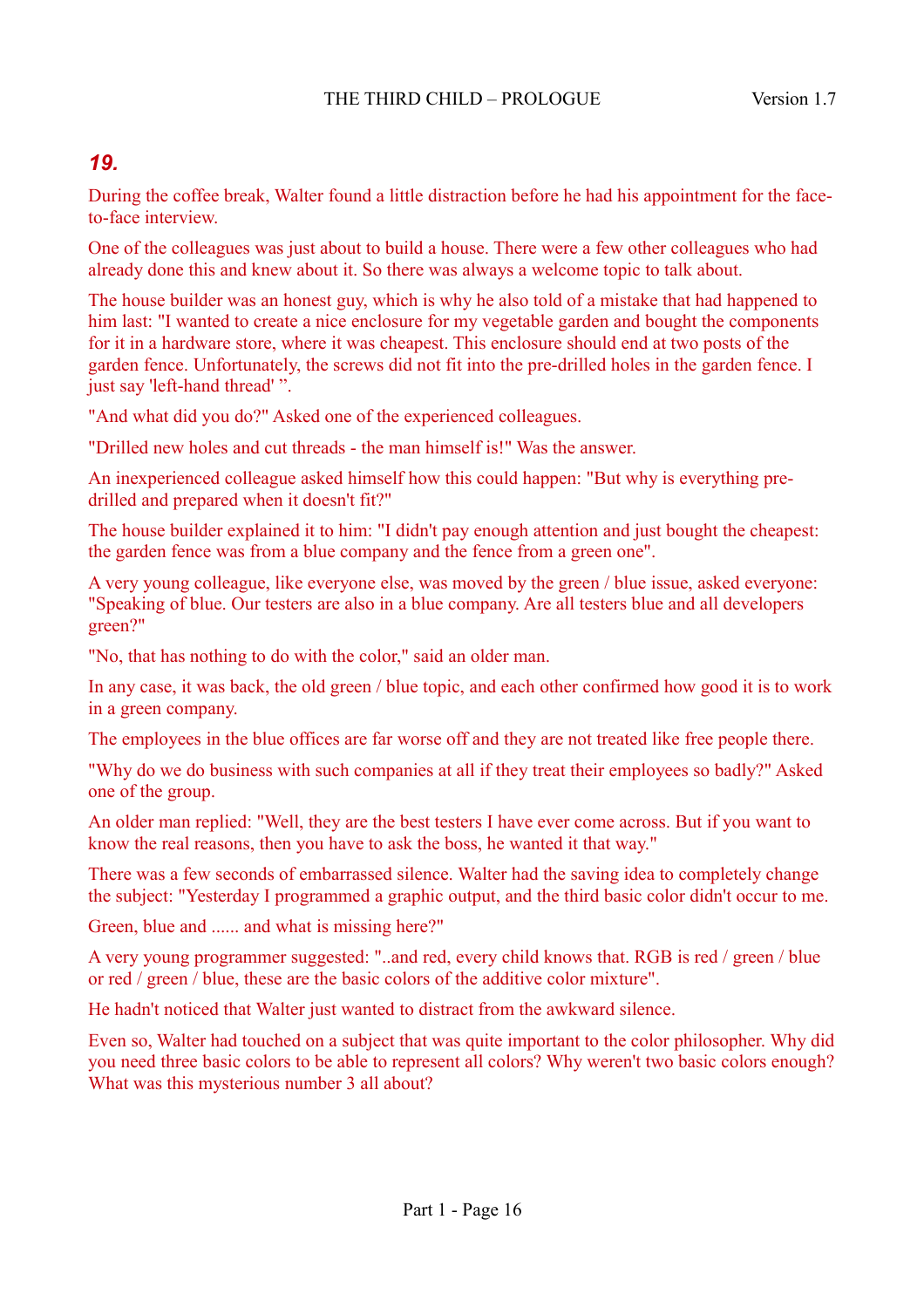## *19.*

During the coffee break, Walter found a little distraction before he had his appointment for the face-to-face interview.

One of the colleagues was just about to build a house. There were a few other colleagues who had already done this and knew about it. So there was always a welcome topic to talk about.

The house builder was an honest guy, which is why he also told of a mistake that had happened to him last: "I wanted to create a nice enclosure for my vegetable garden and bought the components for it in a hardware store, where it was cheapest. This enclosure should end at two posts of the garden fence. Unfortunately, the screws did not fit into the pre-drilled holes in the garden fence. I just say 'left-hand thread' ".

"And what did you do?" Asked one of the experienced colleagues.

"Drilled new holes and cut threads - the man himself is!" Was the answer.

An inexperienced colleague asked himself how this could happen: "But why is everything pre-drilled and prepared when it doesn't fit?"

The house builder explained it to him: "I didn't pay enough attention and just bought the cheapest: the garden fence was from a blue company and the fence from a green one".

A very young colleague, like everyone else, was moved by the green / blue issue, asked everyone: "Speaking of blue. Our testers are also in a blue company. Are all testers blue and all developers green?"

"No, that has nothing to do with the color," said an older man.

In any case, it was back, the old green / blue topic, and each other confirmed how good it is to work in a green company.

The employees in the blue offices are far worse off and they are not treated like free people there.

"Why do we do business with such companies at all if they treat their employees so badly?" Asked one of the group.

An older man replied: "Well, they are the best testers I have ever come across. But if you want to know the real reasons, then you have to ask the boss, he wanted it that way."

There was a few seconds of embarrassed silence. Walter had the saving idea to completely change the subject: "Yesterday I programmed a graphic output, and the third basic color didn't occur to me.

Green, blue and ...... and what is missing here?"

A very young programmer suggested: "..and red, every child knows that. RGB is red / green / blue or red / green / blue, these are the basic colors of the additive color mixture".

He hadn't noticed that Walter just wanted to distract from the awkward silence.

Even so, Walter had touched on a subject that was quite important to the color philosopher. Why did you need three basic colors to be able to represent all colors? Why weren't two basic colors enough? What was this mysterious number 3 all about?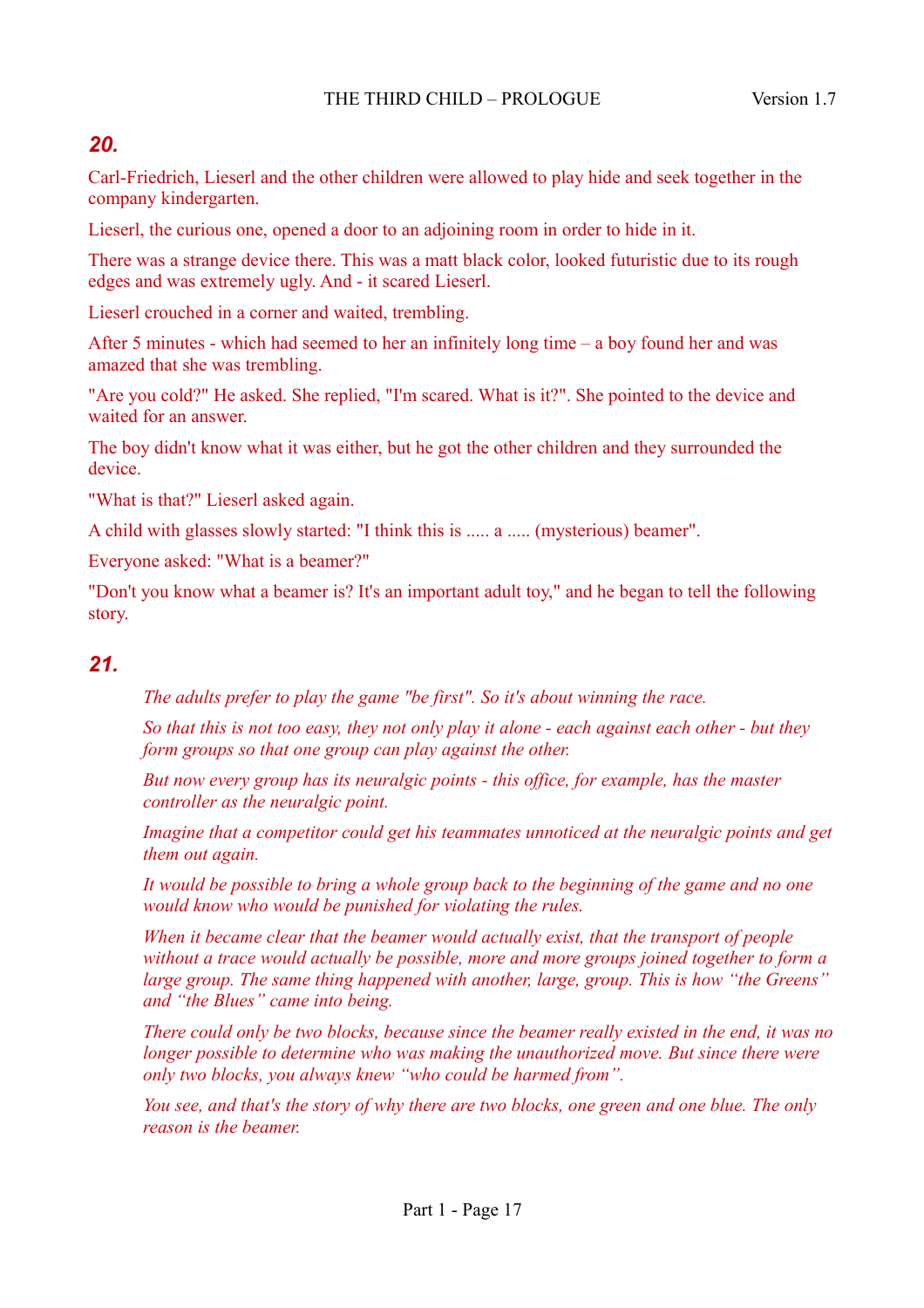## *20.*

Carl-Friedrich, Lieserl and the other children were allowed to play hide and seek together in the company kindergarten.

Lieserl, the curious one, opened a door to an adjoining room in order to hide in it.

There was a strange device there. This was a matt black color, looked futuristic due to its rough edges and was extremely ugly. And - it scared Lieserl.

Lieserl crouched in a corner and waited, trembling.

After 5 minutes - which had seemed to her an infinitely long time – a boy found her and was amazed that she was trembling.

"Are you cold?" He asked. She replied, "I'm scared. What is it?". She pointed to the device and waited for an answer.

The boy didn't know what it was either, but he got the other children and they surrounded the device.

"What is that?" Lieserl asked again.

A child with glasses slowly started: "I think this is ..... a ..... (mysterious) beamer".

Everyone asked: "What is a beamer?"

"Don't you know what a beamer is? It's an important adult toy," and he began to tell the following story.

## *21.*

> *The adults prefer to play the game "be first". So it's about winning the race.*
>
> *So that this is not too easy, they not only play it alone - each against each other - but they form groups so that one group can play against the other.*
>
> *But now every group has its neuralgic points - this office, for example, has the master controller as the neuralgic point.*
>
> *Imagine that a competitor could get his teammates unnoticed at the neuralgic points and get them out again.*
>
> *It would be possible to bring a whole group back to the beginning of the game and no one would know who would be punished for violating the rules.*
>
> *When it became clear that the beamer would actually exist, that the transport of people without a trace would actually be possible, more and more groups joined together to form a large group. The same thing happened with another, large, group. This is how "the Greens" and "the Blues" came into being.*
>
> *There could only be two blocks, because since the beamer really existed in the end, it was no longer possible to determine who was making the unauthorized move. But since there were only two blocks, you always knew "who could be harmed from".*
>
> *You see, and that's the story of why there are two blocks, one green and one blue. The only reason is the beamer.*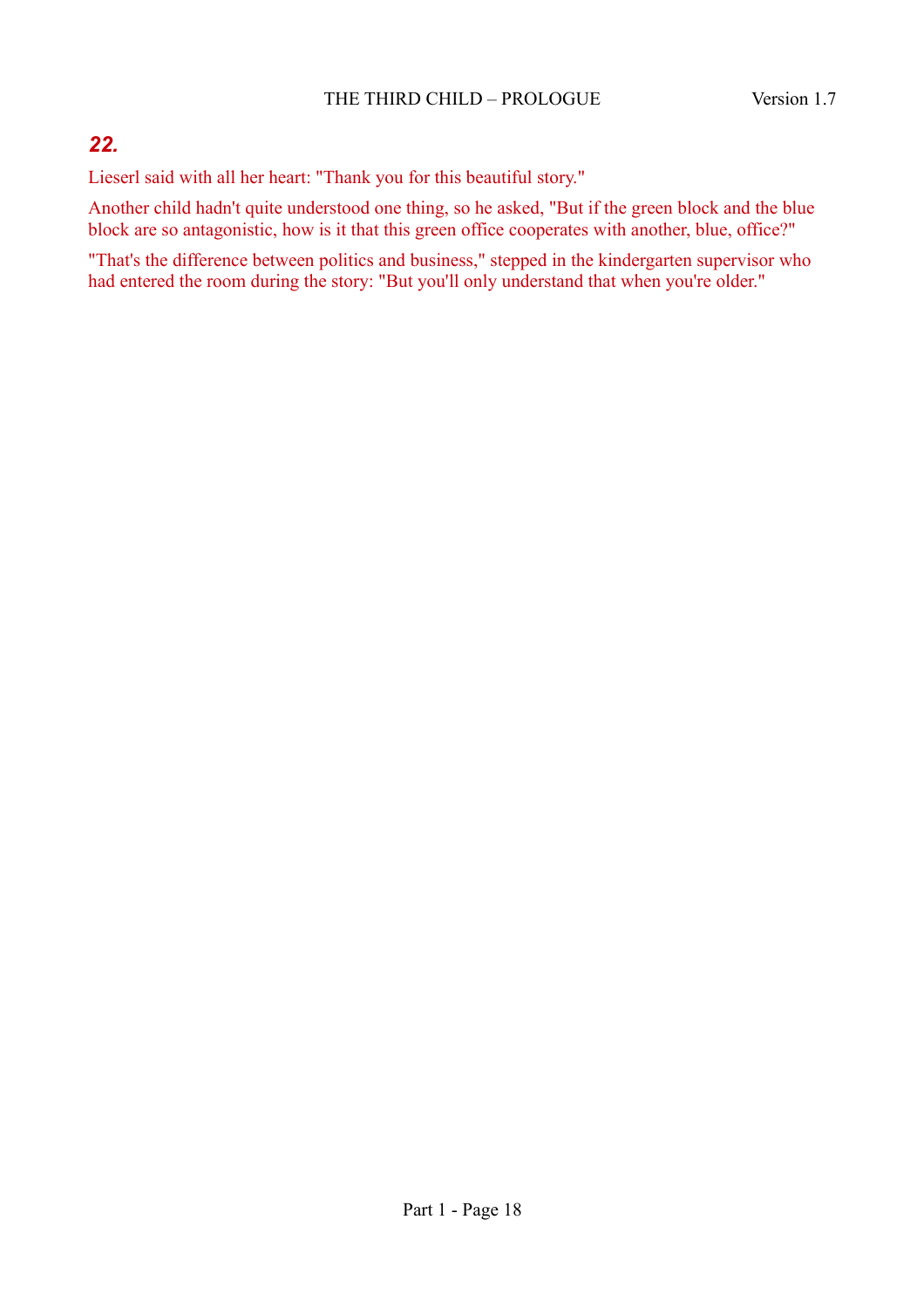## *22.*

Lieserl said with all her heart: "Thank you for this beautiful story."

Another child hadn't quite understood one thing, so he asked, "But if the green block and the blue block are so antagonistic, how is it that this green office cooperates with another, blue, office?"

"That's the difference between politics and business," stepped in the kindergarten supervisor who had entered the room during the story: "But you'll only understand that when you're older."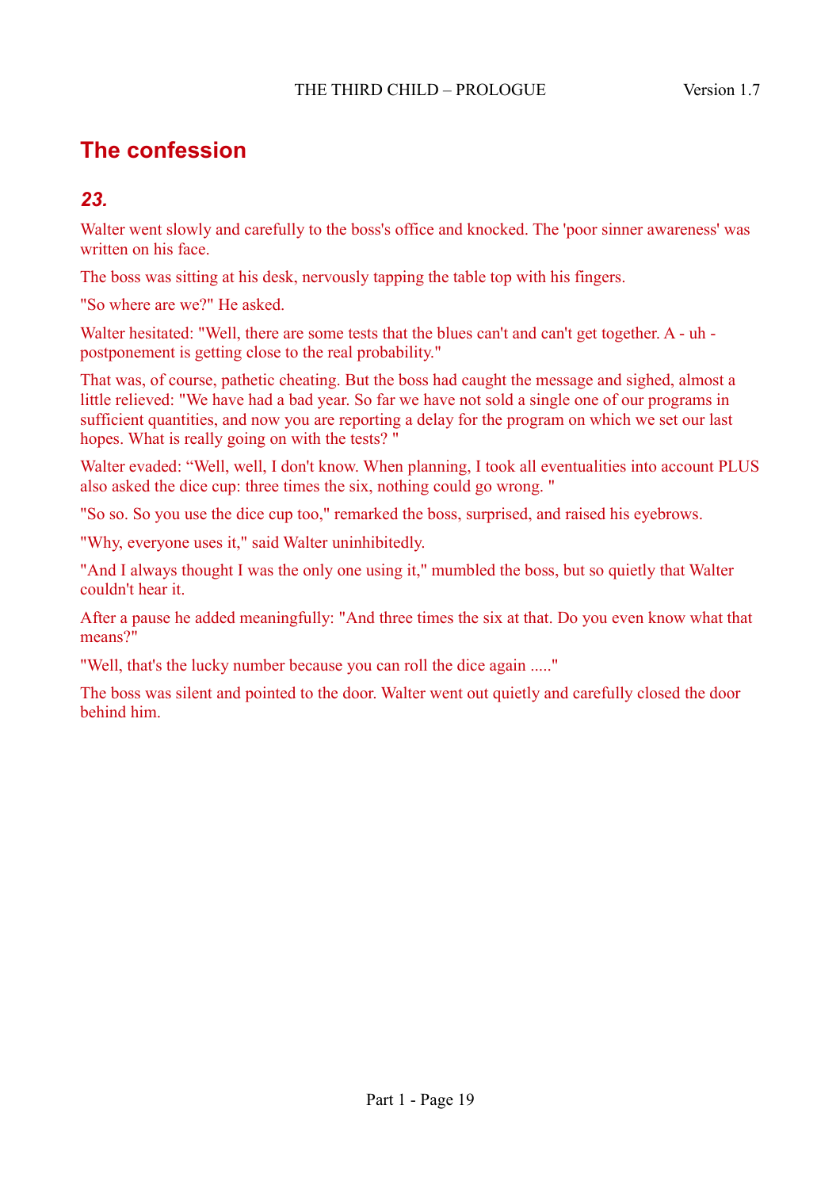## The confession

### *23.*

Walter went slowly and carefully to the boss's office and knocked. The 'poor sinner awareness' was written on his face.

The boss was sitting at his desk, nervously tapping the table top with his fingers.

"So where are we?" He asked.

Walter hesitated: "Well, there are some tests that the blues can't and can't get together. A - uh - postponement is getting close to the real probability."

That was, of course, pathetic cheating. But the boss had caught the message and sighed, almost a little relieved: "We have had a bad year. So far we have not sold a single one of our programs in sufficient quantities, and now you are reporting a delay for the program on which we set our last hopes. What is really going on with the tests? "

Walter evaded: “Well, well, I don't know. When planning, I took all eventualities into account PLUS also asked the dice cup: three times the six, nothing could go wrong. "

"So so. So you use the dice cup too," remarked the boss, surprised, and raised his eyebrows.

"Why, everyone uses it," said Walter uninhibitedly.

"And I always thought I was the only one using it," mumbled the boss, but so quietly that Walter couldn't hear it.

After a pause he added meaningfully: "And three times the six at that. Do you even know what that means?"

"Well, that's the lucky number because you can roll the dice again ....."

The boss was silent and pointed to the door. Walter went out quietly and carefully closed the door behind him.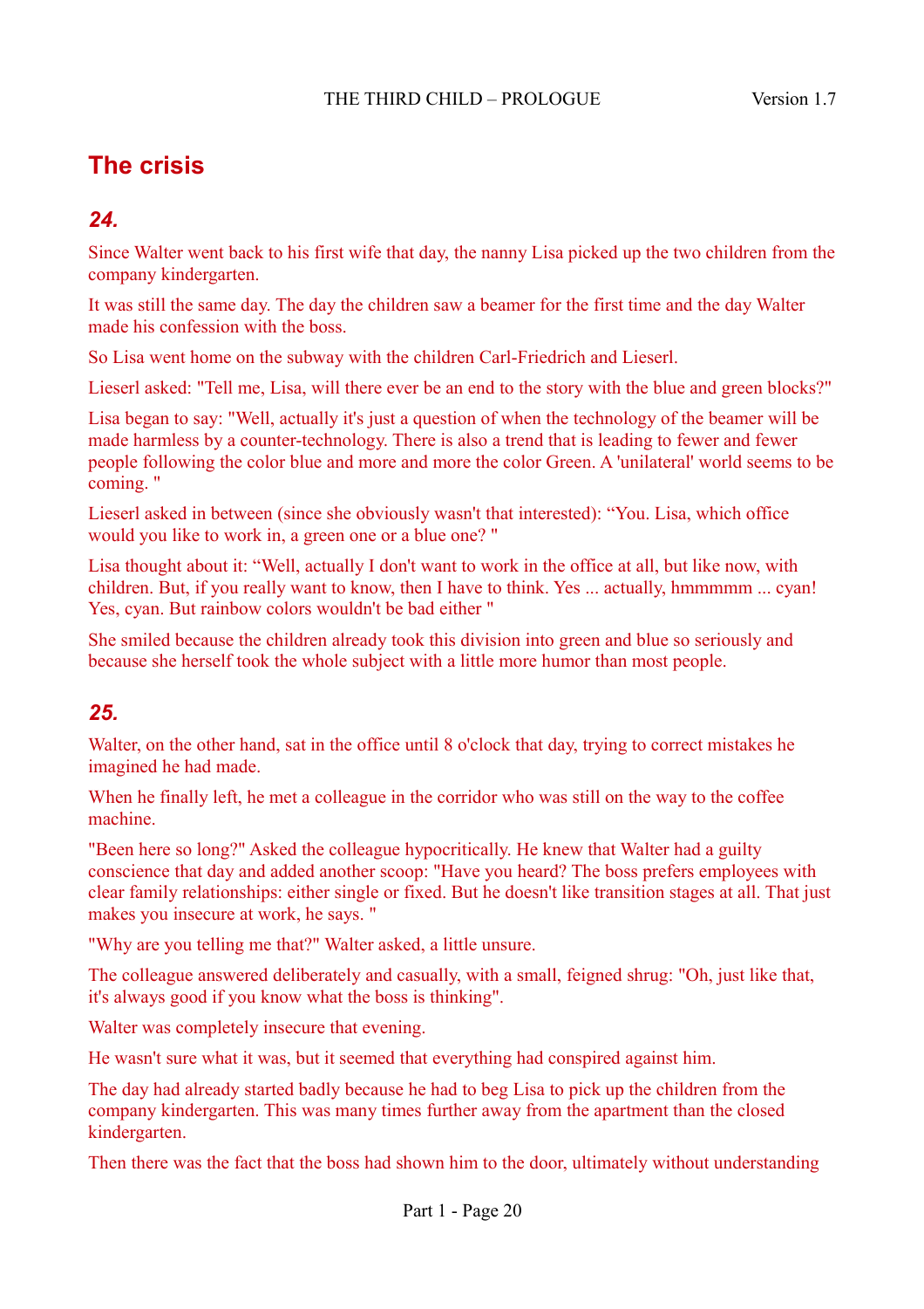## The crisis

### *24.*

Since Walter went back to his first wife that day, the nanny Lisa picked up the two children from the company kindergarten.

It was still the same day. The day the children saw a beamer for the first time and the day Walter made his confession with the boss.

So Lisa went home on the subway with the children Carl-Friedrich and Lieserl.

Lieserl asked: "Tell me, Lisa, will there ever be an end to the story with the blue and green blocks?"

Lisa began to say: "Well, actually it's just a question of when the technology of the beamer will be made harmless by a counter-technology. There is also a trend that is leading to fewer and fewer people following the color blue and more and more the color Green. A 'unilateral' world seems to be coming. "

Lieserl asked in between (since she obviously wasn't that interested): "You. Lisa, which office would you like to work in, a green one or a blue one? "

Lisa thought about it: "Well, actually I don't want to work in the office at all, but like now, with children. But, if you really want to know, then I have to think. Yes ... actually, hmmmmm ... cyan! Yes, cyan. But rainbow colors wouldn't be bad either "

She smiled because the children already took this division into green and blue so seriously and because she herself took the whole subject with a little more humor than most people.

### *25.*

Walter, on the other hand, sat in the office until 8 o'clock that day, trying to correct mistakes he imagined he had made.

When he finally left, he met a colleague in the corridor who was still on the way to the coffee machine.

"Been here so long?" Asked the colleague hypocritically. He knew that Walter had a guilty conscience that day and added another scoop: "Have you heard? The boss prefers employees with clear family relationships: either single or fixed. But he doesn't like transition stages at all. That just makes you insecure at work, he says. "

"Why are you telling me that?" Walter asked, a little unsure.

The colleague answered deliberately and casually, with a small, feigned shrug: "Oh, just like that, it's always good if you know what the boss is thinking".

Walter was completely insecure that evening.

He wasn't sure what it was, but it seemed that everything had conspired against him.

The day had already started badly because he had to beg Lisa to pick up the children from the company kindergarten. This was many times further away from the apartment than the closed kindergarten.

Then there was the fact that the boss had shown him to the door, ultimately without understanding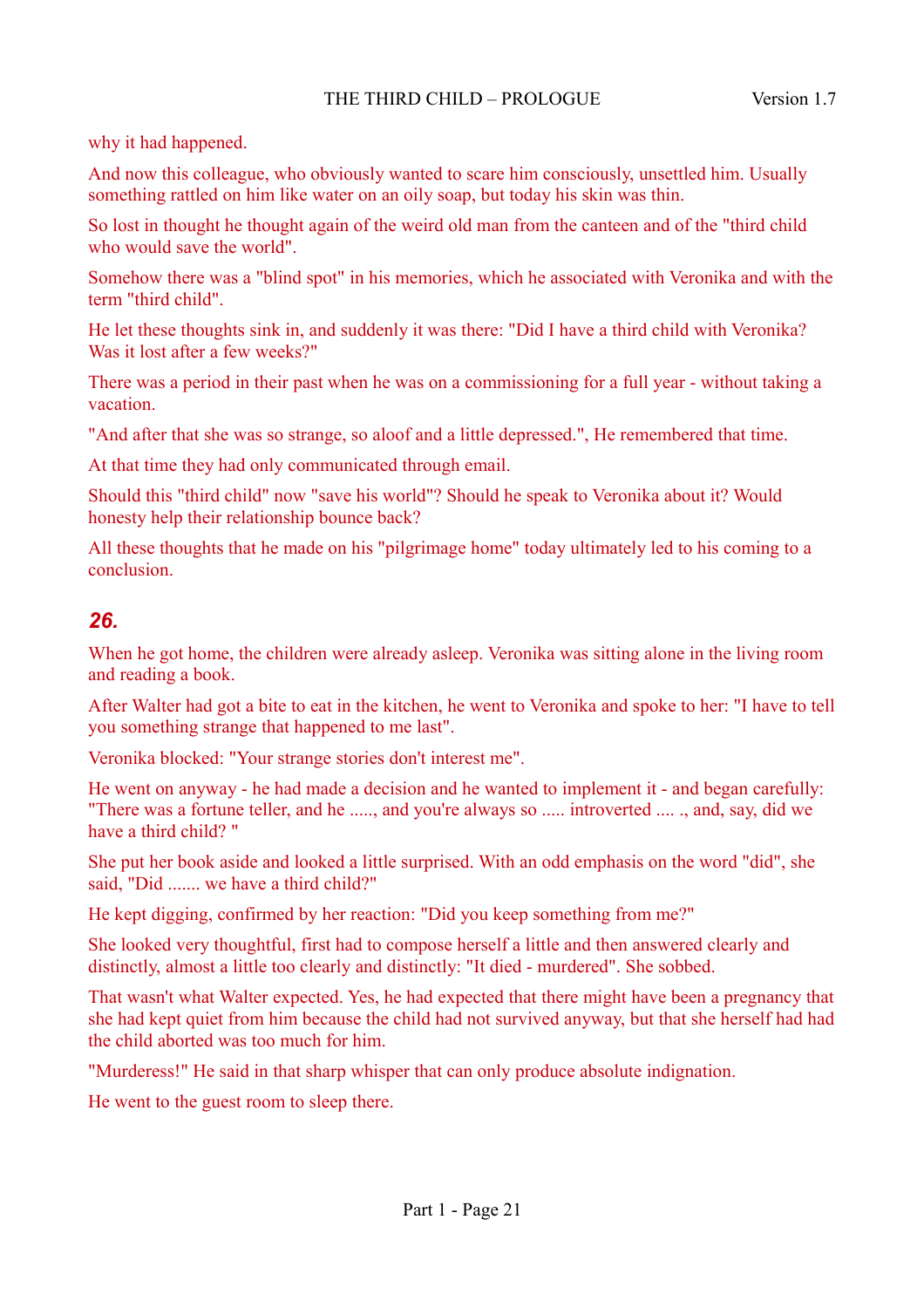why it had happened.

And now this colleague, who obviously wanted to scare him consciously, unsettled him. Usually something rattled on him like water on an oily soap, but today his skin was thin.

So lost in thought he thought again of the weird old man from the canteen and of the "third child who would save the world".

Somehow there was a "blind spot" in his memories, which he associated with Veronika and with the term "third child".

He let these thoughts sink in, and suddenly it was there: "Did I have a third child with Veronika? Was it lost after a few weeks?"

There was a period in their past when he was on a commissioning for a full year - without taking a vacation.

"And after that she was so strange, so aloof and a little depressed.", He remembered that time.

At that time they had only communicated through email.

Should this "third child" now "save his world"? Should he speak to Veronika about it? Would honesty help their relationship bounce back?

All these thoughts that he made on his "pilgrimage home" today ultimately led to his coming to a conclusion.

## *26.*

When he got home, the children were already asleep. Veronika was sitting alone in the living room and reading a book.

After Walter had got a bite to eat in the kitchen, he went to Veronika and spoke to her: "I have to tell you something strange that happened to me last".

Veronika blocked: "Your strange stories don't interest me".

He went on anyway - he had made a decision and he wanted to implement it - and began carefully: "There was a fortune teller, and he ....., and you're always so ..... introverted .... ., and, say, did we have a third child? "

She put her book aside and looked a little surprised. With an odd emphasis on the word "did", she said, "Did ....... we have a third child?"

He kept digging, confirmed by her reaction: "Did you keep something from me?"

She looked very thoughtful, first had to compose herself a little and then answered clearly and distinctly, almost a little too clearly and distinctly: "It died - murdered". She sobbed.

That wasn't what Walter expected. Yes, he had expected that there might have been a pregnancy that she had kept quiet from him because the child had not survived anyway, but that she herself had had the child aborted was too much for him.

"Murderess!" He said in that sharp whisper that can only produce absolute indignation.

He went to the guest room to sleep there.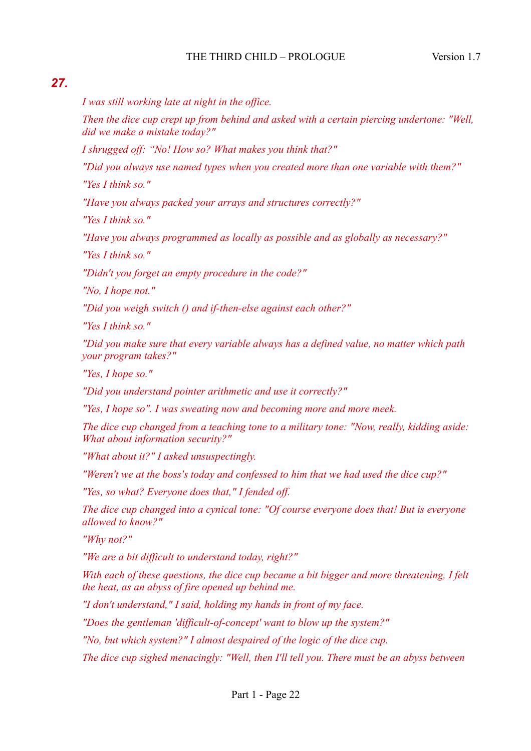## *27.*

*I was still working late at night in the office.*

*Then the dice cup crept up from behind and asked with a certain piercing undertone: "Well, did we make a mistake today?"*

*I shrugged off: "No! How so? What makes you think that?"*

*"Did you always use named types when you created more than one variable with them?"*

*"Yes I think so."*

*"Have you always packed your arrays and structures correctly?"*

*"Yes I think so."*

*"Have you always programmed as locally as possible and as globally as necessary?"*

*"Yes I think so."*

*"Didn't you forget an empty procedure in the code?"*

*"No, I hope not."*

*"Did you weigh switch () and if-then-else against each other?"*

*"Yes I think so."*

*"Did you make sure that every variable always has a defined value, no matter which path your program takes?"*

*"Yes, I hope so."*

*"Did you understand pointer arithmetic and use it correctly?"*

*"Yes, I hope so". I was sweating now and becoming more and more meek.*

*The dice cup changed from a teaching tone to a military tone: "Now, really, kidding aside: What about information security?"*

*"What about it?" I asked unsuspectingly.*

*"Weren't we at the boss's today and confessed to him that we had used the dice cup?"*

*"Yes, so what? Everyone does that," I fended off.*

*The dice cup changed into a cynical tone: "Of course everyone does that! But is everyone allowed to know?"*

*"Why not?"*

*"We are a bit difficult to understand today, right?"*

*With each of these questions, the dice cup became a bit bigger and more threatening, I felt the heat, as an abyss of fire opened up behind me.*

*"I don't understand," I said, holding my hands in front of my face.*

*"Does the gentleman 'difficult-of-concept' want to blow up the system?"*

*"No, but which system?" I almost despaired of the logic of the dice cup.*

*The dice cup sighed menacingly: "Well, then I'll tell you. There must be an abyss between*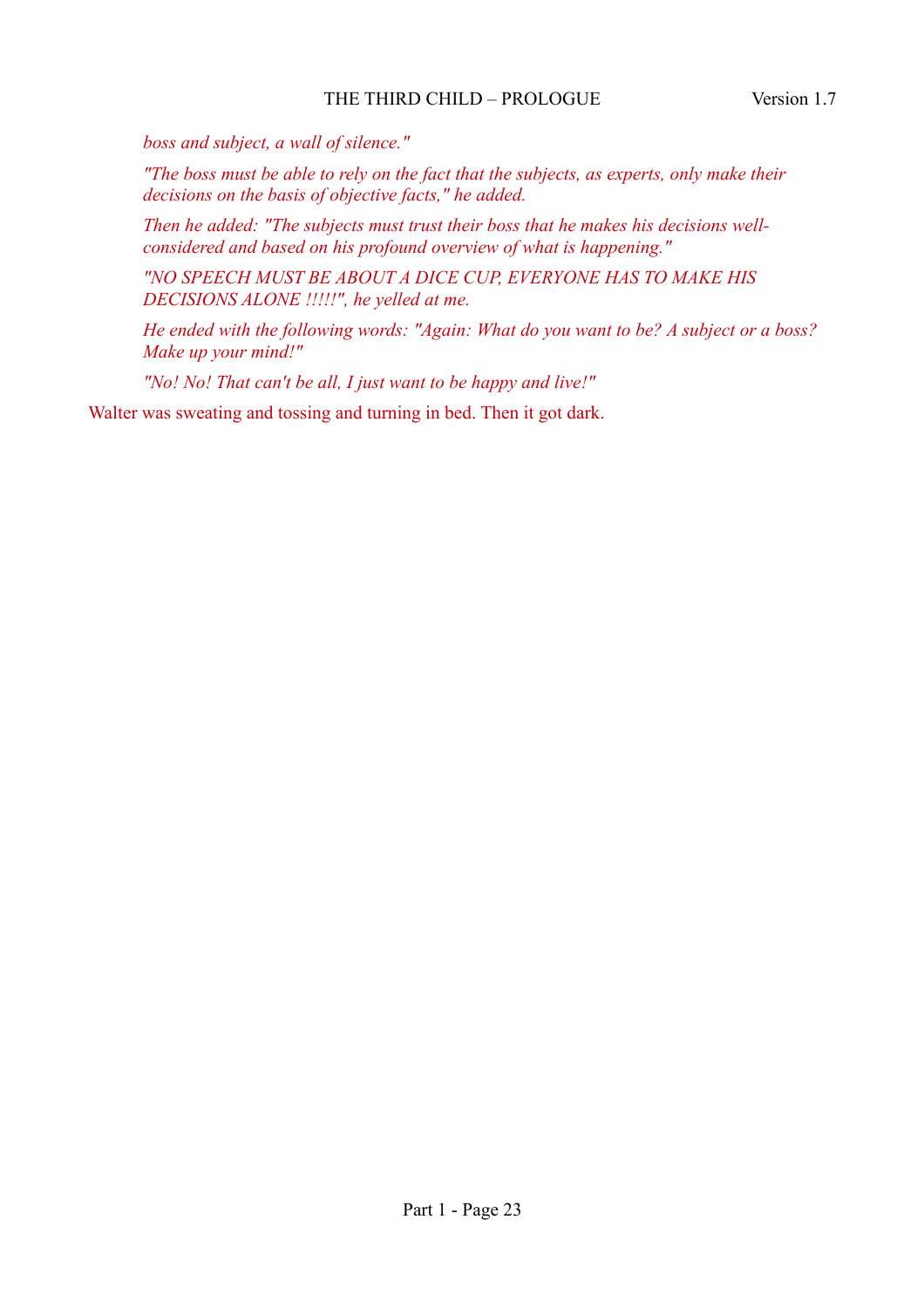*boss and subject, a wall of silence."*

*"The boss must be able to rely on the fact that the subjects, as experts, only make their decisions on the basis of objective facts," he added.*

*Then he added: "The subjects must trust their boss that he makes his decisions well-considered and based on his profound overview of what is happening."*

*"NO SPEECH MUST BE ABOUT A DICE CUP, EVERYONE HAS TO MAKE HIS DECISIONS ALONE !!!!!", he yelled at me.*

*He ended with the following words: "Again: What do you want to be? A subject or a boss? Make up your mind!"*

*"No! No! That can't be all, I just want to be happy and live!"*

Walter was sweating and tossing and turning in bed. Then it got dark.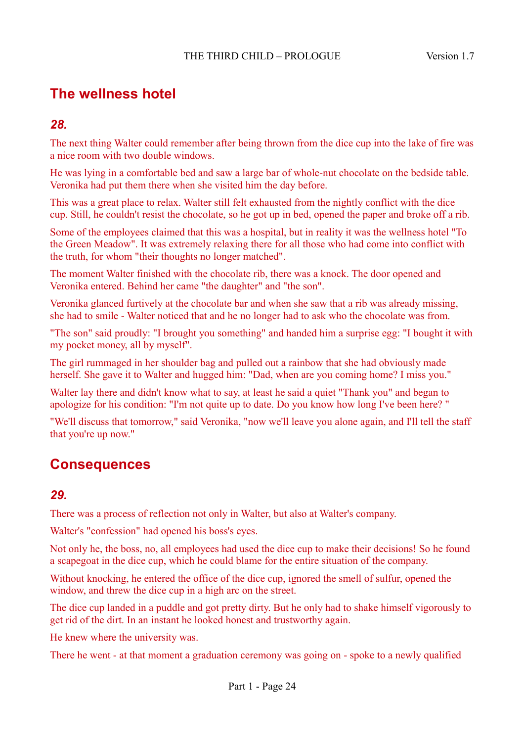## The wellness hotel

### *28.*

The next thing Walter could remember after being thrown from the dice cup into the lake of fire was a nice room with two double windows.

He was lying in a comfortable bed and saw a large bar of whole-nut chocolate on the bedside table. Veronika had put them there when she visited him the day before.

This was a great place to relax. Walter still felt exhausted from the nightly conflict with the dice cup. Still, he couldn't resist the chocolate, so he got up in bed, opened the paper and broke off a rib.

Some of the employees claimed that this was a hospital, but in reality it was the wellness hotel "To the Green Meadow". It was extremely relaxing there for all those who had come into conflict with the truth, for whom "their thoughts no longer matched".

The moment Walter finished with the chocolate rib, there was a knock. The door opened and Veronika entered. Behind her came "the daughter" and "the son".

Veronika glanced furtively at the chocolate bar and when she saw that a rib was already missing, she had to smile - Walter noticed that and he no longer had to ask who the chocolate was from.

"The son" said proudly: "I brought you something" and handed him a surprise egg: "I bought it with my pocket money, all by myself".

The girl rummaged in her shoulder bag and pulled out a rainbow that she had obviously made herself. She gave it to Walter and hugged him: "Dad, when are you coming home? I miss you."

Walter lay there and didn't know what to say, at least he said a quiet "Thank you" and began to apologize for his condition: "I'm not quite up to date. Do you know how long I've been here? "

"We'll discuss that tomorrow," said Veronika, "now we'll leave you alone again, and I'll tell the staff that you're up now."

## Consequences

### *29.*

There was a process of reflection not only in Walter, but also at Walter's company.

Walter's "confession" had opened his boss's eyes.

Not only he, the boss, no, all employees had used the dice cup to make their decisions! So he found a scapegoat in the dice cup, which he could blame for the entire situation of the company.

Without knocking, he entered the office of the dice cup, ignored the smell of sulfur, opened the window, and threw the dice cup in a high arc on the street.

The dice cup landed in a puddle and got pretty dirty. But he only had to shake himself vigorously to get rid of the dirt. In an instant he looked honest and trustworthy again.

He knew where the university was.

There he went - at that moment a graduation ceremony was going on - spoke to a newly qualified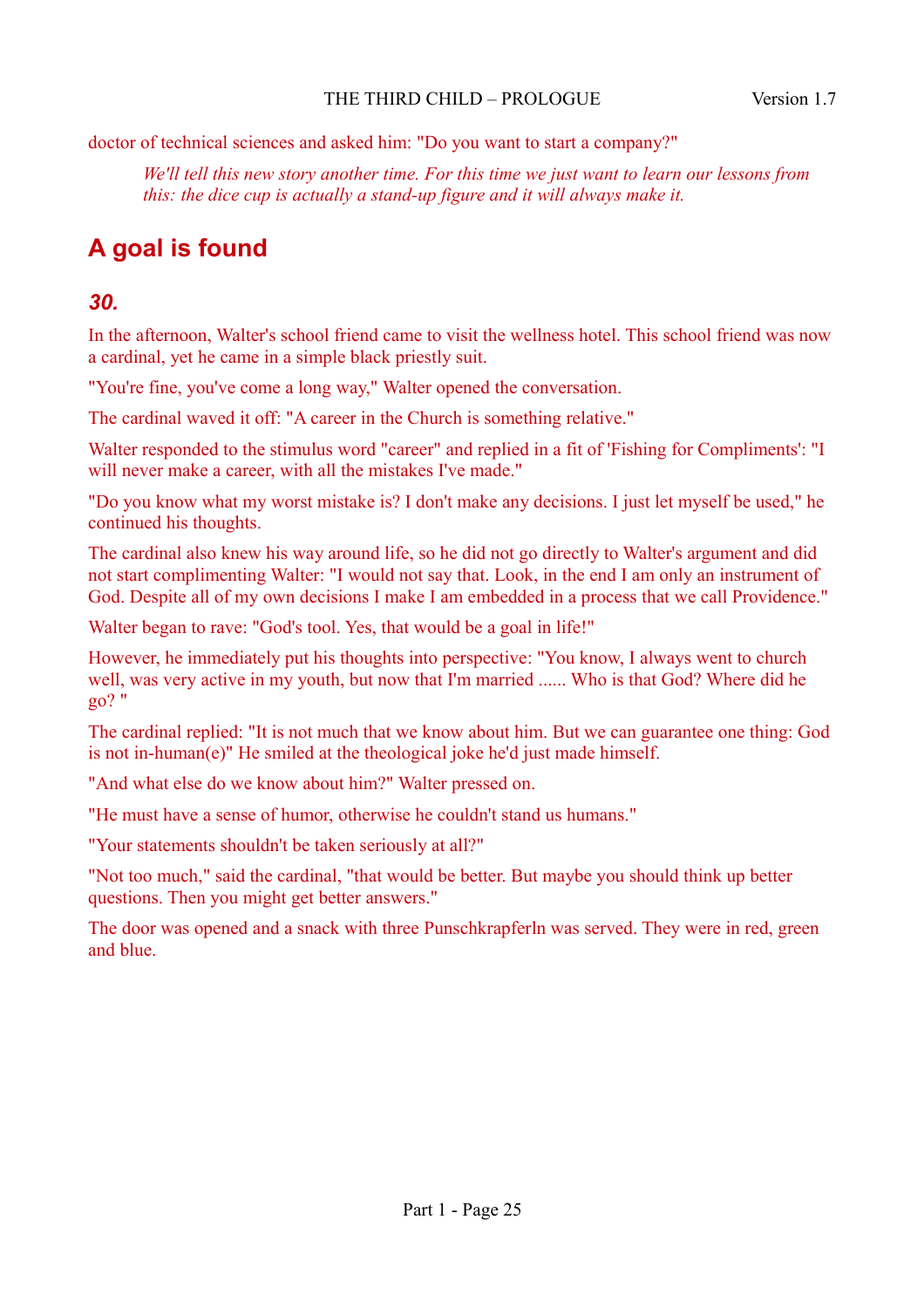doctor of technical sciences and asked him: "Do you want to start a company?"

> *We'll tell this new story another time. For this time we just want to learn our lessons from this: the dice cup is actually a stand-up figure and it will always make it.*

## A goal is found

### *30.*

In the afternoon, Walter's school friend came to visit the wellness hotel. This school friend was now a cardinal, yet he came in a simple black priestly suit.

"You're fine, you've come a long way," Walter opened the conversation.

The cardinal waved it off: "A career in the Church is something relative."

Walter responded to the stimulus word "career" and replied in a fit of 'Fishing for Compliments': "I will never make a career, with all the mistakes I've made."

"Do you know what my worst mistake is? I don't make any decisions. I just let myself be used," he continued his thoughts.

The cardinal also knew his way around life, so he did not go directly to Walter's argument and did not start complimenting Walter: "I would not say that. Look, in the end I am only an instrument of God. Despite all of my own decisions I make I am embedded in a process that we call Providence."

Walter began to rave: "God's tool. Yes, that would be a goal in life!"

However, he immediately put his thoughts into perspective: "You know, I always went to church well, was very active in my youth, but now that I'm married ...... Who is that God? Where did he go? "

The cardinal replied: "It is not much that we know about him. But we can guarantee one thing: God is not in-human(e)" He smiled at the theological joke he'd just made himself.

"And what else do we know about him?" Walter pressed on.

"He must have a sense of humor, otherwise he couldn't stand us humans."

"Your statements shouldn't be taken seriously at all?"

"Not too much," said the cardinal, "that would be better. But maybe you should think up better questions. Then you might get better answers."

The door was opened and a snack with three Punschkrapferln was served. They were in red, green and blue.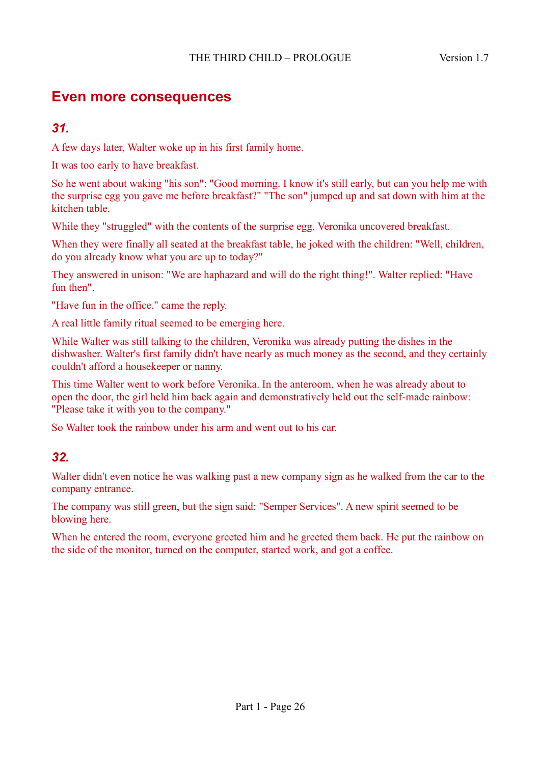## Even more consequences

### *31.*

A few days later, Walter woke up in his first family home.

It was too early to have breakfast.

So he went about waking "his son": "Good morning. I know it's still early, but can you help me with the surprise egg you gave me before breakfast?" "The son" jumped up and sat down with him at the kitchen table.

While they "struggled" with the contents of the surprise egg, Veronika uncovered breakfast.

When they were finally all seated at the breakfast table, he joked with the children: "Well, children, do you already know what you are up to today?"

They answered in unison: "We are haphazard and will do the right thing!". Walter replied: "Have fun then".

"Have fun in the office," came the reply.

A real little family ritual seemed to be emerging here.

While Walter was still talking to the children, Veronika was already putting the dishes in the dishwasher. Walter's first family didn't have nearly as much money as the second, and they certainly couldn't afford a housekeeper or nanny.

This time Walter went to work before Veronika. In the anteroom, when he was already about to open the door, the girl held him back again and demonstratively held out the self-made rainbow: "Please take it with you to the company."

So Walter took the rainbow under his arm and went out to his car.

### *32.*

Walter didn't even notice he was walking past a new company sign as he walked from the car to the company entrance.

The company was still green, but the sign said: "Semper Services". A new spirit seemed to be blowing here.

When he entered the room, everyone greeted him and he greeted them back. He put the rainbow on the side of the monitor, turned on the computer, started work, and got a coffee.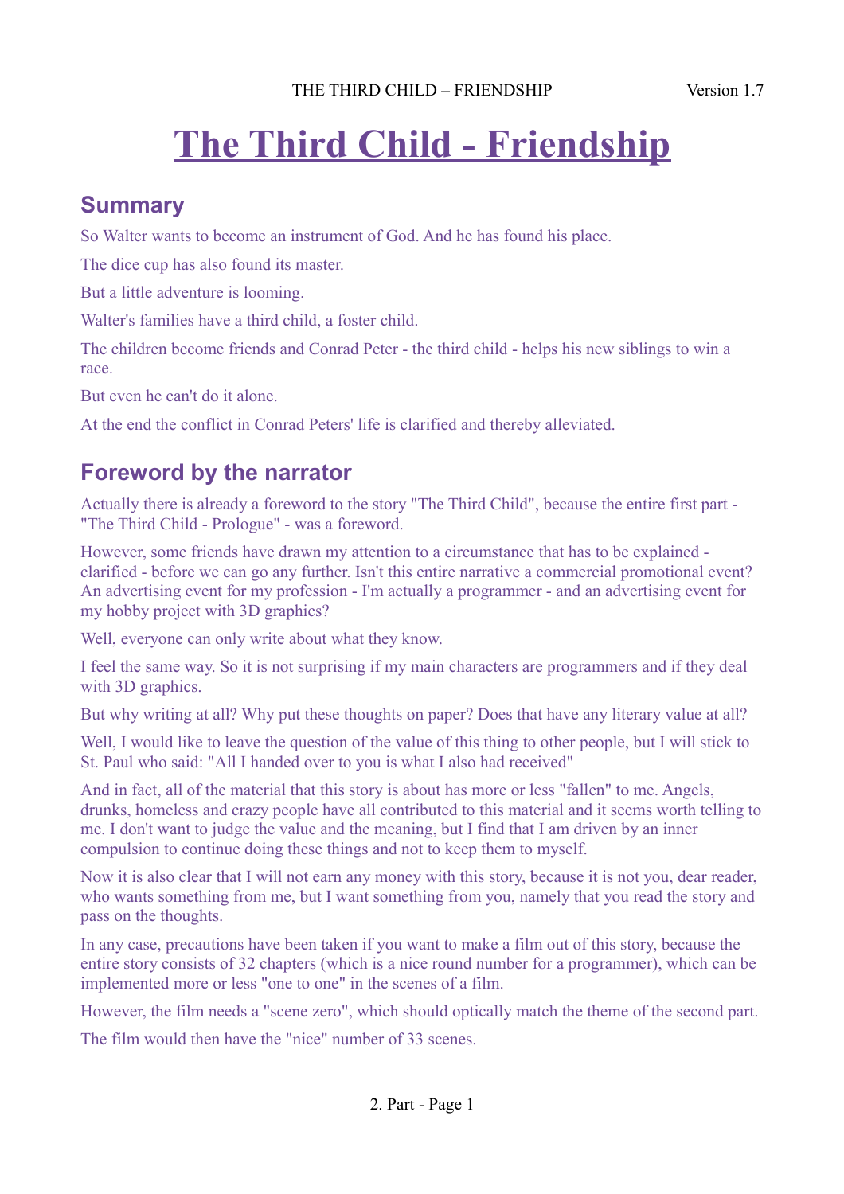# The Third Child - Friendship

## Summary

So Walter wants to become an instrument of God. And he has found his place.

The dice cup has also found its master.

But a little adventure is looming.

Walter's families have a third child, a foster child.

The children become friends and Conrad Peter - the third child - helps his new siblings to win a race.

But even he can't do it alone.

At the end the conflict in Conrad Peters' life is clarified and thereby alleviated.

## Foreword by the narrator

Actually there is already a foreword to the story "The Third Child", because the entire first part - "The Third Child - Prologue" - was a foreword.

However, some friends have drawn my attention to a circumstance that has to be explained - clarified - before we can go any further. Isn't this entire narrative a commercial promotional event? An advertising event for my profession - I'm actually a programmer - and an advertising event for my hobby project with 3D graphics?

Well, everyone can only write about what they know.

I feel the same way. So it is not surprising if my main characters are programmers and if they deal with 3D graphics.

But why writing at all? Why put these thoughts on paper? Does that have any literary value at all?

Well, I would like to leave the question of the value of this thing to other people, but I will stick to St. Paul who said: "All I handed over to you is what I also had received"

And in fact, all of the material that this story is about has more or less "fallen" to me. Angels, drunks, homeless and crazy people have all contributed to this material and it seems worth telling to me. I don't want to judge the value and the meaning, but I find that I am driven by an inner compulsion to continue doing these things and not to keep them to myself.

Now it is also clear that I will not earn any money with this story, because it is not you, dear reader, who wants something from me, but I want something from you, namely that you read the story and pass on the thoughts.

In any case, precautions have been taken if you want to make a film out of this story, because the entire story consists of 32 chapters (which is a nice round number for a programmer), which can be implemented more or less "one to one" in the scenes of a film.

However, the film needs a "scene zero", which should optically match the theme of the second part.

The film would then have the "nice" number of 33 scenes.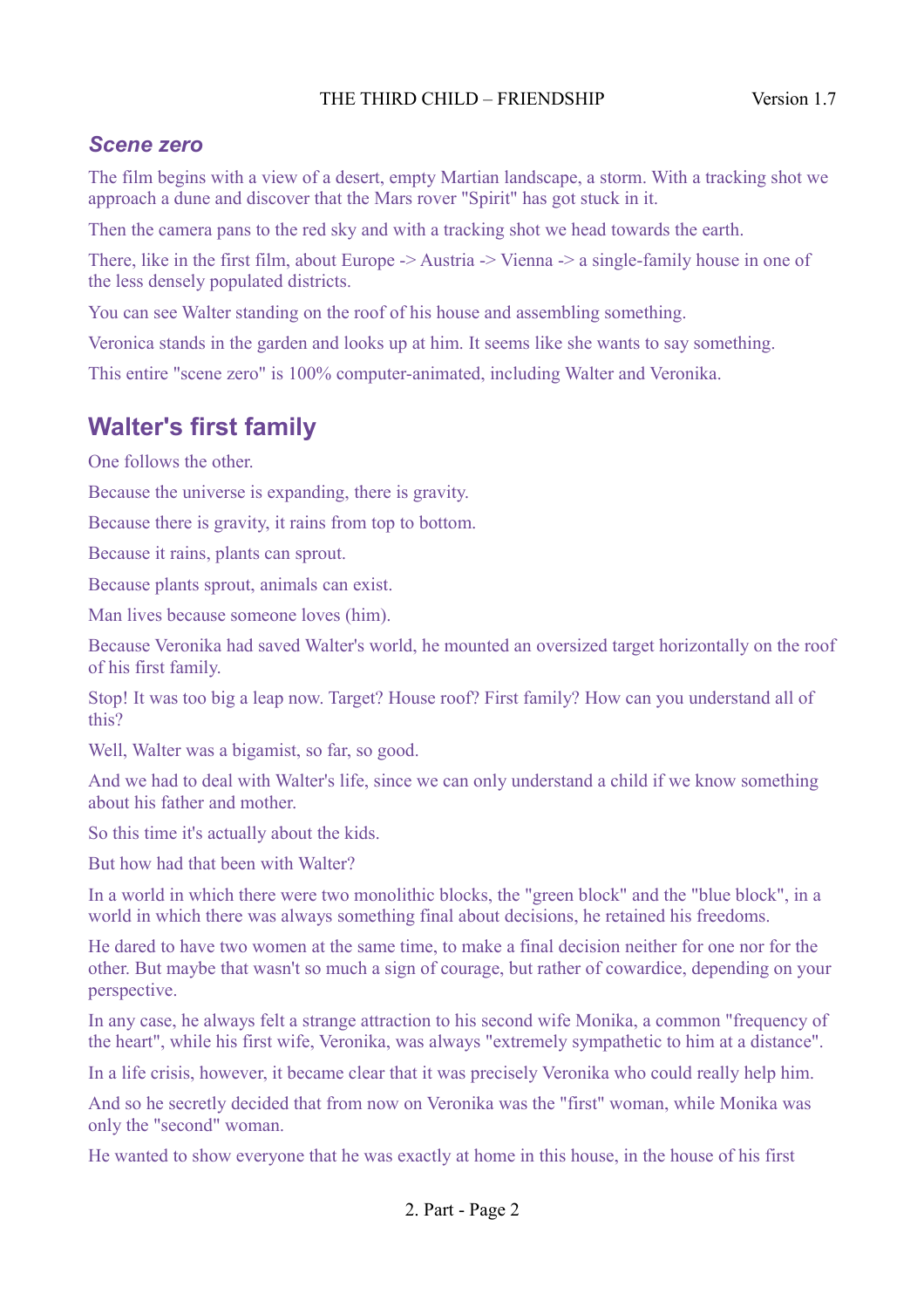### *Scene zero*

The film begins with a view of a desert, empty Martian landscape, a storm. With a tracking shot we approach a dune and discover that the Mars rover "Spirit" has got stuck in it.

Then the camera pans to the red sky and with a tracking shot we head towards the earth.

There, like in the first film, about Europe -> Austria -> Vienna -> a single-family house in one of the less densely populated districts.

You can see Walter standing on the roof of his house and assembling something.

Veronica stands in the garden and looks up at him. It seems like she wants to say something.

This entire "scene zero" is 100% computer-animated, including Walter and Veronika.

## Walter's first family

One follows the other.

Because the universe is expanding, there is gravity.

Because there is gravity, it rains from top to bottom.

Because it rains, plants can sprout.

Because plants sprout, animals can exist.

Man lives because someone loves (him).

Because Veronika had saved Walter's world, he mounted an oversized target horizontally on the roof of his first family.

Stop! It was too big a leap now. Target? House roof? First family? How can you understand all of this?

Well, Walter was a bigamist, so far, so good.

And we had to deal with Walter's life, since we can only understand a child if we know something about his father and mother.

So this time it's actually about the kids.

But how had that been with Walter?

In a world in which there were two monolithic blocks, the "green block" and the "blue block", in a world in which there was always something final about decisions, he retained his freedoms.

He dared to have two women at the same time, to make a final decision neither for one nor for the other. But maybe that wasn't so much a sign of courage, but rather of cowardice, depending on your perspective.

In any case, he always felt a strange attraction to his second wife Monika, a common "frequency of the heart", while his first wife, Veronika, was always "extremely sympathetic to him at a distance".

In a life crisis, however, it became clear that it was precisely Veronika who could really help him.

And so he secretly decided that from now on Veronika was the "first" woman, while Monika was only the "second" woman.

He wanted to show everyone that he was exactly at home in this house, in the house of his first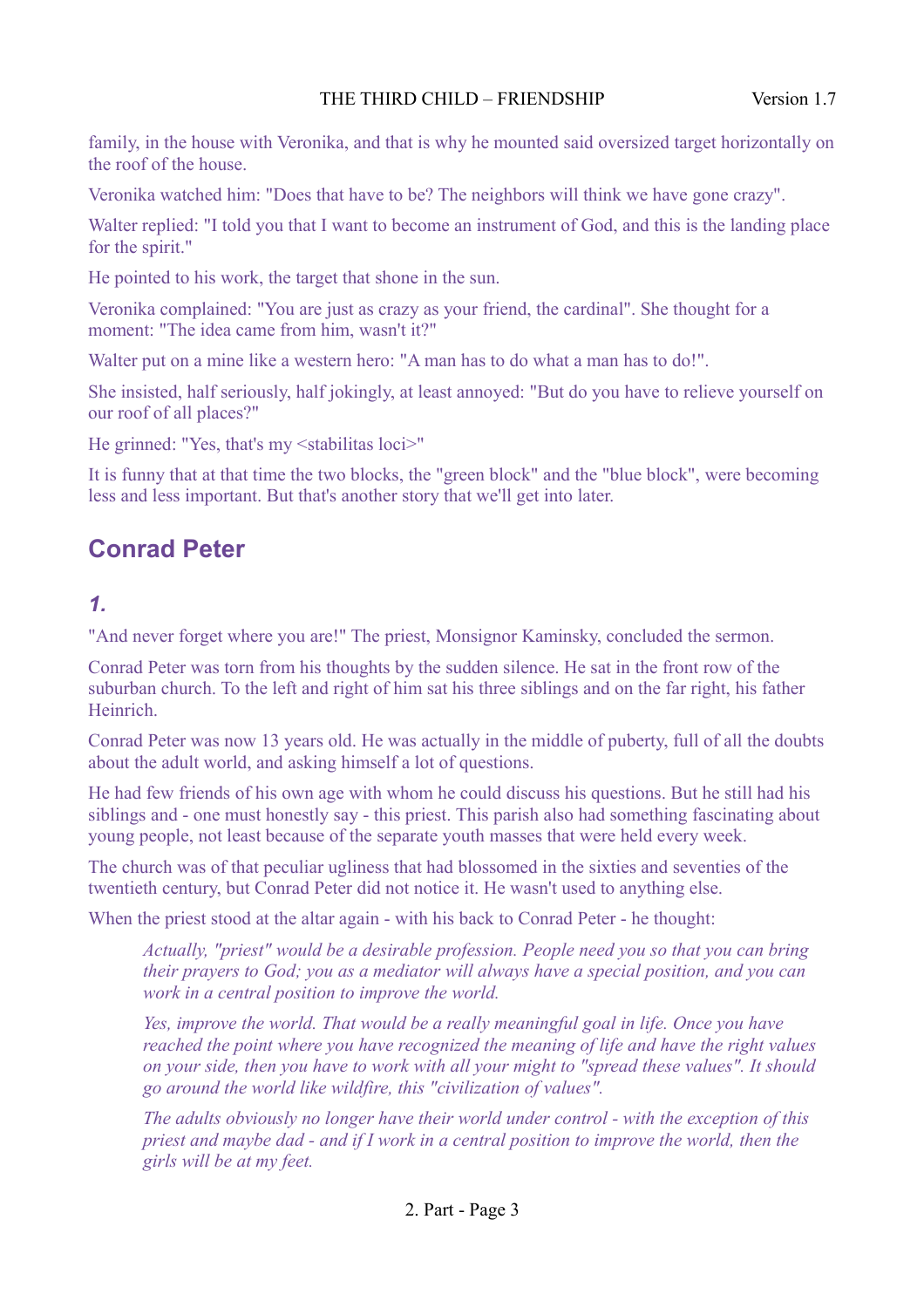family, in the house with Veronika, and that is why he mounted said oversized target horizontally on the roof of the house.

Veronika watched him: "Does that have to be? The neighbors will think we have gone crazy".

Walter replied: "I told you that I want to become an instrument of God, and this is the landing place for the spirit."

He pointed to his work, the target that shone in the sun.

Veronika complained: "You are just as crazy as your friend, the cardinal". She thought for a moment: "The idea came from him, wasn't it?"

Walter put on a mine like a western hero: "A man has to do what a man has to do!".

She insisted, half seriously, half jokingly, at least annoyed: "But do you have to relieve yourself on our roof of all places?"

He grinned: "Yes, that's my <stabilitas loci>"

It is funny that at that time the two blocks, the "green block" and the "blue block", were becoming less and less important. But that's another story that we'll get into later.

## Conrad Peter

### *1.*

"And never forget where you are!" The priest, Monsignor Kaminsky, concluded the sermon.

Conrad Peter was torn from his thoughts by the sudden silence. He sat in the front row of the suburban church. To the left and right of him sat his three siblings and on the far right, his father Heinrich.

Conrad Peter was now 13 years old. He was actually in the middle of puberty, full of all the doubts about the adult world, and asking himself a lot of questions.

He had few friends of his own age with whom he could discuss his questions. But he still had his siblings and - one must honestly say - this priest. This parish also had something fascinating about young people, not least because of the separate youth masses that were held every week.

The church was of that peculiar ugliness that had blossomed in the sixties and seventies of the twentieth century, but Conrad Peter did not notice it. He wasn't used to anything else.

When the priest stood at the altar again - with his back to Conrad Peter - he thought:

> *Actually, "priest" would be a desirable profession. People need you so that you can bring their prayers to God; you as a mediator will always have a special position, and you can work in a central position to improve the world.*
>
> *Yes, improve the world. That would be a really meaningful goal in life. Once you have reached the point where you have recognized the meaning of life and have the right values on your side, then you have to work with all your might to "spread these values". It should go around the world like wildfire, this "civilization of values".*
>
> *The adults obviously no longer have their world under control - with the exception of this priest and maybe dad - and if I work in a central position to improve the world, then the girls will be at my feet.*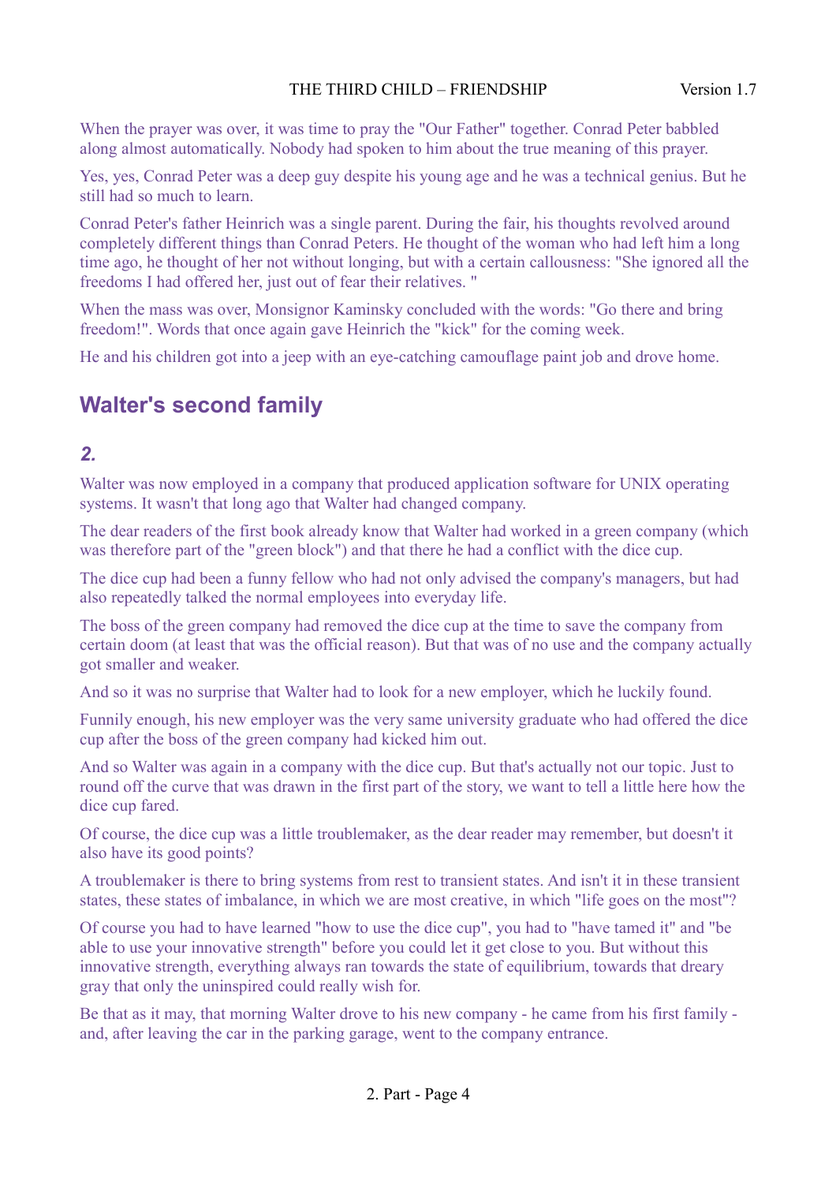When the prayer was over, it was time to pray the "Our Father" together. Conrad Peter babbled along almost automatically. Nobody had spoken to him about the true meaning of this prayer.

Yes, yes, Conrad Peter was a deep guy despite his young age and he was a technical genius. But he still had so much to learn.

Conrad Peter's father Heinrich was a single parent. During the fair, his thoughts revolved around completely different things than Conrad Peters. He thought of the woman who had left him a long time ago, he thought of her not without longing, but with a certain callousness: "She ignored all the freedoms I had offered her, just out of fear their relatives. "

When the mass was over, Monsignor Kaminsky concluded with the words: "Go there and bring freedom!". Words that once again gave Heinrich the "kick" for the coming week.

He and his children got into a jeep with an eye-catching camouflage paint job and drove home.

## Walter's second family

### *2.*

Walter was now employed in a company that produced application software for UNIX operating systems. It wasn't that long ago that Walter had changed company.

The dear readers of the first book already know that Walter had worked in a green company (which was therefore part of the "green block") and that there he had a conflict with the dice cup.

The dice cup had been a funny fellow who had not only advised the company's managers, but had also repeatedly talked the normal employees into everyday life.

The boss of the green company had removed the dice cup at the time to save the company from certain doom (at least that was the official reason). But that was of no use and the company actually got smaller and weaker.

And so it was no surprise that Walter had to look for a new employer, which he luckily found.

Funnily enough, his new employer was the very same university graduate who had offered the dice cup after the boss of the green company had kicked him out.

And so Walter was again in a company with the dice cup. But that's actually not our topic. Just to round off the curve that was drawn in the first part of the story, we want to tell a little here how the dice cup fared.

Of course, the dice cup was a little troublemaker, as the dear reader may remember, but doesn't it also have its good points?

A troublemaker is there to bring systems from rest to transient states. And isn't it in these transient states, these states of imbalance, in which we are most creative, in which "life goes on the most"?

Of course you had to have learned "how to use the dice cup", you had to "have tamed it" and "be able to use your innovative strength" before you could let it get close to you. But without this innovative strength, everything always ran towards the state of equilibrium, towards that dreary gray that only the uninspired could really wish for.

Be that as it may, that morning Walter drove to his new company - he came from his first family - and, after leaving the car in the parking garage, went to the company entrance.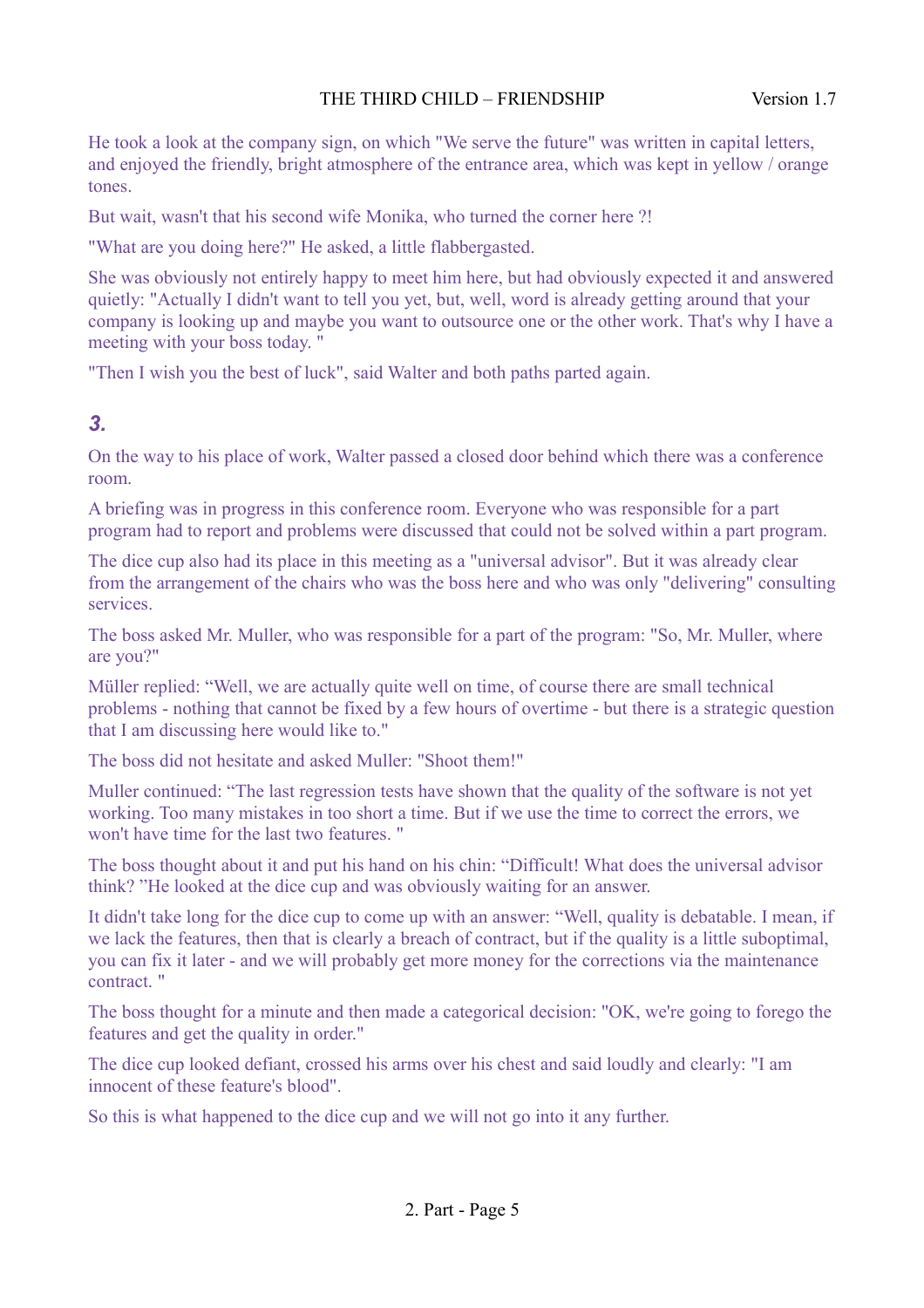He took a look at the company sign, on which "We serve the future" was written in capital letters, and enjoyed the friendly, bright atmosphere of the entrance area, which was kept in yellow / orange tones.

But wait, wasn't that his second wife Monika, who turned the corner here ?!

"What are you doing here?" He asked, a little flabbergasted.

She was obviously not entirely happy to meet him here, but had obviously expected it and answered quietly: "Actually I didn't want to tell you yet, but, well, word is already getting around that your company is looking up and maybe you want to outsource one or the other work. That's why I have a meeting with your boss today. "

"Then I wish you the best of luck", said Walter and both paths parted again.

### *3.*

On the way to his place of work, Walter passed a closed door behind which there was a conference room.

A briefing was in progress in this conference room. Everyone who was responsible for a part program had to report and problems were discussed that could not be solved within a part program.

The dice cup also had its place in this meeting as a "universal advisor". But it was already clear from the arrangement of the chairs who was the boss here and who was only "delivering" consulting services.

The boss asked Mr. Muller, who was responsible for a part of the program: "So, Mr. Muller, where are you?"

Müller replied: “Well, we are actually quite well on time, of course there are small technical problems - nothing that cannot be fixed by a few hours of overtime - but there is a strategic question that I am discussing here would like to."

The boss did not hesitate and asked Muller: "Shoot them!"

Muller continued: “The last regression tests have shown that the quality of the software is not yet working. Too many mistakes in too short a time. But if we use the time to correct the errors, we won't have time for the last two features. "

The boss thought about it and put his hand on his chin: “Difficult! What does the universal advisor think? ”He looked at the dice cup and was obviously waiting for an answer.

It didn't take long for the dice cup to come up with an answer: “Well, quality is debatable. I mean, if we lack the features, then that is clearly a breach of contract, but if the quality is a little suboptimal, you can fix it later - and we will probably get more money for the corrections via the maintenance contract. "

The boss thought for a minute and then made a categorical decision: "OK, we're going to forego the features and get the quality in order."

The dice cup looked defiant, crossed his arms over his chest and said loudly and clearly: "I am innocent of these feature's blood".

So this is what happened to the dice cup and we will not go into it any further.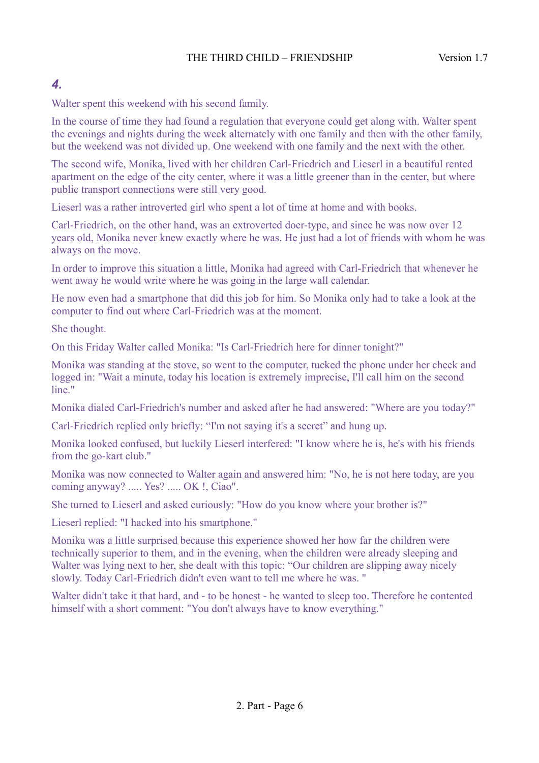## *4.*

Walter spent this weekend with his second family.

In the course of time they had found a regulation that everyone could get along with. Walter spent the evenings and nights during the week alternately with one family and then with the other family, but the weekend was not divided up. One weekend with one family and the next with the other.

The second wife, Monika, lived with her children Carl-Friedrich and Lieserl in a beautiful rented apartment on the edge of the city center, where it was a little greener than in the center, but where public transport connections were still very good.

Lieserl was a rather introverted girl who spent a lot of time at home and with books.

Carl-Friedrich, on the other hand, was an extroverted doer-type, and since he was now over 12 years old, Monika never knew exactly where he was. He just had a lot of friends with whom he was always on the move.

In order to improve this situation a little, Monika had agreed with Carl-Friedrich that whenever he went away he would write where he was going in the large wall calendar.

He now even had a smartphone that did this job for him. So Monika only had to take a look at the computer to find out where Carl-Friedrich was at the moment.

She thought.

On this Friday Walter called Monika: "Is Carl-Friedrich here for dinner tonight?"

Monika was standing at the stove, so went to the computer, tucked the phone under her cheek and logged in: "Wait a minute, today his location is extremely imprecise, I'll call him on the second line."

Monika dialed Carl-Friedrich's number and asked after he had answered: "Where are you today?"

Carl-Friedrich replied only briefly: “I'm not saying it's a secret” and hung up.

Monika looked confused, but luckily Lieserl interfered: "I know where he is, he's with his friends from the go-kart club."

Monika was now connected to Walter again and answered him: "No, he is not here today, are you coming anyway? ..... Yes? ..... OK !, Ciao".

She turned to Lieserl and asked curiously: "How do you know where your brother is?"

Lieserl replied: "I hacked into his smartphone."

Monika was a little surprised because this experience showed her how far the children were technically superior to them, and in the evening, when the children were already sleeping and Walter was lying next to her, she dealt with this topic: “Our children are slipping away nicely slowly. Today Carl-Friedrich didn't even want to tell me where he was. "

Walter didn't take it that hard, and - to be honest - he wanted to sleep too. Therefore he contented himself with a short comment: "You don't always have to know everything."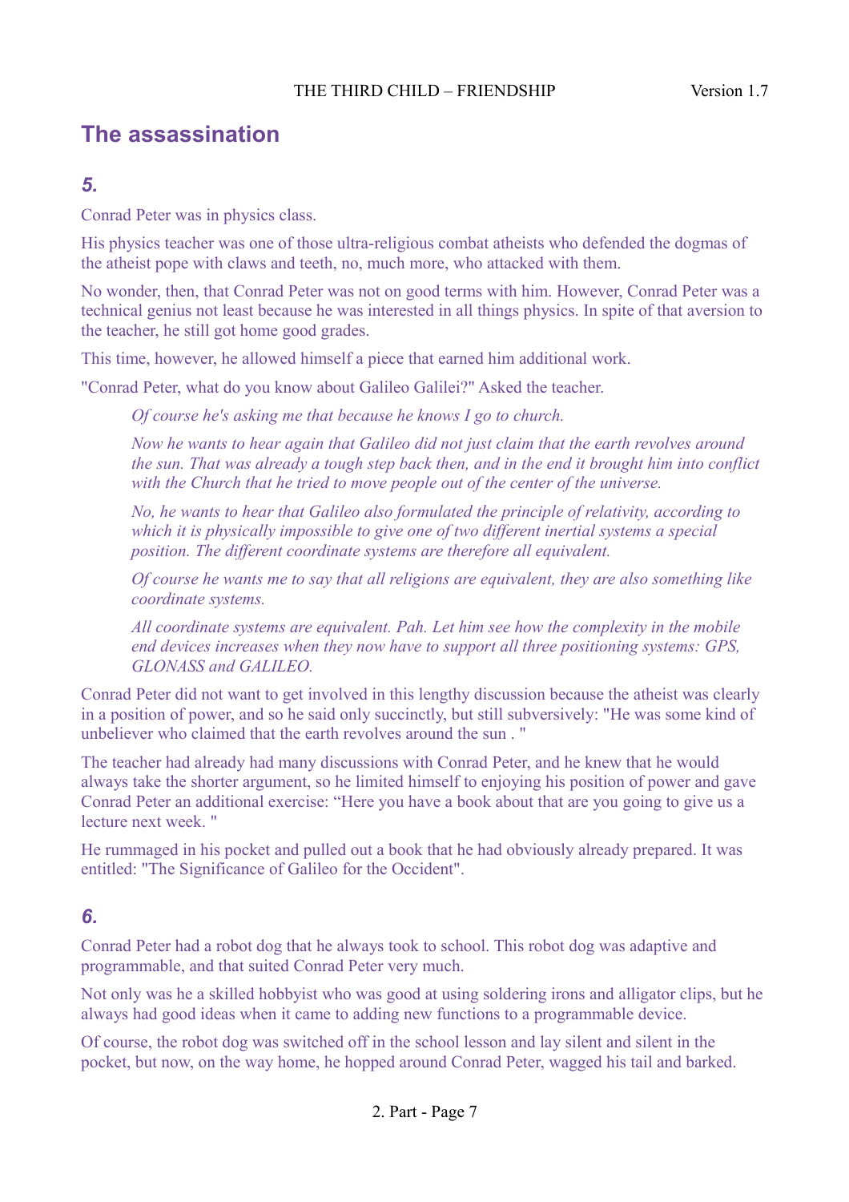## The assassination

### *5.*

Conrad Peter was in physics class.

His physics teacher was one of those ultra-religious combat atheists who defended the dogmas of the atheist pope with claws and teeth, no, much more, who attacked with them.

No wonder, then, that Conrad Peter was not on good terms with him. However, Conrad Peter was a technical genius not least because he was interested in all things physics. In spite of that aversion to the teacher, he still got home good grades.

This time, however, he allowed himself a piece that earned him additional work.

"Conrad Peter, what do you know about Galileo Galilei?" Asked the teacher.

> *Of course he's asking me that because he knows I go to church.*
>
> *Now he wants to hear again that Galileo did not just claim that the earth revolves around the sun. That was already a tough step back then, and in the end it brought him into conflict with the Church that he tried to move people out of the center of the universe.*
>
> *No, he wants to hear that Galileo also formulated the principle of relativity, according to which it is physically impossible to give one of two different inertial systems a special position. The different coordinate systems are therefore all equivalent.*
>
> *Of course he wants me to say that all religions are equivalent, they are also something like coordinate systems.*
>
> *All coordinate systems are equivalent. Pah. Let him see how the complexity in the mobile end devices increases when they now have to support all three positioning systems: GPS, GLONASS and GALILEO.*

Conrad Peter did not want to get involved in this lengthy discussion because the atheist was clearly in a position of power, and so he said only succinctly, but still subversively: "He was some kind of unbeliever who claimed that the earth revolves around the sun . "

The teacher had already had many discussions with Conrad Peter, and he knew that he would always take the shorter argument, so he limited himself to enjoying his position of power and gave Conrad Peter an additional exercise: “Here you have a book about that are you going to give us a lecture next week. "

He rummaged in his pocket and pulled out a book that he had obviously already prepared. It was entitled: "The Significance of Galileo for the Occident".

### *6.*

Conrad Peter had a robot dog that he always took to school. This robot dog was adaptive and programmable, and that suited Conrad Peter very much.

Not only was he a skilled hobbyist who was good at using soldering irons and alligator clips, but he always had good ideas when it came to adding new functions to a programmable device.

Of course, the robot dog was switched off in the school lesson and lay silent and silent in the pocket, but now, on the way home, he hopped around Conrad Peter, wagged his tail and barked.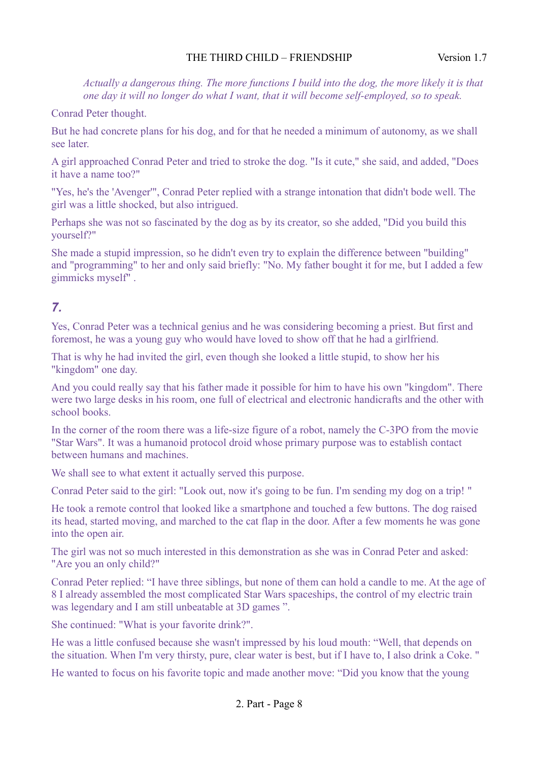*Actually a dangerous thing. The more functions I build into the dog, the more likely it is that one day it will no longer do what I want, that it will become self-employed, so to speak.*

Conrad Peter thought.

But he had concrete plans for his dog, and for that he needed a minimum of autonomy, as we shall see later.

A girl approached Conrad Peter and tried to stroke the dog. "Is it cute," she said, and added, "Does it have a name too?"

"Yes, he's the 'Avenger'", Conrad Peter replied with a strange intonation that didn't bode well. The girl was a little shocked, but also intrigued.

Perhaps she was not so fascinated by the dog as by its creator, so she added, "Did you build this yourself?"

She made a stupid impression, so he didn't even try to explain the difference between "building" and "programming" to her and only said briefly: "No. My father bought it for me, but I added a few gimmicks myself" .

## *7.*

Yes, Conrad Peter was a technical genius and he was considering becoming a priest. But first and foremost, he was a young guy who would have loved to show off that he had a girlfriend.

That is why he had invited the girl, even though she looked a little stupid, to show her his "kingdom" one day.

And you could really say that his father made it possible for him to have his own "kingdom". There were two large desks in his room, one full of electrical and electronic handicrafts and the other with school books.

In the corner of the room there was a life-size figure of a robot, namely the C-3PO from the movie "Star Wars". It was a humanoid protocol droid whose primary purpose was to establish contact between humans and machines.

We shall see to what extent it actually served this purpose.

Conrad Peter said to the girl: "Look out, now it's going to be fun. I'm sending my dog on a trip! "

He took a remote control that looked like a smartphone and touched a few buttons. The dog raised its head, started moving, and marched to the cat flap in the door. After a few moments he was gone into the open air.

The girl was not so much interested in this demonstration as she was in Conrad Peter and asked: "Are you an only child?"

Conrad Peter replied: "I have three siblings, but none of them can hold a candle to me. At the age of 8 I already assembled the most complicated Star Wars spaceships, the control of my electric train was legendary and I am still unbeatable at 3D games ".

She continued: "What is your favorite drink?".

He was a little confused because she wasn't impressed by his loud mouth: "Well, that depends on the situation. When I'm very thirsty, pure, clear water is best, but if I have to, I also drink a Coke. "

He wanted to focus on his favorite topic and made another move: "Did you know that the young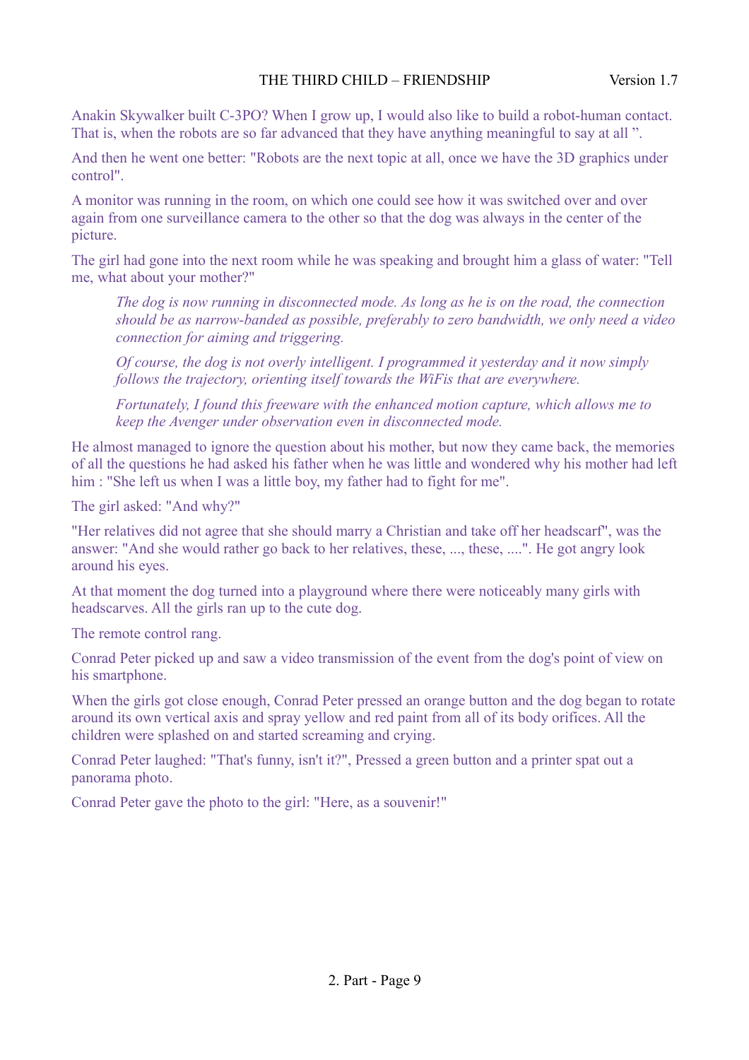Anakin Skywalker built C-3PO? When I grow up, I would also like to build a robot-human contact. That is, when the robots are so far advanced that they have anything meaningful to say at all ".

And then he went one better: "Robots are the next topic at all, once we have the 3D graphics under control".

A monitor was running in the room, on which one could see how it was switched over and over again from one surveillance camera to the other so that the dog was always in the center of the picture.

The girl had gone into the next room while he was speaking and brought him a glass of water: "Tell me, what about your mother?"

> *The dog is now running in disconnected mode. As long as he is on the road, the connection should be as narrow-banded as possible, preferably to zero bandwidth, we only need a video connection for aiming and triggering.*
>
> *Of course, the dog is not overly intelligent. I programmed it yesterday and it now simply follows the trajectory, orienting itself towards the WiFis that are everywhere.*
>
> *Fortunately, I found this freeware with the enhanced motion capture, which allows me to keep the Avenger under observation even in disconnected mode.*

He almost managed to ignore the question about his mother, but now they came back, the memories of all the questions he had asked his father when he was little and wondered why his mother had left him : "She left us when I was a little boy, my father had to fight for me".

The girl asked: "And why?"

"Her relatives did not agree that she should marry a Christian and take off her headscarf", was the answer: "And she would rather go back to her relatives, these, ..., these, ....". He got angry look around his eyes.

At that moment the dog turned into a playground where there were noticeably many girls with headscarves. All the girls ran up to the cute dog.

The remote control rang.

Conrad Peter picked up and saw a video transmission of the event from the dog's point of view on his smartphone.

When the girls got close enough, Conrad Peter pressed an orange button and the dog began to rotate around its own vertical axis and spray yellow and red paint from all of its body orifices. All the children were splashed on and started screaming and crying.

Conrad Peter laughed: "That's funny, isn't it?", Pressed a green button and a printer spat out a panorama photo.

Conrad Peter gave the photo to the girl: "Here, as a souvenir!"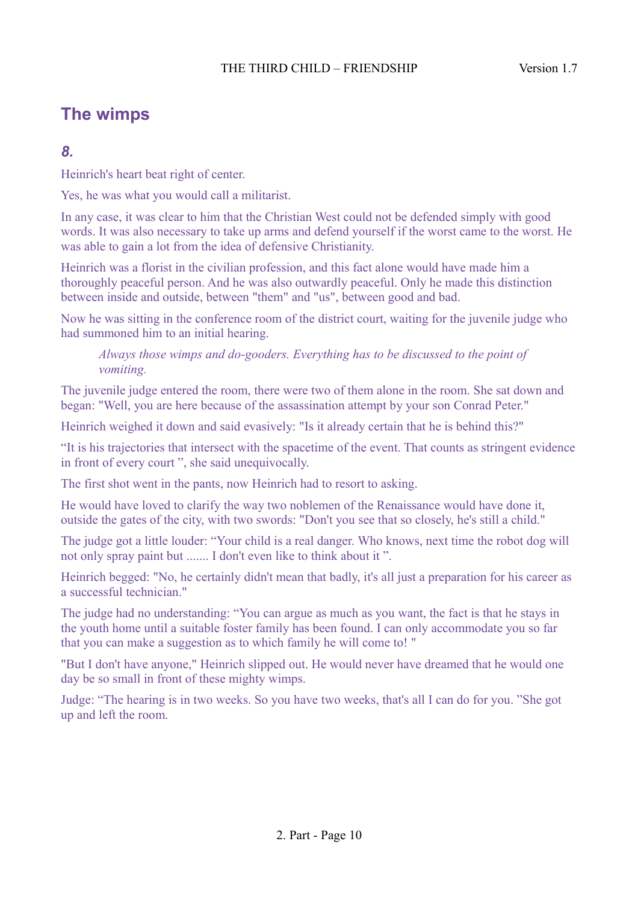## The wimps

### *8.*

Heinrich's heart beat right of center.

Yes, he was what you would call a militarist.

In any case, it was clear to him that the Christian West could not be defended simply with good words. It was also necessary to take up arms and defend yourself if the worst came to the worst. He was able to gain a lot from the idea of defensive Christianity.

Heinrich was a florist in the civilian profession, and this fact alone would have made him a thoroughly peaceful person. And he was also outwardly peaceful. Only he made this distinction between inside and outside, between "them" and "us", between good and bad.

Now he was sitting in the conference room of the district court, waiting for the juvenile judge who had summoned him to an initial hearing.

> *Always those wimps and do-gooders. Everything has to be discussed to the point of vomiting.*

The juvenile judge entered the room, there were two of them alone in the room. She sat down and began: "Well, you are here because of the assassination attempt by your son Conrad Peter."

Heinrich weighed it down and said evasively: "Is it already certain that he is behind this?"

"It is his trajectories that intersect with the spacetime of the event. That counts as stringent evidence in front of every court ", she said unequivocally.

The first shot went in the pants, now Heinrich had to resort to asking.

He would have loved to clarify the way two noblemen of the Renaissance would have done it, outside the gates of the city, with two swords: "Don't you see that so closely, he's still a child."

The judge got a little louder: "Your child is a real danger. Who knows, next time the robot dog will not only spray paint but ....... I don't even like to think about it ".

Heinrich begged: "No, he certainly didn't mean that badly, it's all just a preparation for his career as a successful technician."

The judge had no understanding: "You can argue as much as you want, the fact is that he stays in the youth home until a suitable foster family has been found. I can only accommodate you so far that you can make a suggestion as to which family he will come to! "

"But I don't have anyone," Heinrich slipped out. He would never have dreamed that he would one day be so small in front of these mighty wimps.

Judge: "The hearing is in two weeks. So you have two weeks, that's all I can do for you. "She got up and left the room.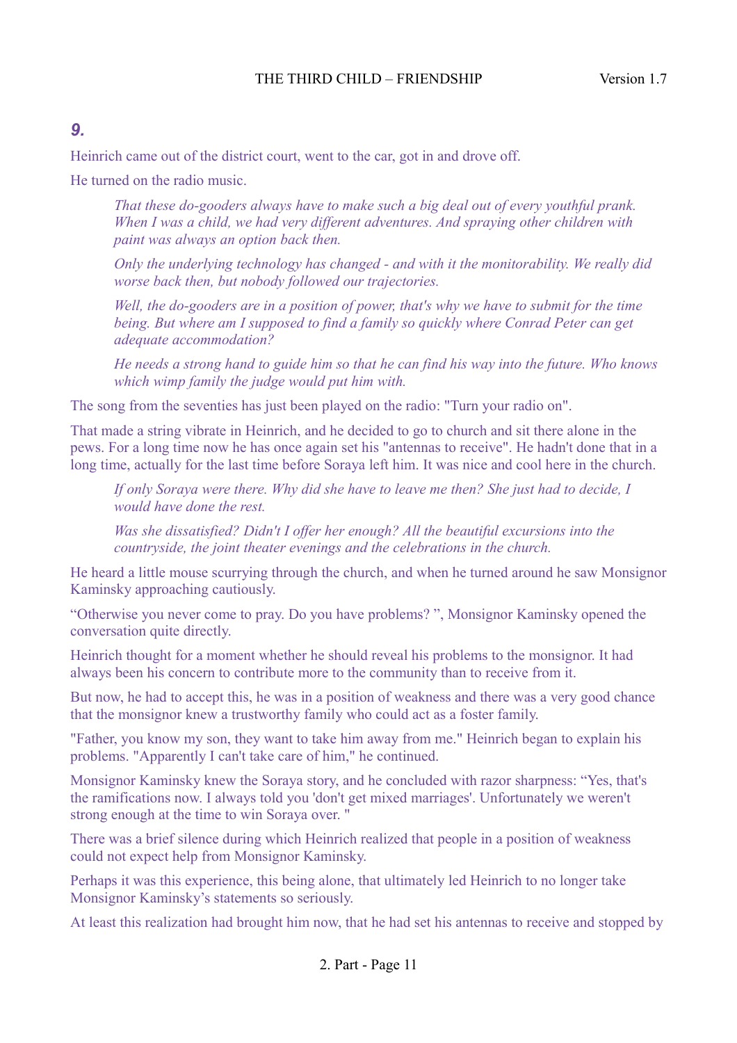## *9.*

Heinrich came out of the district court, went to the car, got in and drove off.

He turned on the radio music.

> *That these do-gooders always have to make such a big deal out of every youthful prank. When I was a child, we had very different adventures. And spraying other children with paint was always an option back then.*
>
> *Only the underlying technology has changed - and with it the monitorability. We really did worse back then, but nobody followed our trajectories.*
>
> *Well, the do-gooders are in a position of power, that's why we have to submit for the time being. But where am I supposed to find a family so quickly where Conrad Peter can get adequate accommodation?*
>
> *He needs a strong hand to guide him so that he can find his way into the future. Who knows which wimp family the judge would put him with.*

The song from the seventies has just been played on the radio: "Turn your radio on".

That made a string vibrate in Heinrich, and he decided to go to church and sit there alone in the pews. For a long time now he has once again set his "antennas to receive". He hadn't done that in a long time, actually for the last time before Soraya left him. It was nice and cool here in the church.

> *If only Soraya were there. Why did she have to leave me then? She just had to decide, I would have done the rest.*
>
> *Was she dissatisfied? Didn't I offer her enough? All the beautiful excursions into the countryside, the joint theater evenings and the celebrations in the church.*

He heard a little mouse scurrying through the church, and when he turned around he saw Monsignor Kaminsky approaching cautiously.

“Otherwise you never come to pray. Do you have problems? ”, Monsignor Kaminsky opened the conversation quite directly.

Heinrich thought for a moment whether he should reveal his problems to the monsignor. It had always been his concern to contribute more to the community than to receive from it.

But now, he had to accept this, he was in a position of weakness and there was a very good chance that the monsignor knew a trustworthy family who could act as a foster family.

"Father, you know my son, they want to take him away from me." Heinrich began to explain his problems. "Apparently I can't take care of him," he continued.

Monsignor Kaminsky knew the Soraya story, and he concluded with razor sharpness: “Yes, that's the ramifications now. I always told you 'don't get mixed marriages'. Unfortunately we weren't strong enough at the time to win Soraya over. "

There was a brief silence during which Heinrich realized that people in a position of weakness could not expect help from Monsignor Kaminsky.

Perhaps it was this experience, this being alone, that ultimately led Heinrich to no longer take Monsignor Kaminsky’s statements so seriously.

At least this realization had brought him now, that he had set his antennas to receive and stopped by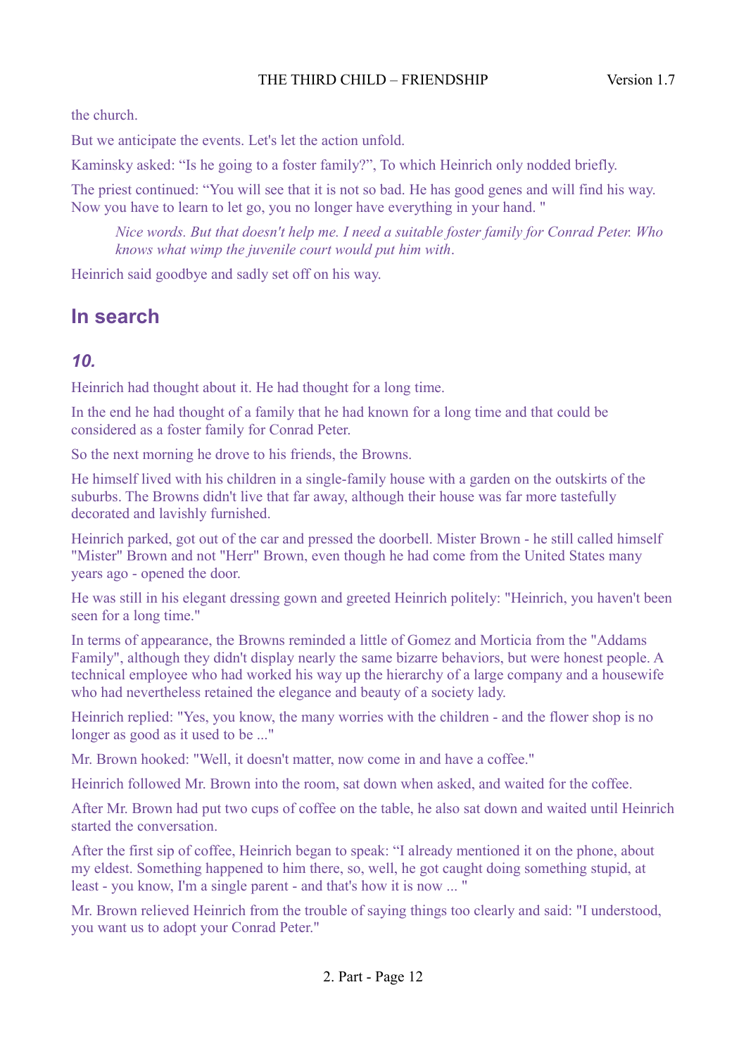the church.

But we anticipate the events. Let's let the action unfold.

Kaminsky asked: “Is he going to a foster family?”, To which Heinrich only nodded briefly.

The priest continued: “You will see that it is not so bad. He has good genes and will find his way. Now you have to learn to let go, you no longer have everything in your hand. "

> *Nice words. But that doesn't help me. I need a suitable foster family for Conrad Peter. Who knows what wimp the juvenile court would put him with.*

Heinrich said goodbye and sadly set off on his way.

## In search

### *10.*

Heinrich had thought about it. He had thought for a long time.

In the end he had thought of a family that he had known for a long time and that could be considered as a foster family for Conrad Peter.

So the next morning he drove to his friends, the Browns.

He himself lived with his children in a single-family house with a garden on the outskirts of the suburbs. The Browns didn't live that far away, although their house was far more tastefully decorated and lavishly furnished.

Heinrich parked, got out of the car and pressed the doorbell. Mister Brown - he still called himself "Mister" Brown and not "Herr" Brown, even though he had come from the United States many years ago - opened the door.

He was still in his elegant dressing gown and greeted Heinrich politely: "Heinrich, you haven't been seen for a long time."

In terms of appearance, the Browns reminded a little of Gomez and Morticia from the "Addams Family", although they didn't display nearly the same bizarre behaviors, but were honest people. A technical employee who had worked his way up the hierarchy of a large company and a housewife who had nevertheless retained the elegance and beauty of a society lady.

Heinrich replied: "Yes, you know, the many worries with the children - and the flower shop is no longer as good as it used to be ..."

Mr. Brown hooked: "Well, it doesn't matter, now come in and have a coffee."

Heinrich followed Mr. Brown into the room, sat down when asked, and waited for the coffee.

After Mr. Brown had put two cups of coffee on the table, he also sat down and waited until Heinrich started the conversation.

After the first sip of coffee, Heinrich began to speak: “I already mentioned it on the phone, about my eldest. Something happened to him there, so, well, he got caught doing something stupid, at least - you know, I'm a single parent - and that's how it is now ... "

Mr. Brown relieved Heinrich from the trouble of saying things too clearly and said: "I understood, you want us to adopt your Conrad Peter."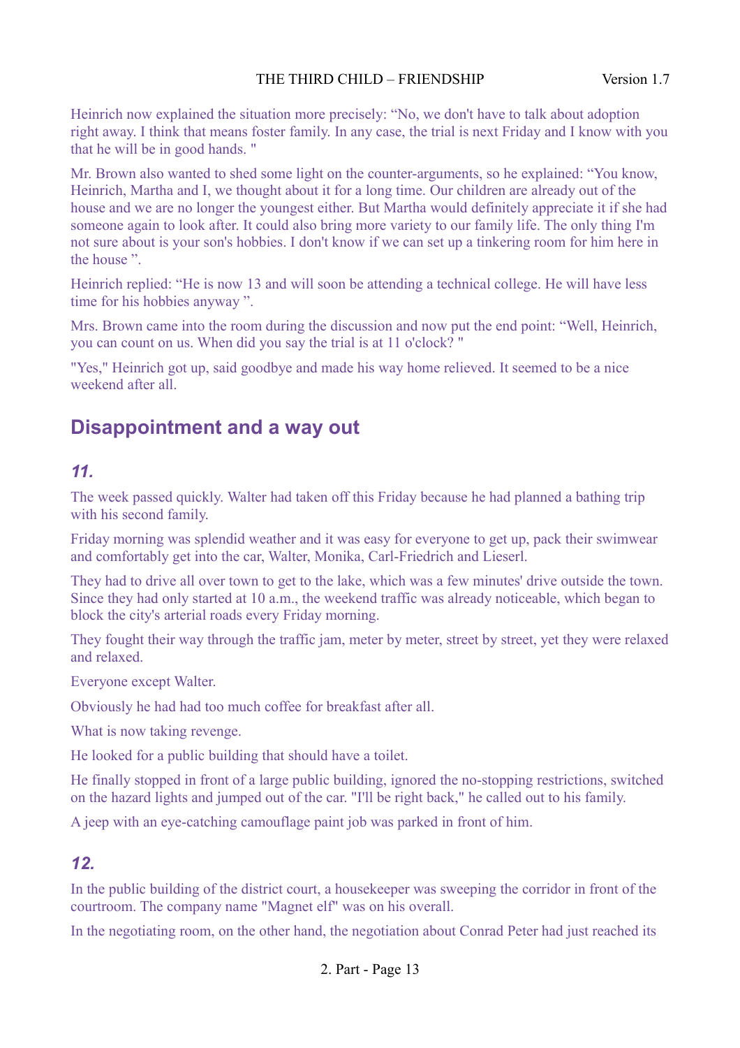Heinrich now explained the situation more precisely: “No, we don't have to talk about adoption right away. I think that means foster family. In any case, the trial is next Friday and I know with you that he will be in good hands. "

Mr. Brown also wanted to shed some light on the counter-arguments, so he explained: “You know, Heinrich, Martha and I, we thought about it for a long time. Our children are already out of the house and we are no longer the youngest either. But Martha would definitely appreciate it if she had someone again to look after. It could also bring more variety to our family life. The only thing I'm not sure about is your son's hobbies. I don't know if we can set up a tinkering room for him here in the house ”.

Heinrich replied: “He is now 13 and will soon be attending a technical college. He will have less time for his hobbies anyway ”.

Mrs. Brown came into the room during the discussion and now put the end point: “Well, Heinrich, you can count on us. When did you say the trial is at 11 o'clock? "

"Yes," Heinrich got up, said goodbye and made his way home relieved. It seemed to be a nice weekend after all.

## Disappointment and a way out

### *11.*

The week passed quickly. Walter had taken off this Friday because he had planned a bathing trip with his second family.

Friday morning was splendid weather and it was easy for everyone to get up, pack their swimwear and comfortably get into the car, Walter, Monika, Carl-Friedrich and Lieserl.

They had to drive all over town to get to the lake, which was a few minutes' drive outside the town. Since they had only started at 10 a.m., the weekend traffic was already noticeable, which began to block the city's arterial roads every Friday morning.

They fought their way through the traffic jam, meter by meter, street by street, yet they were relaxed and relaxed.

Everyone except Walter.

Obviously he had had too much coffee for breakfast after all.

What is now taking revenge.

He looked for a public building that should have a toilet.

He finally stopped in front of a large public building, ignored the no-stopping restrictions, switched on the hazard lights and jumped out of the car. "I'll be right back," he called out to his family.

A jeep with an eye-catching camouflage paint job was parked in front of him.

### *12.*

In the public building of the district court, a housekeeper was sweeping the corridor in front of the courtroom. The company name "Magnet elf" was on his overall.

In the negotiating room, on the other hand, the negotiation about Conrad Peter had just reached its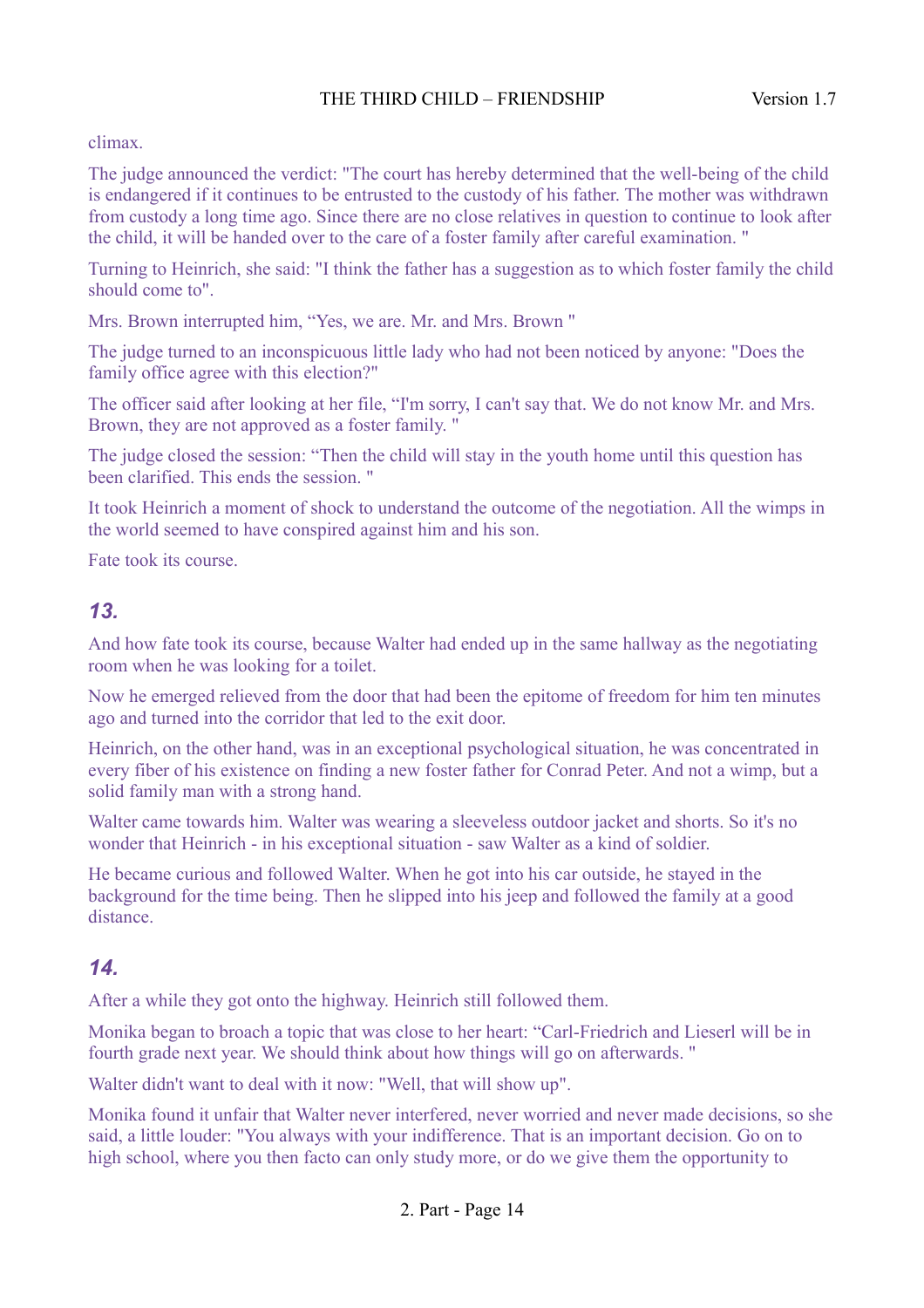climax.

The judge announced the verdict: "The court has hereby determined that the well-being of the child is endangered if it continues to be entrusted to the custody of his father. The mother was withdrawn from custody a long time ago. Since there are no close relatives in question to continue to look after the child, it will be handed over to the care of a foster family after careful examination. "

Turning to Heinrich, she said: "I think the father has a suggestion as to which foster family the child should come to".

Mrs. Brown interrupted him, “Yes, we are. Mr. and Mrs. Brown "

The judge turned to an inconspicuous little lady who had not been noticed by anyone: "Does the family office agree with this election?"

The officer said after looking at her file, “I'm sorry, I can't say that. We do not know Mr. and Mrs. Brown, they are not approved as a foster family. "

The judge closed the session: “Then the child will stay in the youth home until this question has been clarified. This ends the session. "

It took Heinrich a moment of shock to understand the outcome of the negotiation. All the wimps in the world seemed to have conspired against him and his son.

Fate took its course.

## *13.*

And how fate took its course, because Walter had ended up in the same hallway as the negotiating room when he was looking for a toilet.

Now he emerged relieved from the door that had been the epitome of freedom for him ten minutes ago and turned into the corridor that led to the exit door.

Heinrich, on the other hand, was in an exceptional psychological situation, he was concentrated in every fiber of his existence on finding a new foster father for Conrad Peter. And not a wimp, but a solid family man with a strong hand.

Walter came towards him. Walter was wearing a sleeveless outdoor jacket and shorts. So it's no wonder that Heinrich - in his exceptional situation - saw Walter as a kind of soldier.

He became curious and followed Walter. When he got into his car outside, he stayed in the background for the time being. Then he slipped into his jeep and followed the family at a good distance.

## *14.*

After a while they got onto the highway. Heinrich still followed them.

Monika began to broach a topic that was close to her heart: “Carl-Friedrich and Lieserl will be in fourth grade next year. We should think about how things will go on afterwards. "

Walter didn't want to deal with it now: "Well, that will show up".

Monika found it unfair that Walter never interfered, never worried and never made decisions, so she said, a little louder: "You always with your indifference. That is an important decision. Go on to high school, where you then facto can only study more, or do we give them the opportunity to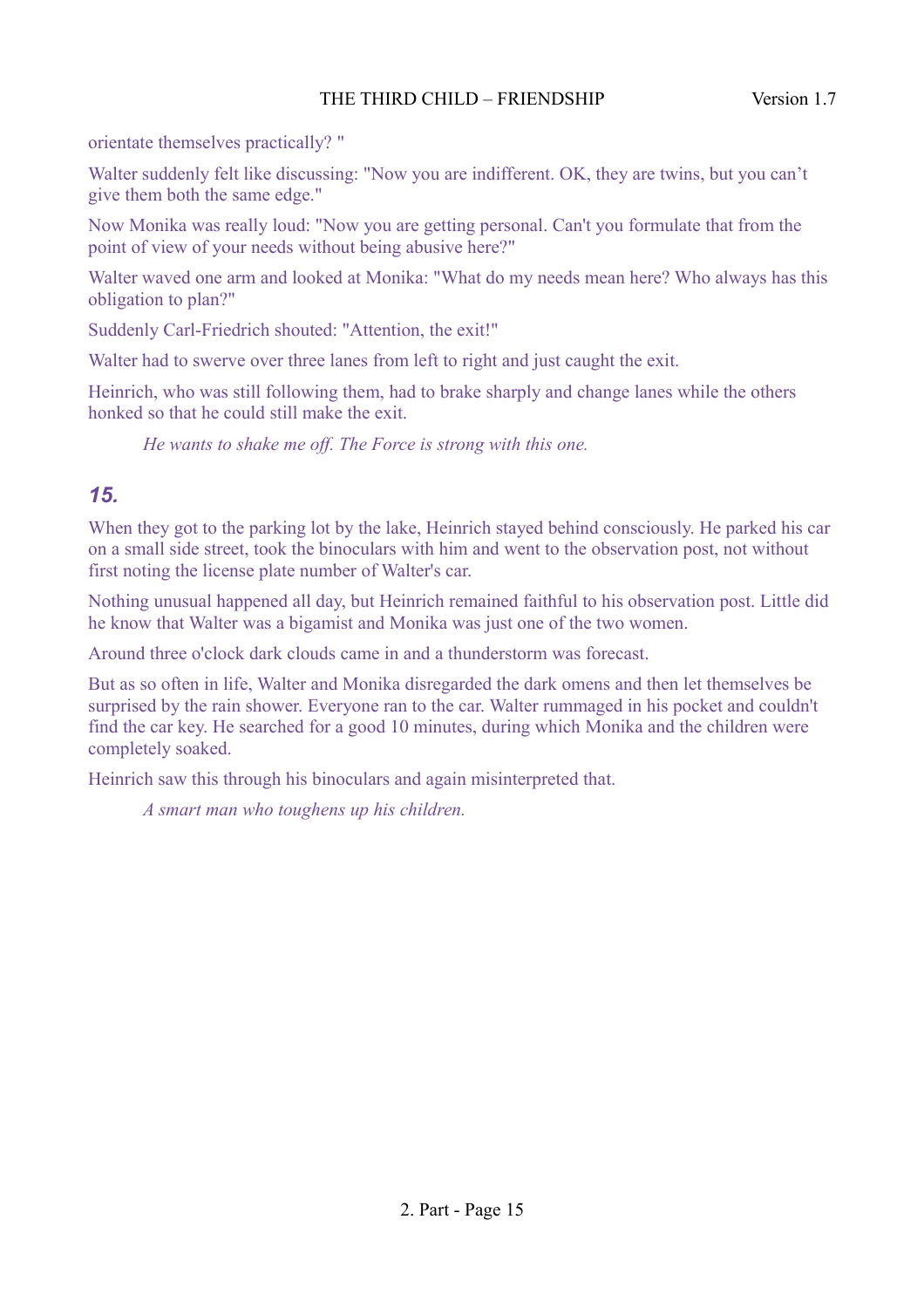orientate themselves practically? "

Walter suddenly felt like discussing: "Now you are indifferent. OK, they are twins, but you can't give them both the same edge."

Now Monika was really loud: "Now you are getting personal. Can't you formulate that from the point of view of your needs without being abusive here?"

Walter waved one arm and looked at Monika: "What do my needs mean here? Who always has this obligation to plan?"

Suddenly Carl-Friedrich shouted: "Attention, the exit!"

Walter had to swerve over three lanes from left to right and just caught the exit.

Heinrich, who was still following them, had to brake sharply and change lanes while the others honked so that he could still make the exit.

> *He wants to shake me off. The Force is strong with this one.*

### *15.*

When they got to the parking lot by the lake, Heinrich stayed behind consciously. He parked his car on a small side street, took the binoculars with him and went to the observation post, not without first noting the license plate number of Walter's car.

Nothing unusual happened all day, but Heinrich remained faithful to his observation post. Little did he know that Walter was a bigamist and Monika was just one of the two women.

Around three o'clock dark clouds came in and a thunderstorm was forecast.

But as so often in life, Walter and Monika disregarded the dark omens and then let themselves be surprised by the rain shower. Everyone ran to the car. Walter rummaged in his pocket and couldn't find the car key. He searched for a good 10 minutes, during which Monika and the children were completely soaked.

Heinrich saw this through his binoculars and again misinterpreted that.

> *A smart man who toughens up his children.*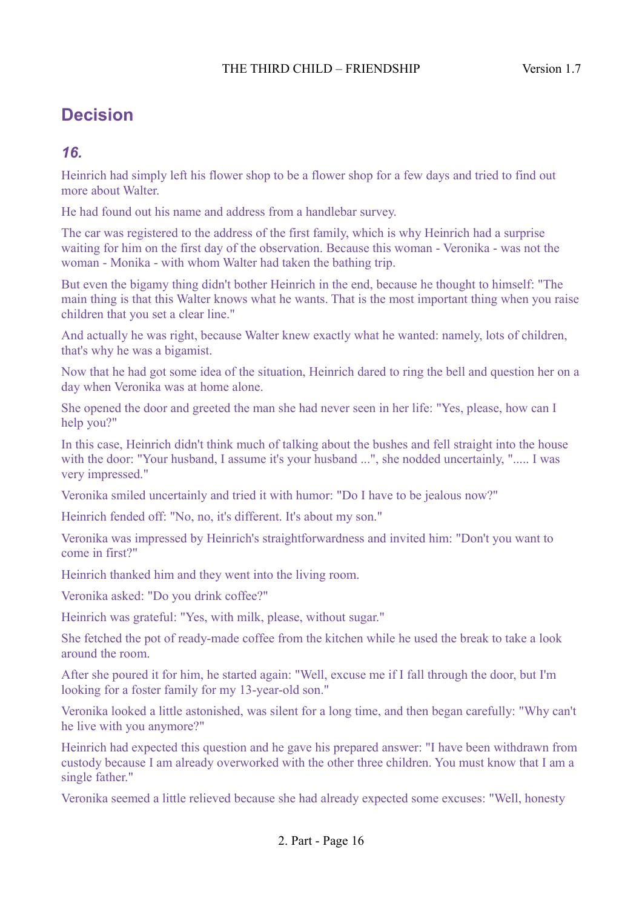## Decision

### *16.*

Heinrich had simply left his flower shop to be a flower shop for a few days and tried to find out more about Walter.

He had found out his name and address from a handlebar survey.

The car was registered to the address of the first family, which is why Heinrich had a surprise waiting for him on the first day of the observation. Because this woman - Veronika - was not the woman - Monika - with whom Walter had taken the bathing trip.

But even the bigamy thing didn't bother Heinrich in the end, because he thought to himself: "The main thing is that this Walter knows what he wants. That is the most important thing when you raise children that you set a clear line."

And actually he was right, because Walter knew exactly what he wanted: namely, lots of children, that's why he was a bigamist.

Now that he had got some idea of the situation, Heinrich dared to ring the bell and question her on a day when Veronika was at home alone.

She opened the door and greeted the man she had never seen in her life: "Yes, please, how can I help you?"

In this case, Heinrich didn't think much of talking about the bushes and fell straight into the house with the door: "Your husband, I assume it's your husband ...", she nodded uncertainly, "..... I was very impressed."

Veronika smiled uncertainly and tried it with humor: "Do I have to be jealous now?"

Heinrich fended off: "No, no, it's different. It's about my son."

Veronika was impressed by Heinrich's straightforwardness and invited him: "Don't you want to come in first?"

Heinrich thanked him and they went into the living room.

Veronika asked: "Do you drink coffee?"

Heinrich was grateful: "Yes, with milk, please, without sugar."

She fetched the pot of ready-made coffee from the kitchen while he used the break to take a look around the room.

After she poured it for him, he started again: "Well, excuse me if I fall through the door, but I'm looking for a foster family for my 13-year-old son."

Veronika looked a little astonished, was silent for a long time, and then began carefully: "Why can't he live with you anymore?"

Heinrich had expected this question and he gave his prepared answer: "I have been withdrawn from custody because I am already overworked with the other three children. You must know that I am a single father."

Veronika seemed a little relieved because she had already expected some excuses: "Well, honesty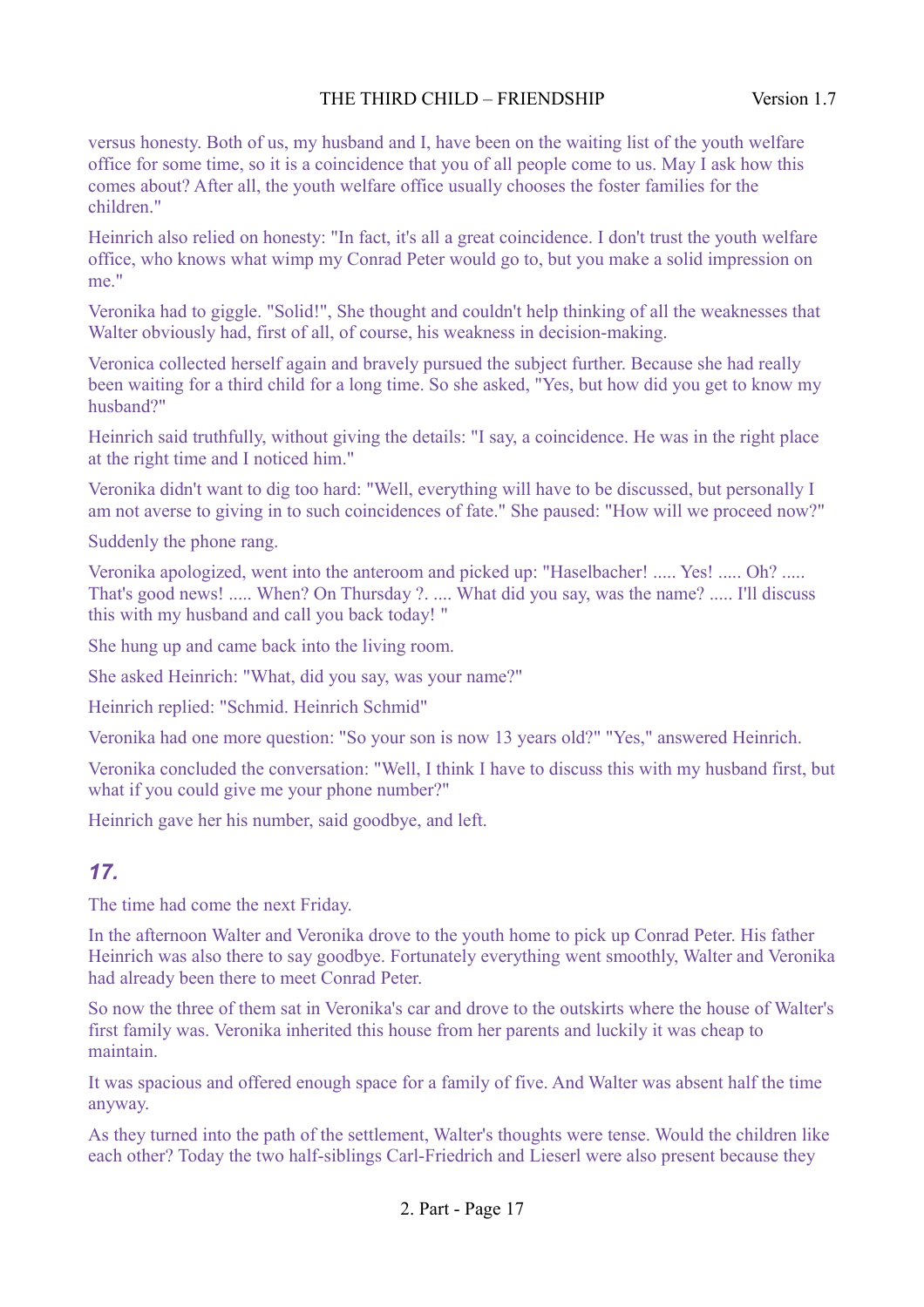versus honesty. Both of us, my husband and I, have been on the waiting list of the youth welfare office for some time, so it is a coincidence that you of all people come to us. May I ask how this comes about? After all, the youth welfare office usually chooses the foster families for the children."

Heinrich also relied on honesty: "In fact, it's all a great coincidence. I don't trust the youth welfare office, who knows what wimp my Conrad Peter would go to, but you make a solid impression on me."

Veronika had to giggle. "Solid!", She thought and couldn't help thinking of all the weaknesses that Walter obviously had, first of all, of course, his weakness in decision-making.

Veronica collected herself again and bravely pursued the subject further. Because she had really been waiting for a third child for a long time. So she asked, "Yes, but how did you get to know my husband?"

Heinrich said truthfully, without giving the details: "I say, a coincidence. He was in the right place at the right time and I noticed him."

Veronika didn't want to dig too hard: "Well, everything will have to be discussed, but personally I am not averse to giving in to such coincidences of fate." She paused: "How will we proceed now?"

Suddenly the phone rang.

Veronika apologized, went into the anteroom and picked up: "Haselbacher! ..... Yes! ..... Oh? ..... That's good news! ..... When? On Thursday ?. .... What did you say, was the name? ..... I'll discuss this with my husband and call you back today! "

She hung up and came back into the living room.

She asked Heinrich: "What, did you say, was your name?"

Heinrich replied: "Schmid. Heinrich Schmid"

Veronika had one more question: "So your son is now 13 years old?" "Yes," answered Heinrich.

Veronika concluded the conversation: "Well, I think I have to discuss this with my husband first, but what if you could give me your phone number?"

Heinrich gave her his number, said goodbye, and left.

## *17.*

The time had come the next Friday.

In the afternoon Walter and Veronika drove to the youth home to pick up Conrad Peter. His father Heinrich was also there to say goodbye. Fortunately everything went smoothly, Walter and Veronika had already been there to meet Conrad Peter.

So now the three of them sat in Veronika's car and drove to the outskirts where the house of Walter's first family was. Veronika inherited this house from her parents and luckily it was cheap to maintain.

It was spacious and offered enough space for a family of five. And Walter was absent half the time anyway.

As they turned into the path of the settlement, Walter's thoughts were tense. Would the children like each other? Today the two half-siblings Carl-Friedrich and Lieserl were also present because they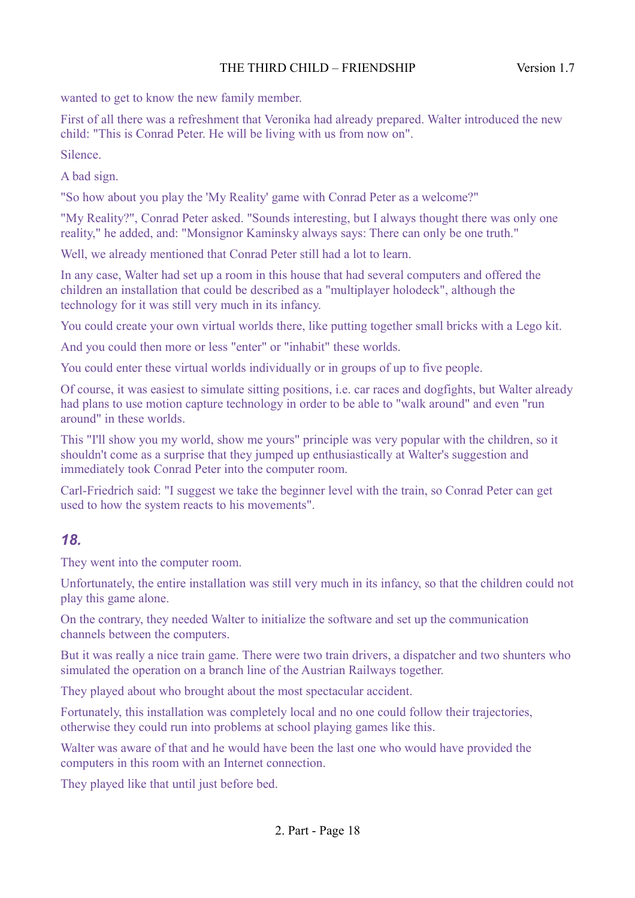wanted to get to know the new family member.

First of all there was a refreshment that Veronika had already prepared. Walter introduced the new child: "This is Conrad Peter. He will be living with us from now on".

Silence.

A bad sign.

"So how about you play the 'My Reality' game with Conrad Peter as a welcome?"

"My Reality?", Conrad Peter asked. "Sounds interesting, but I always thought there was only one reality," he added, and: "Monsignor Kaminsky always says: There can only be one truth."

Well, we already mentioned that Conrad Peter still had a lot to learn.

In any case, Walter had set up a room in this house that had several computers and offered the children an installation that could be described as a "multiplayer holodeck", although the technology for it was still very much in its infancy.

You could create your own virtual worlds there, like putting together small bricks with a Lego kit.

And you could then more or less "enter" or "inhabit" these worlds.

You could enter these virtual worlds individually or in groups of up to five people.

Of course, it was easiest to simulate sitting positions, i.e. car races and dogfights, but Walter already had plans to use motion capture technology in order to be able to "walk around" and even "run around" in these worlds.

This "I'll show you my world, show me yours" principle was very popular with the children, so it shouldn't come as a surprise that they jumped up enthusiastically at Walter's suggestion and immediately took Conrad Peter into the computer room.

Carl-Friedrich said: "I suggest we take the beginner level with the train, so Conrad Peter can get used to how the system reacts to his movements".

## *18.*

They went into the computer room.

Unfortunately, the entire installation was still very much in its infancy, so that the children could not play this game alone.

On the contrary, they needed Walter to initialize the software and set up the communication channels between the computers.

But it was really a nice train game. There were two train drivers, a dispatcher and two shunters who simulated the operation on a branch line of the Austrian Railways together.

They played about who brought about the most spectacular accident.

Fortunately, this installation was completely local and no one could follow their trajectories, otherwise they could run into problems at school playing games like this.

Walter was aware of that and he would have been the last one who would have provided the computers in this room with an Internet connection.

They played like that until just before bed.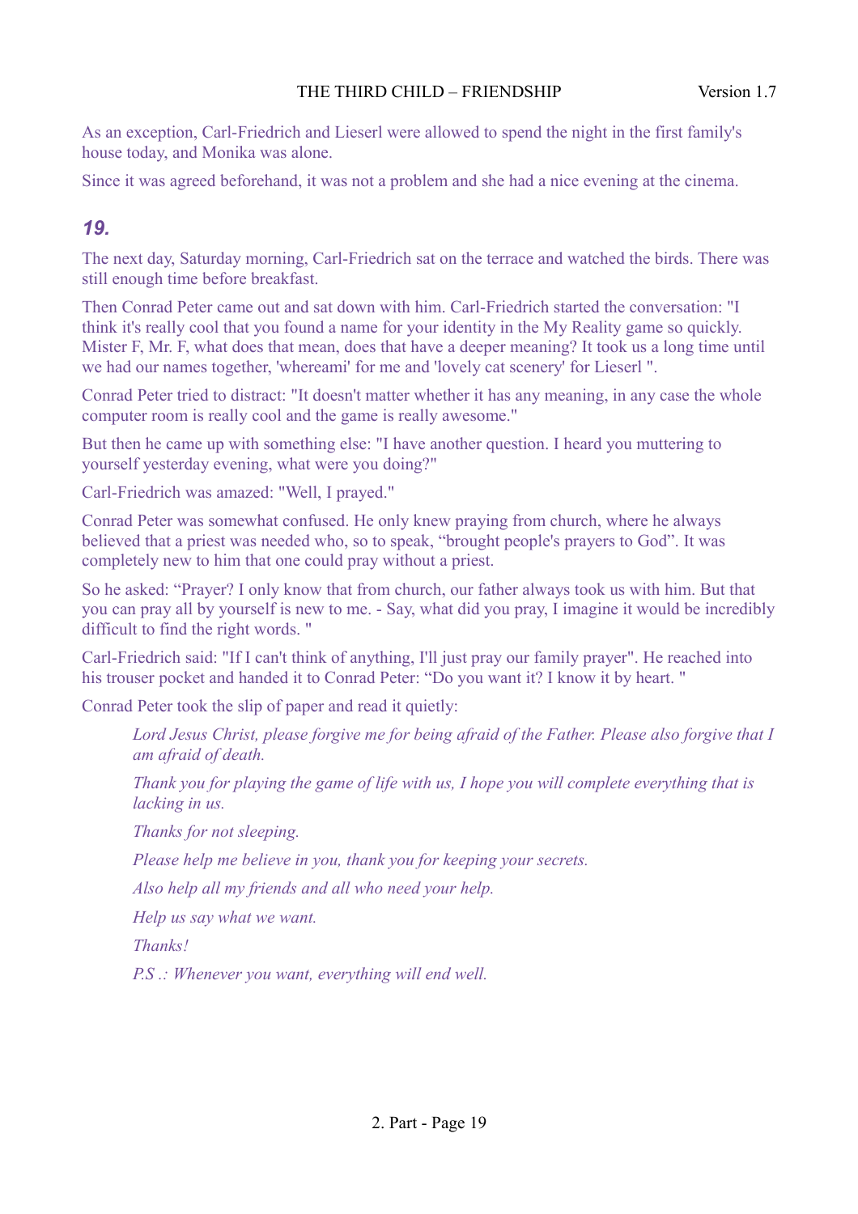As an exception, Carl-Friedrich and Lieserl were allowed to spend the night in the first family's house today, and Monika was alone.

Since it was agreed beforehand, it was not a problem and she had a nice evening at the cinema.

## *19.*

The next day, Saturday morning, Carl-Friedrich sat on the terrace and watched the birds. There was still enough time before breakfast.

Then Conrad Peter came out and sat down with him. Carl-Friedrich started the conversation: "I think it's really cool that you found a name for your identity in the My Reality game so quickly. Mister F, Mr. F, what does that mean, does that have a deeper meaning? It took us a long time until we had our names together, 'whereami' for me and 'lovely cat scenery' for Lieserl ".

Conrad Peter tried to distract: "It doesn't matter whether it has any meaning, in any case the whole computer room is really cool and the game is really awesome."

But then he came up with something else: "I have another question. I heard you muttering to yourself yesterday evening, what were you doing?"

Carl-Friedrich was amazed: "Well, I prayed."

Conrad Peter was somewhat confused. He only knew praying from church, where he always believed that a priest was needed who, so to speak, “brought people's prayers to God”. It was completely new to him that one could pray without a priest.

So he asked: “Prayer? I only know that from church, our father always took us with him. But that you can pray all by yourself is new to me. - Say, what did you pray, I imagine it would be incredibly difficult to find the right words. "

Carl-Friedrich said: "If I can't think of anything, I'll just pray our family prayer". He reached into his trouser pocket and handed it to Conrad Peter: “Do you want it? I know it by heart. "

Conrad Peter took the slip of paper and read it quietly:

> *Lord Jesus Christ, please forgive me for being afraid of the Father. Please also forgive that I am afraid of death.*
>
> *Thank you for playing the game of life with us, I hope you will complete everything that is lacking in us.*
>
> *Thanks for not sleeping.*
>
> *Please help me believe in you, thank you for keeping your secrets.*
>
> *Also help all my friends and all who need your help.*
>
> *Help us say what we want.*
>
> *Thanks!*
>
> *P.S .: Whenever you want, everything will end well.*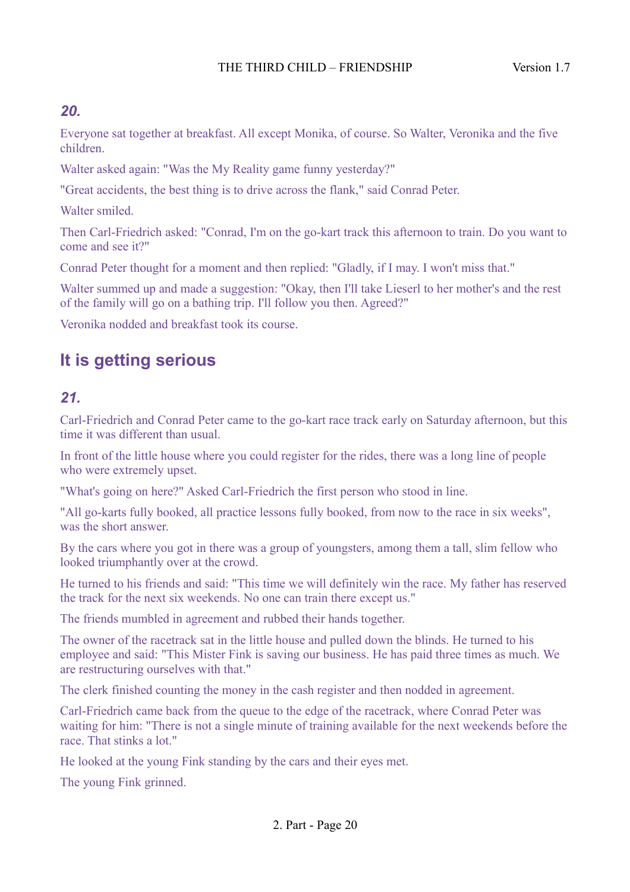### *20.*

Everyone sat together at breakfast. All except Monika, of course. So Walter, Veronika and the five children.

Walter asked again: "Was the My Reality game funny yesterday?"

"Great accidents, the best thing is to drive across the flank," said Conrad Peter.

Walter smiled.

Then Carl-Friedrich asked: "Conrad, I'm on the go-kart track this afternoon to train. Do you want to come and see it?"

Conrad Peter thought for a moment and then replied: "Gladly, if I may. I won't miss that."

Walter summed up and made a suggestion: "Okay, then I'll take Lieserl to her mother's and the rest of the family will go on a bathing trip. I'll follow you then. Agreed?"

Veronika nodded and breakfast took its course.

## It is getting serious

### *21.*

Carl-Friedrich and Conrad Peter came to the go-kart race track early on Saturday afternoon, but this time it was different than usual.

In front of the little house where you could register for the rides, there was a long line of people who were extremely upset.

"What's going on here?" Asked Carl-Friedrich the first person who stood in line.

"All go-karts fully booked, all practice lessons fully booked, from now to the race in six weeks", was the short answer.

By the cars where you got in there was a group of youngsters, among them a tall, slim fellow who looked triumphantly over at the crowd.

He turned to his friends and said: "This time we will definitely win the race. My father has reserved the track for the next six weekends. No one can train there except us."

The friends mumbled in agreement and rubbed their hands together.

The owner of the racetrack sat in the little house and pulled down the blinds. He turned to his employee and said: "This Mister Fink is saving our business. He has paid three times as much. We are restructuring ourselves with that."

The clerk finished counting the money in the cash register and then nodded in agreement.

Carl-Friedrich came back from the queue to the edge of the racetrack, where Conrad Peter was waiting for him: "There is not a single minute of training available for the next weekends before the race. That stinks a lot."

He looked at the young Fink standing by the cars and their eyes met.

The young Fink grinned.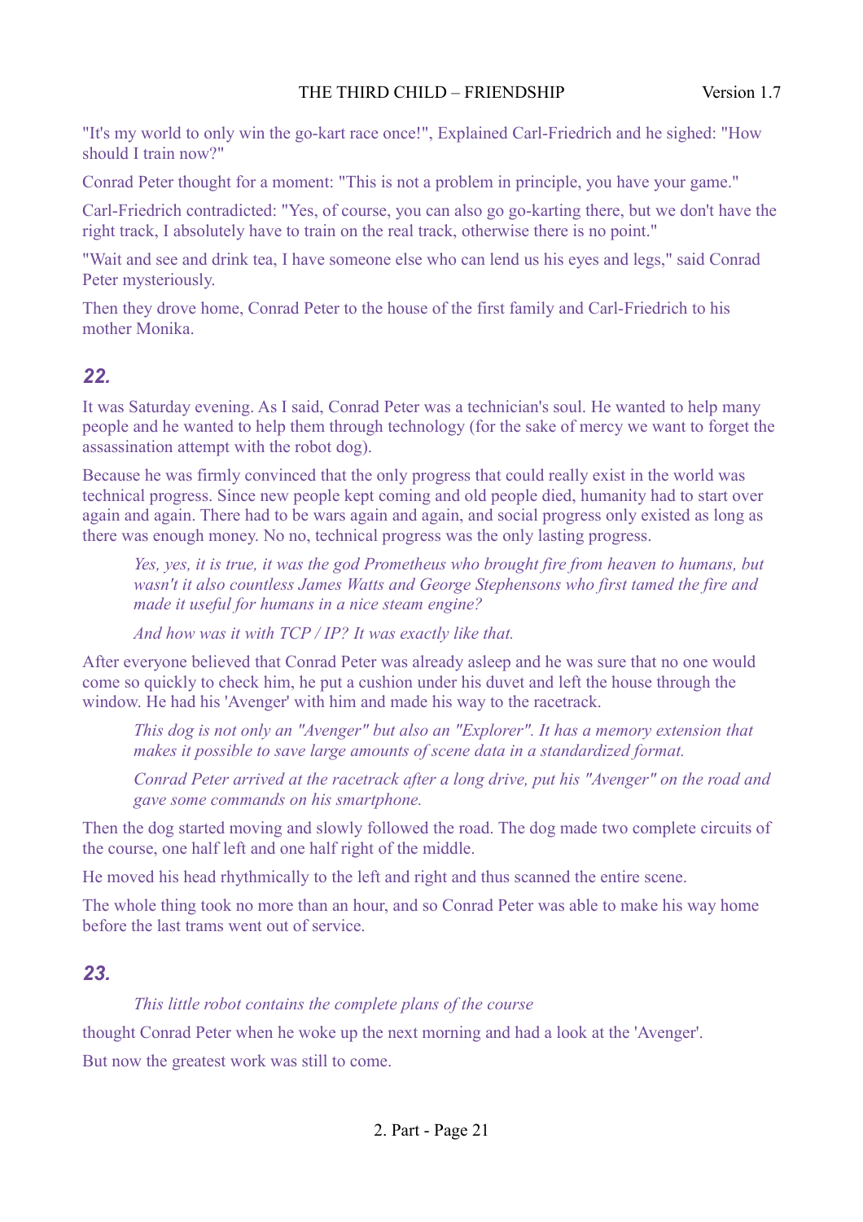"It's my world to only win the go-kart race once!", Explained Carl-Friedrich and he sighed: "How should I train now?"

Conrad Peter thought for a moment: "This is not a problem in principle, you have your game."

Carl-Friedrich contradicted: "Yes, of course, you can also go go-karting there, but we don't have the right track, I absolutely have to train on the real track, otherwise there is no point."

"Wait and see and drink tea, I have someone else who can lend us his eyes and legs," said Conrad Peter mysteriously.

Then they drove home, Conrad Peter to the house of the first family and Carl-Friedrich to his mother Monika.

### *22.*

It was Saturday evening. As I said, Conrad Peter was a technician's soul. He wanted to help many people and he wanted to help them through technology (for the sake of mercy we want to forget the assassination attempt with the robot dog).

Because he was firmly convinced that the only progress that could really exist in the world was technical progress. Since new people kept coming and old people died, humanity had to start over again and again. There had to be wars again and again, and social progress only existed as long as there was enough money. No no, technical progress was the only lasting progress.

> *Yes, yes, it is true, it was the god Prometheus who brought fire from heaven to humans, but wasn't it also countless James Watts and George Stephensons who first tamed the fire and made it useful for humans in a nice steam engine?*
>
> *And how was it with TCP / IP? It was exactly like that.*

After everyone believed that Conrad Peter was already asleep and he was sure that no one would come so quickly to check him, he put a cushion under his duvet and left the house through the window. He had his 'Avenger' with him and made his way to the racetrack.

> *This dog is not only an "Avenger" but also an "Explorer". It has a memory extension that makes it possible to save large amounts of scene data in a standardized format.*
>
> *Conrad Peter arrived at the racetrack after a long drive, put his "Avenger" on the road and gave some commands on his smartphone.*

Then the dog started moving and slowly followed the road. The dog made two complete circuits of the course, one half left and one half right of the middle.

He moved his head rhythmically to the left and right and thus scanned the entire scene.

The whole thing took no more than an hour, and so Conrad Peter was able to make his way home before the last trams went out of service.

### *23.*

> *This little robot contains the complete plans of the course*

thought Conrad Peter when he woke up the next morning and had a look at the 'Avenger'.

But now the greatest work was still to come.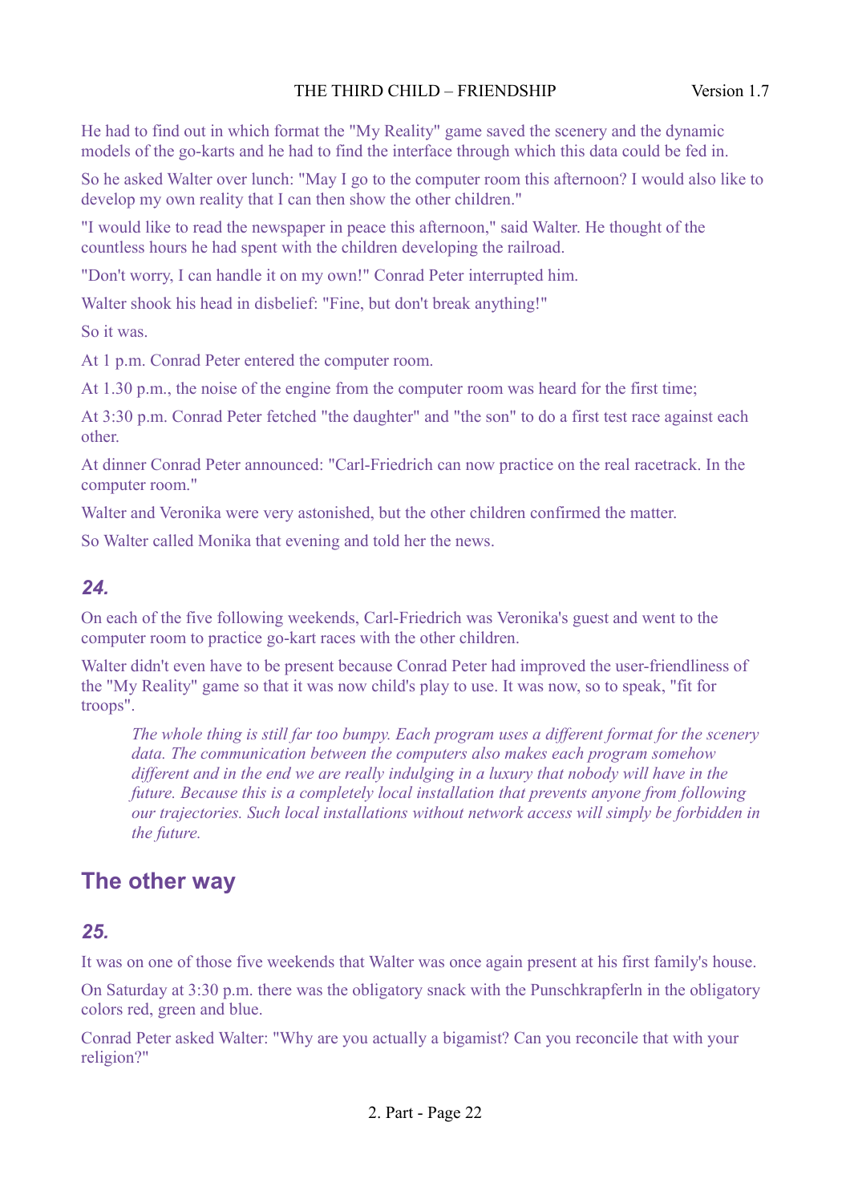He had to find out in which format the "My Reality" game saved the scenery and the dynamic models of the go-karts and he had to find the interface through which this data could be fed in.

So he asked Walter over lunch: "May I go to the computer room this afternoon? I would also like to develop my own reality that I can then show the other children."

"I would like to read the newspaper in peace this afternoon," said Walter. He thought of the countless hours he had spent with the children developing the railroad.

"Don't worry, I can handle it on my own!" Conrad Peter interrupted him.

Walter shook his head in disbelief: "Fine, but don't break anything!"

So it was.

At 1 p.m. Conrad Peter entered the computer room.

At 1.30 p.m., the noise of the engine from the computer room was heard for the first time;

At 3:30 p.m. Conrad Peter fetched "the daughter" and "the son" to do a first test race against each other.

At dinner Conrad Peter announced: "Carl-Friedrich can now practice on the real racetrack. In the computer room."

Walter and Veronika were very astonished, but the other children confirmed the matter.

So Walter called Monika that evening and told her the news.

### *24.*

On each of the five following weekends, Carl-Friedrich was Veronika's guest and went to the computer room to practice go-kart races with the other children.

Walter didn't even have to be present because Conrad Peter had improved the user-friendliness of the "My Reality" game so that it was now child's play to use. It was now, so to speak, "fit for troops".

> *The whole thing is still far too bumpy. Each program uses a different format for the scenery data. The communication between the computers also makes each program somehow different and in the end we are really indulging in a luxury that nobody will have in the future. Because this is a completely local installation that prevents anyone from following our trajectories. Such local installations without network access will simply be forbidden in the future.*

## The other way

### *25.*

It was on one of those five weekends that Walter was once again present at his first family's house.

On Saturday at 3:30 p.m. there was the obligatory snack with the Punschkrapferln in the obligatory colors red, green and blue.

Conrad Peter asked Walter: "Why are you actually a bigamist? Can you reconcile that with your religion?"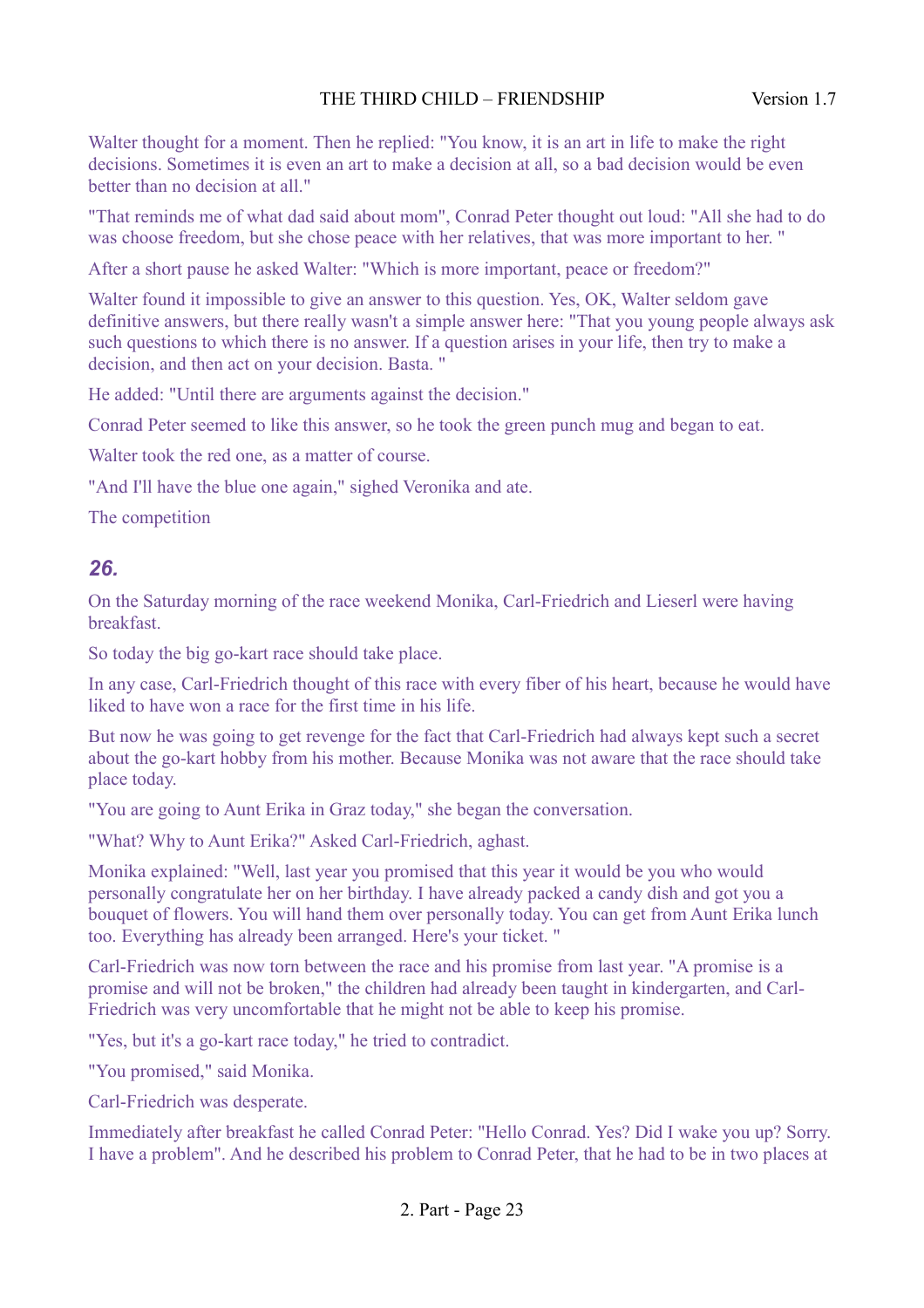Walter thought for a moment. Then he replied: "You know, it is an art in life to make the right decisions. Sometimes it is even an art to make a decision at all, so a bad decision would be even better than no decision at all."

"That reminds me of what dad said about mom", Conrad Peter thought out loud: "All she had to do was choose freedom, but she chose peace with her relatives, that was more important to her. "

After a short pause he asked Walter: "Which is more important, peace or freedom?"

Walter found it impossible to give an answer to this question. Yes, OK, Walter seldom gave definitive answers, but there really wasn't a simple answer here: "That you young people always ask such questions to which there is no answer. If a question arises in your life, then try to make a decision, and then act on your decision. Basta. "

He added: "Until there are arguments against the decision."

Conrad Peter seemed to like this answer, so he took the green punch mug and began to eat.

Walter took the red one, as a matter of course.

"And I'll have the blue one again," sighed Veronika and ate.

The competition

## *26.*

On the Saturday morning of the race weekend Monika, Carl-Friedrich and Lieserl were having breakfast.

So today the big go-kart race should take place.

In any case, Carl-Friedrich thought of this race with every fiber of his heart, because he would have liked to have won a race for the first time in his life.

But now he was going to get revenge for the fact that Carl-Friedrich had always kept such a secret about the go-kart hobby from his mother. Because Monika was not aware that the race should take place today.

"You are going to Aunt Erika in Graz today," she began the conversation.

"What? Why to Aunt Erika?" Asked Carl-Friedrich, aghast.

Monika explained: "Well, last year you promised that this year it would be you who would personally congratulate her on her birthday. I have already packed a candy dish and got you a bouquet of flowers. You will hand them over personally today. You can get from Aunt Erika lunch too. Everything has already been arranged. Here's your ticket. "

Carl-Friedrich was now torn between the race and his promise from last year. "A promise is a promise and will not be broken," the children had already been taught in kindergarten, and Carl-Friedrich was very uncomfortable that he might not be able to keep his promise.

"Yes, but it's a go-kart race today," he tried to contradict.

"You promised," said Monika.

Carl-Friedrich was desperate.

Immediately after breakfast he called Conrad Peter: "Hello Conrad. Yes? Did I wake you up? Sorry. I have a problem". And he described his problem to Conrad Peter, that he had to be in two places at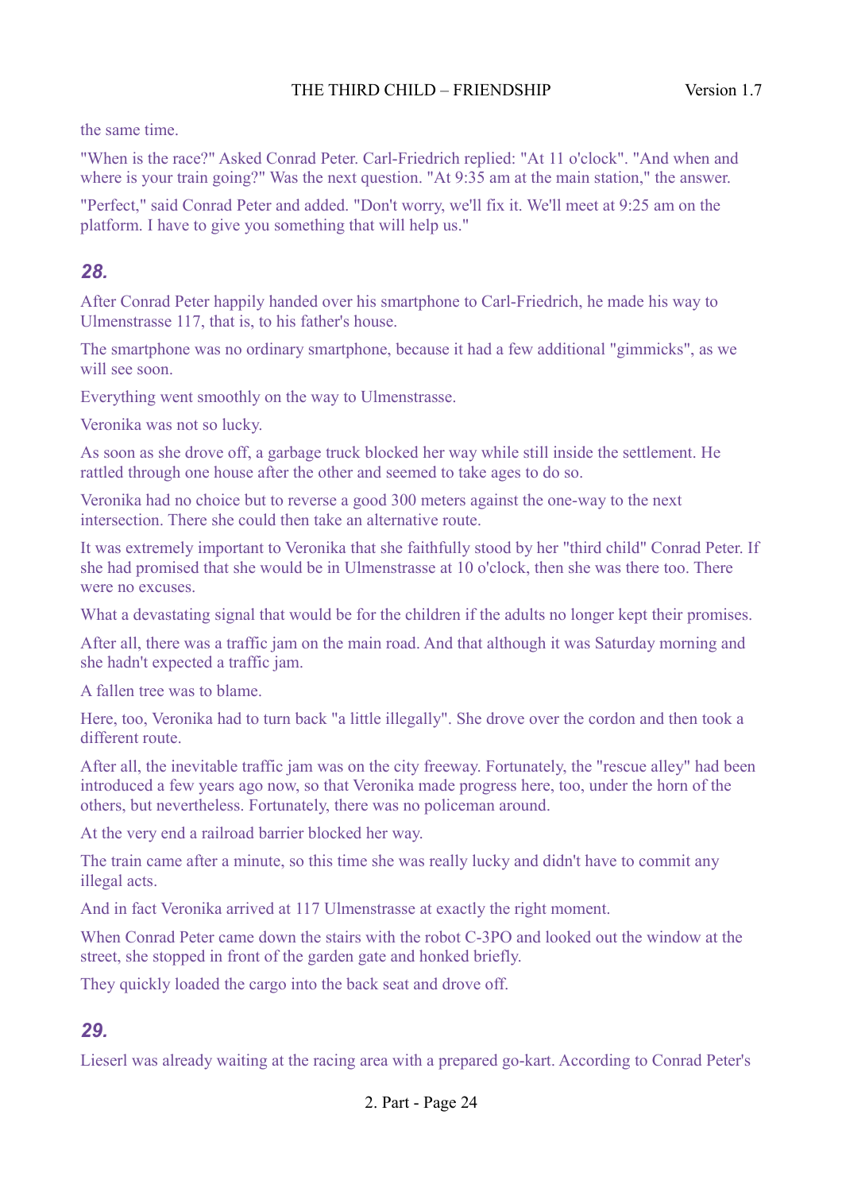the same time.

"When is the race?" Asked Conrad Peter. Carl-Friedrich replied: "At 11 o'clock". "And when and where is your train going?" Was the next question. "At 9:35 am at the main station," the answer.

"Perfect," said Conrad Peter and added. "Don't worry, we'll fix it. We'll meet at 9:25 am on the platform. I have to give you something that will help us."

### *28.*

After Conrad Peter happily handed over his smartphone to Carl-Friedrich, he made his way to Ulmenstrasse 117, that is, to his father's house.

The smartphone was no ordinary smartphone, because it had a few additional "gimmicks", as we will see soon.

Everything went smoothly on the way to Ulmenstrasse.

Veronika was not so lucky.

As soon as she drove off, a garbage truck blocked her way while still inside the settlement. He rattled through one house after the other and seemed to take ages to do so.

Veronika had no choice but to reverse a good 300 meters against the one-way to the next intersection. There she could then take an alternative route.

It was extremely important to Veronika that she faithfully stood by her "third child" Conrad Peter. If she had promised that she would be in Ulmenstrasse at 10 o'clock, then she was there too. There were no excuses.

What a devastating signal that would be for the children if the adults no longer kept their promises.

After all, there was a traffic jam on the main road. And that although it was Saturday morning and she hadn't expected a traffic jam.

A fallen tree was to blame.

Here, too, Veronika had to turn back "a little illegally". She drove over the cordon and then took a different route.

After all, the inevitable traffic jam was on the city freeway. Fortunately, the "rescue alley" had been introduced a few years ago now, so that Veronika made progress here, too, under the horn of the others, but nevertheless. Fortunately, there was no policeman around.

At the very end a railroad barrier blocked her way.

The train came after a minute, so this time she was really lucky and didn't have to commit any illegal acts.

And in fact Veronika arrived at 117 Ulmenstrasse at exactly the right moment.

When Conrad Peter came down the stairs with the robot C-3PO and looked out the window at the street, she stopped in front of the garden gate and honked briefly.

They quickly loaded the cargo into the back seat and drove off.

### *29.*

Lieserl was already waiting at the racing area with a prepared go-kart. According to Conrad Peter's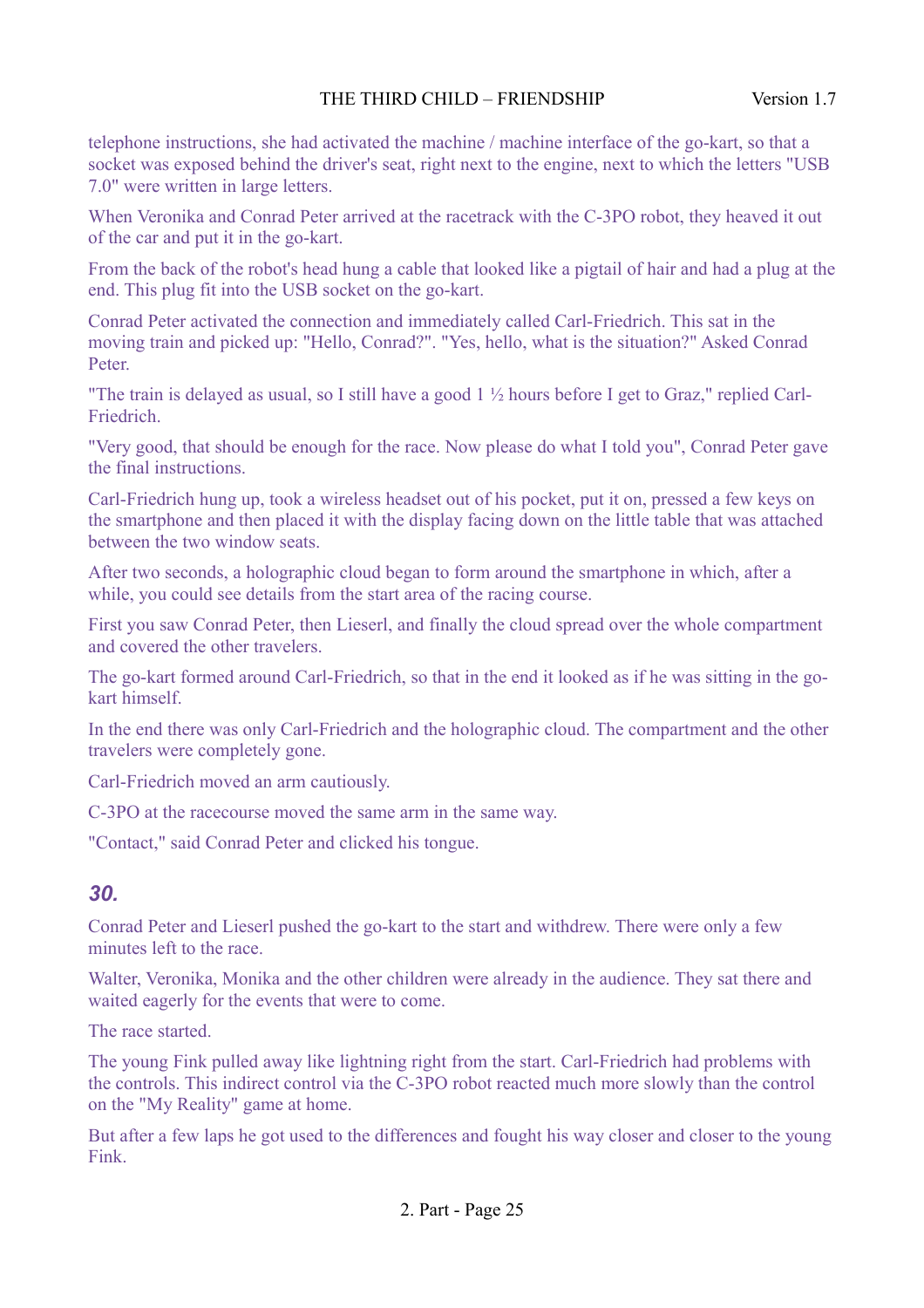telephone instructions, she had activated the machine / machine interface of the go-kart, so that a socket was exposed behind the driver's seat, right next to the engine, next to which the letters "USB 7.0" were written in large letters.

When Veronika and Conrad Peter arrived at the racetrack with the C-3PO robot, they heaved it out of the car and put it in the go-kart.

From the back of the robot's head hung a cable that looked like a pigtail of hair and had a plug at the end. This plug fit into the USB socket on the go-kart.

Conrad Peter activated the connection and immediately called Carl-Friedrich. This sat in the moving train and picked up: "Hello, Conrad?". "Yes, hello, what is the situation?" Asked Conrad Peter.

"The train is delayed as usual, so I still have a good 1 ½ hours before I get to Graz," replied Carl-Friedrich.

"Very good, that should be enough for the race. Now please do what I told you", Conrad Peter gave the final instructions.

Carl-Friedrich hung up, took a wireless headset out of his pocket, put it on, pressed a few keys on the smartphone and then placed it with the display facing down on the little table that was attached between the two window seats.

After two seconds, a holographic cloud began to form around the smartphone in which, after a while, you could see details from the start area of the racing course.

First you saw Conrad Peter, then Lieserl, and finally the cloud spread over the whole compartment and covered the other travelers.

The go-kart formed around Carl-Friedrich, so that in the end it looked as if he was sitting in the go-kart himself.

In the end there was only Carl-Friedrich and the holographic cloud. The compartment and the other travelers were completely gone.

Carl-Friedrich moved an arm cautiously.

C-3PO at the racecourse moved the same arm in the same way.

"Contact," said Conrad Peter and clicked his tongue.

## *30.*

Conrad Peter and Lieserl pushed the go-kart to the start and withdrew. There were only a few minutes left to the race.

Walter, Veronika, Monika and the other children were already in the audience. They sat there and waited eagerly for the events that were to come.

The race started.

The young Fink pulled away like lightning right from the start. Carl-Friedrich had problems with the controls. This indirect control via the C-3PO robot reacted much more slowly than the control on the "My Reality" game at home.

But after a few laps he got used to the differences and fought his way closer and closer to the young Fink.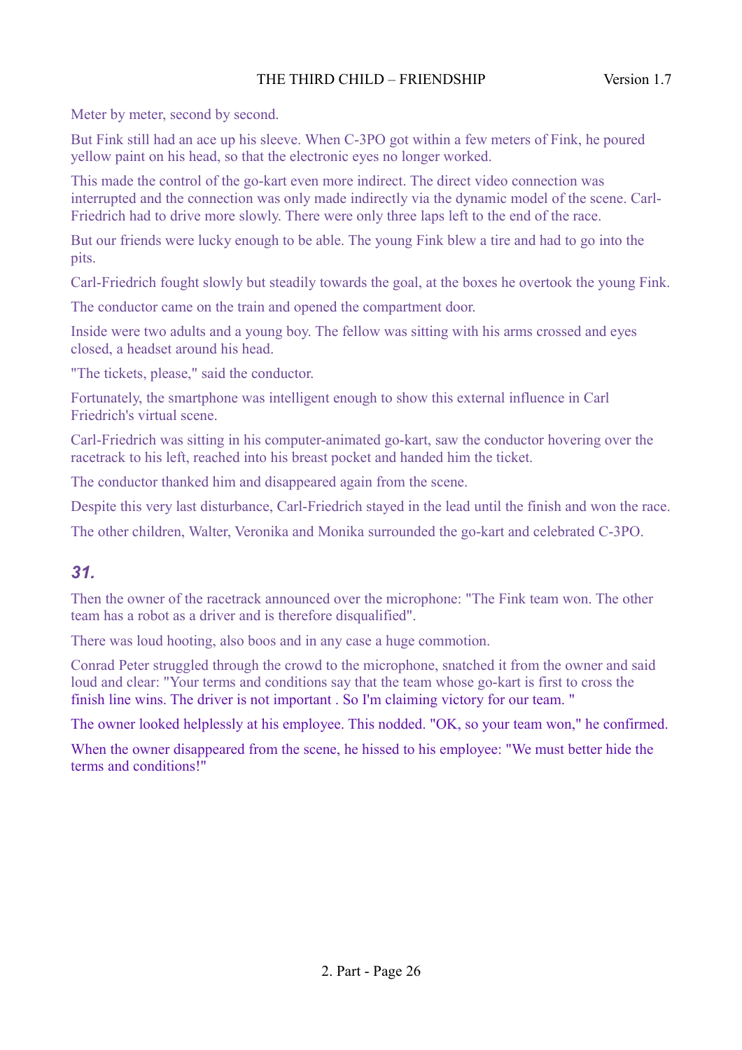Meter by meter, second by second.

But Fink still had an ace up his sleeve. When C-3PO got within a few meters of Fink, he poured yellow paint on his head, so that the electronic eyes no longer worked.

This made the control of the go-kart even more indirect. The direct video connection was interrupted and the connection was only made indirectly via the dynamic model of the scene. Carl-Friedrich had to drive more slowly. There were only three laps left to the end of the race.

But our friends were lucky enough to be able. The young Fink blew a tire and had to go into the pits.

Carl-Friedrich fought slowly but steadily towards the goal, at the boxes he overtook the young Fink.

The conductor came on the train and opened the compartment door.

Inside were two adults and a young boy. The fellow was sitting with his arms crossed and eyes closed, a headset around his head.

"The tickets, please," said the conductor.

Fortunately, the smartphone was intelligent enough to show this external influence in Carl Friedrich's virtual scene.

Carl-Friedrich was sitting in his computer-animated go-kart, saw the conductor hovering over the racetrack to his left, reached into his breast pocket and handed him the ticket.

The conductor thanked him and disappeared again from the scene.

Despite this very last disturbance, Carl-Friedrich stayed in the lead until the finish and won the race.

The other children, Walter, Veronika and Monika surrounded the go-kart and celebrated C-3PO.

## *31.*

Then the owner of the racetrack announced over the microphone: "The Fink team won. The other team has a robot as a driver and is therefore disqualified".

There was loud hooting, also boos and in any case a huge commotion.

Conrad Peter struggled through the crowd to the microphone, snatched it from the owner and said loud and clear: "Your terms and conditions say that the team whose go-kart is first to cross the finish line wins. The driver is not important . So I'm claiming victory for our team. "

The owner looked helplessly at his employee. This nodded. "OK, so your team won," he confirmed.

When the owner disappeared from the scene, he hissed to his employee: "We must better hide the terms and conditions!"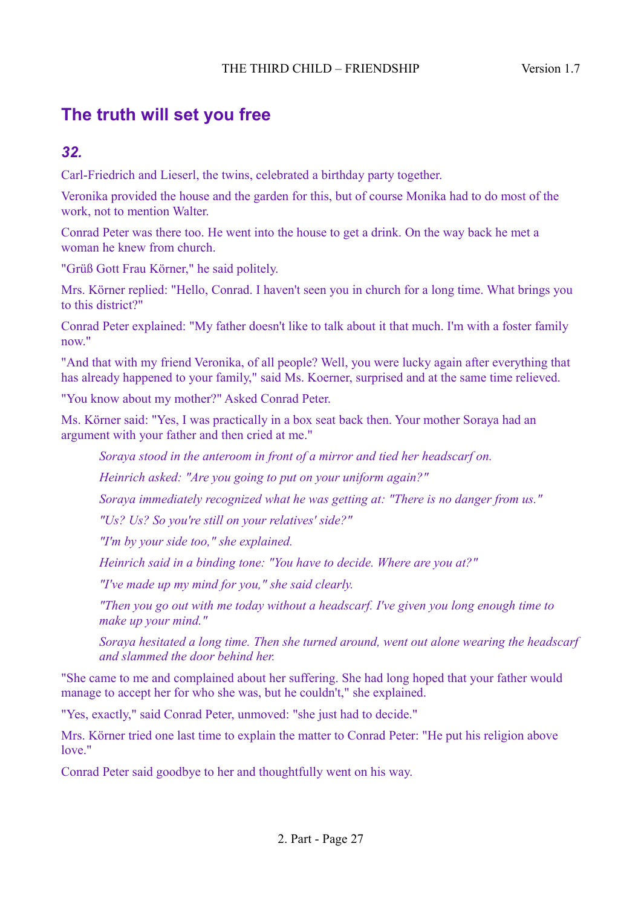## The truth will set you free

### *32.*

Carl-Friedrich and Lieserl, the twins, celebrated a birthday party together.

Veronika provided the house and the garden for this, but of course Monika had to do most of the work, not to mention Walter.

Conrad Peter was there too. He went into the house to get a drink. On the way back he met a woman he knew from church.

"Grüß Gott Frau Körner," he said politely.

Mrs. Körner replied: "Hello, Conrad. I haven't seen you in church for a long time. What brings you to this district?"

Conrad Peter explained: "My father doesn't like to talk about it that much. I'm with a foster family now."

"And that with my friend Veronika, of all people? Well, you were lucky again after everything that has already happened to your family," said Ms. Koerner, surprised and at the same time relieved.

"You know about my mother?" Asked Conrad Peter.

Ms. Körner said: "Yes, I was practically in a box seat back then. Your mother Soraya had an argument with your father and then cried at me."

> *Soraya stood in the anteroom in front of a mirror and tied her headscarf on.*
>
> *Heinrich asked: "Are you going to put on your uniform again?"*
>
> *Soraya immediately recognized what he was getting at: "There is no danger from us."*
>
> *"Us? Us? So you're still on your relatives' side?"*
>
> *"I'm by your side too," she explained.*
>
> *Heinrich said in a binding tone: "You have to decide. Where are you at?"*
>
> *"I've made up my mind for you," she said clearly.*
>
> *"Then you go out with me today without a headscarf. I've given you long enough time to make up your mind."*
>
> *Soraya hesitated a long time. Then she turned around, went out alone wearing the headscarf and slammed the door behind her.*

"She came to me and complained about her suffering. She had long hoped that your father would manage to accept her for who she was, but he couldn't," she explained.

"Yes, exactly," said Conrad Peter, unmoved: "she just had to decide."

Mrs. Körner tried one last time to explain the matter to Conrad Peter: "He put his religion above love."

Conrad Peter said goodbye to her and thoughtfully went on his way.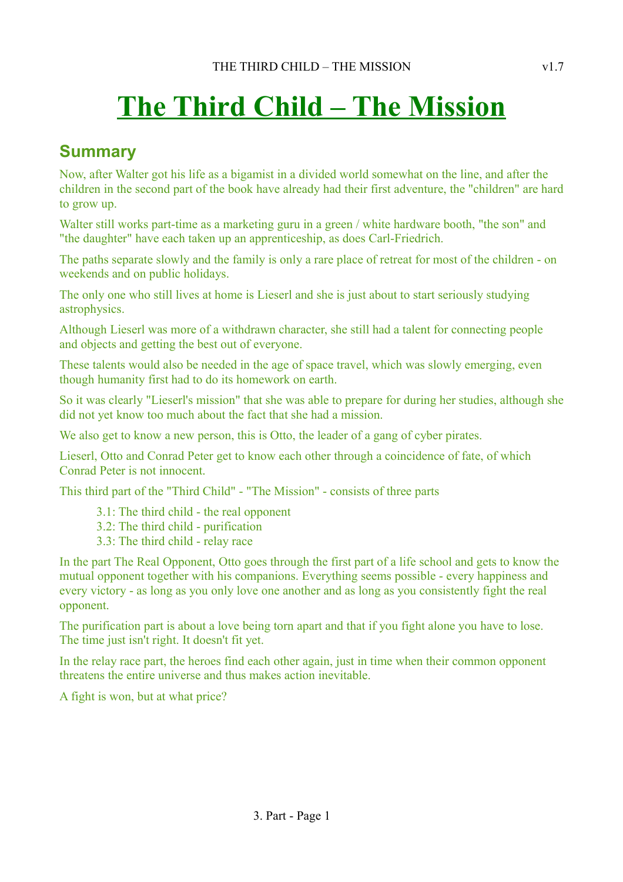# The Third Child – The Mission

## Summary

Now, after Walter got his life as a bigamist in a divided world somewhat on the line, and after the children in the second part of the book have already had their first adventure, the "children" are hard to grow up.

Walter still works part-time as a marketing guru in a green / white hardware booth, "the son" and "the daughter" have each taken up an apprenticeship, as does Carl-Friedrich.

The paths separate slowly and the family is only a rare place of retreat for most of the children - on weekends and on public holidays.

The only one who still lives at home is Lieserl and she is just about to start seriously studying astrophysics.

Although Lieserl was more of a withdrawn character, she still had a talent for connecting people and objects and getting the best out of everyone.

These talents would also be needed in the age of space travel, which was slowly emerging, even though humanity first had to do its homework on earth.

So it was clearly "Lieserl's mission" that she was able to prepare for during her studies, although she did not yet know too much about the fact that she had a mission.

We also get to know a new person, this is Otto, the leader of a gang of cyber pirates.

Lieserl, Otto and Conrad Peter get to know each other through a coincidence of fate, of which Conrad Peter is not innocent.

This third part of the "Third Child" - "The Mission" - consists of three parts

- 3.1: The third child - the real opponent
- 3.2: The third child - purification
- 3.3: The third child - relay race

In the part The Real Opponent, Otto goes through the first part of a life school and gets to know the mutual opponent together with his companions. Everything seems possible - every happiness and every victory - as long as you only love one another and as long as you consistently fight the real opponent.

The purification part is about a love being torn apart and that if you fight alone you have to lose. The time just isn't right. It doesn't fit yet.

In the relay race part, the heroes find each other again, just in time when their common opponent threatens the entire universe and thus makes action inevitable.

A fight is won, but at what price?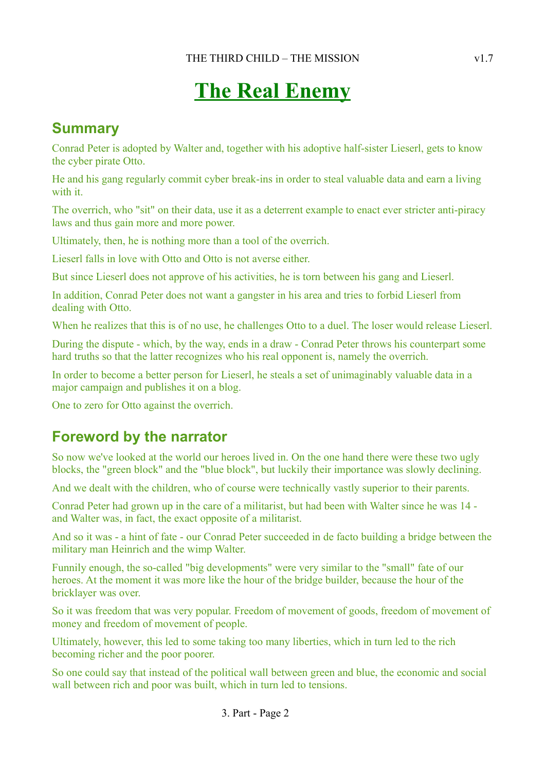# The Real Enemy

## Summary

Conrad Peter is adopted by Walter and, together with his adoptive half-sister Lieserl, gets to know the cyber pirate Otto.

He and his gang regularly commit cyber break-ins in order to steal valuable data and earn a living with it.

The overrich, who "sit" on their data, use it as a deterrent example to enact ever stricter anti-piracy laws and thus gain more and more power.

Ultimately, then, he is nothing more than a tool of the overrich.

Lieserl falls in love with Otto and Otto is not averse either.

But since Lieserl does not approve of his activities, he is torn between his gang and Lieserl.

In addition, Conrad Peter does not want a gangster in his area and tries to forbid Lieserl from dealing with Otto.

When he realizes that this is of no use, he challenges Otto to a duel. The loser would release Lieserl.

During the dispute - which, by the way, ends in a draw - Conrad Peter throws his counterpart some hard truths so that the latter recognizes who his real opponent is, namely the overrich.

In order to become a better person for Lieserl, he steals a set of unimaginably valuable data in a major campaign and publishes it on a blog.

One to zero for Otto against the overrich.

## Foreword by the narrator

So now we've looked at the world our heroes lived in. On the one hand there were these two ugly blocks, the "green block" and the "blue block", but luckily their importance was slowly declining.

And we dealt with the children, who of course were technically vastly superior to their parents.

Conrad Peter had grown up in the care of a militarist, but had been with Walter since he was 14 - and Walter was, in fact, the exact opposite of a militarist.

And so it was - a hint of fate - our Conrad Peter succeeded in de facto building a bridge between the military man Heinrich and the wimp Walter.

Funnily enough, the so-called "big developments" were very similar to the "small" fate of our heroes. At the moment it was more like the hour of the bridge builder, because the hour of the bricklayer was over.

So it was freedom that was very popular. Freedom of movement of goods, freedom of movement of money and freedom of movement of people.

Ultimately, however, this led to some taking too many liberties, which in turn led to the rich becoming richer and the poor poorer.

So one could say that instead of the political wall between green and blue, the economic and social wall between rich and poor was built, which in turn led to tensions.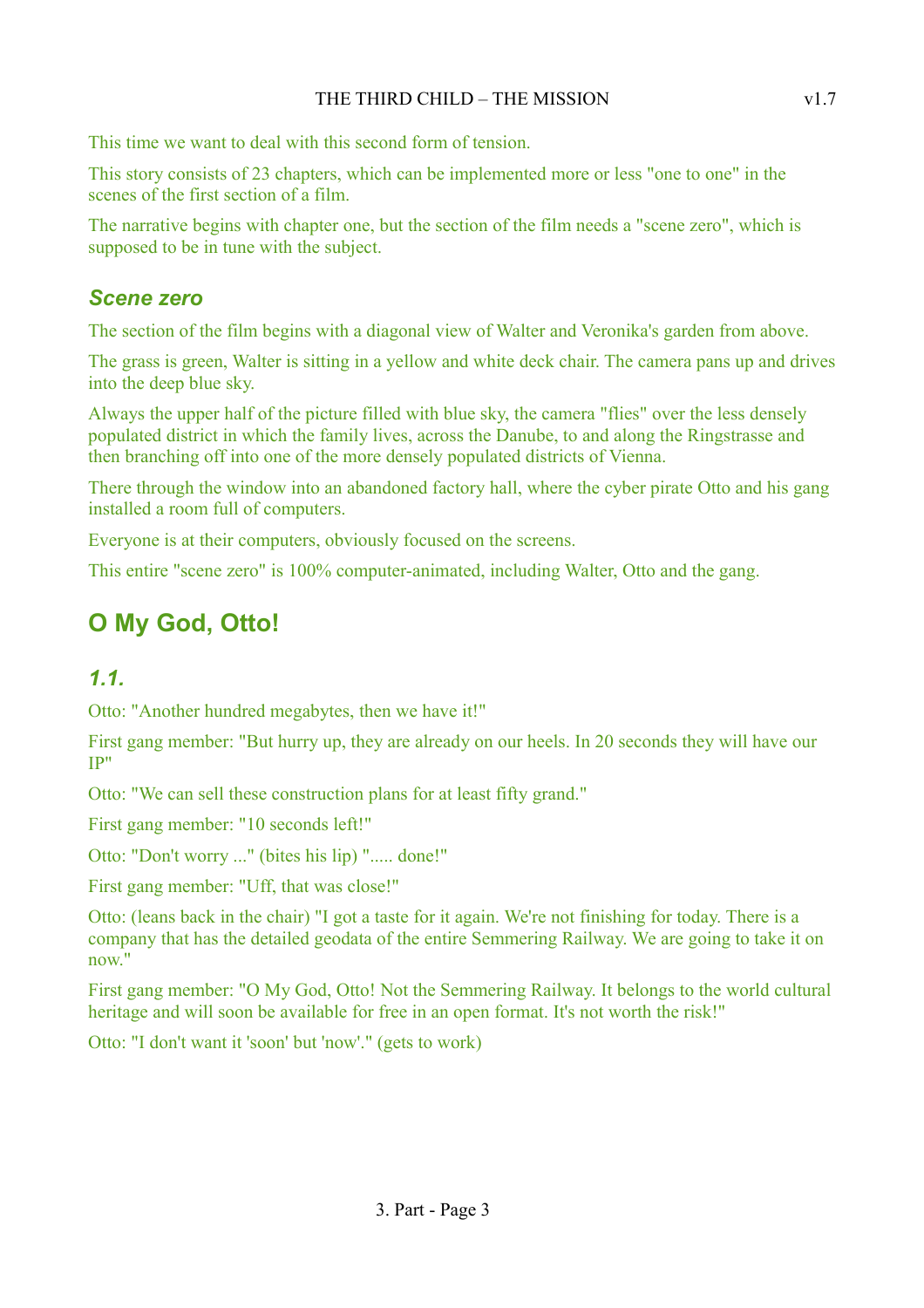This time we want to deal with this second form of tension.

This story consists of 23 chapters, which can be implemented more or less "one to one" in the scenes of the first section of a film.

The narrative begins with chapter one, but the section of the film needs a "scene zero", which is supposed to be in tune with the subject.

### *Scene zero*

The section of the film begins with a diagonal view of Walter and Veronika's garden from above.

The grass is green, Walter is sitting in a yellow and white deck chair. The camera pans up and drives into the deep blue sky.

Always the upper half of the picture filled with blue sky, the camera "flies" over the less densely populated district in which the family lives, across the Danube, to and along the Ringstrasse and then branching off into one of the more densely populated districts of Vienna.

There through the window into an abandoned factory hall, where the cyber pirate Otto and his gang installed a room full of computers.

Everyone is at their computers, obviously focused on the screens.

This entire "scene zero" is 100% computer-animated, including Walter, Otto and the gang.

## O My God, Otto!

### *1.1.*

Otto: "Another hundred megabytes, then we have it!"

First gang member: "But hurry up, they are already on our heels. In 20 seconds they will have our IP"

Otto: "We can sell these construction plans for at least fifty grand."

First gang member: "10 seconds left!"

Otto: "Don't worry ..." (bites his lip) "..... done!"

First gang member: "Uff, that was close!"

Otto: (leans back in the chair) "I got a taste for it again. We're not finishing for today. There is a company that has the detailed geodata of the entire Semmering Railway. We are going to take it on now."

First gang member: "O My God, Otto! Not the Semmering Railway. It belongs to the world cultural heritage and will soon be available for free in an open format. It's not worth the risk!"

Otto: "I don't want it 'soon' but 'now'." (gets to work)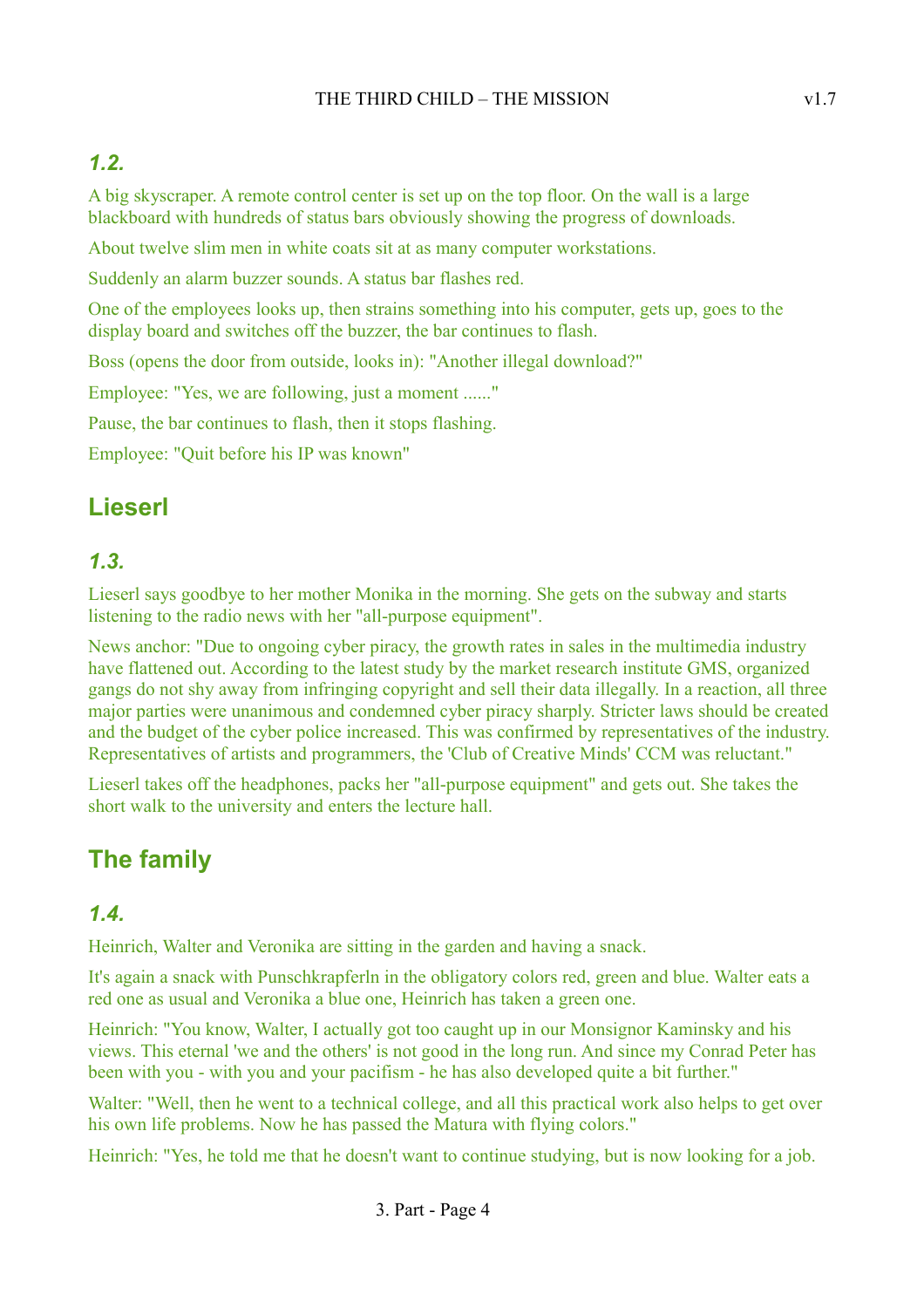### *1.2.*

A big skyscraper. A remote control center is set up on the top floor. On the wall is a large blackboard with hundreds of status bars obviously showing the progress of downloads.

About twelve slim men in white coats sit at as many computer workstations.

Suddenly an alarm buzzer sounds. A status bar flashes red.

One of the employees looks up, then strains something into his computer, gets up, goes to the display board and switches off the buzzer, the bar continues to flash.

Boss (opens the door from outside, looks in): "Another illegal download?"

Employee: "Yes, we are following, just a moment ......"

Pause, the bar continues to flash, then it stops flashing.

Employee: "Quit before his IP was known"

## Lieserl

### *1.3.*

Lieserl says goodbye to her mother Monika in the morning. She gets on the subway and starts listening to the radio news with her "all-purpose equipment".

News anchor: "Due to ongoing cyber piracy, the growth rates in sales in the multimedia industry have flattened out. According to the latest study by the market research institute GMS, organized gangs do not shy away from infringing copyright and sell their data illegally. In a reaction, all three major parties were unanimous and condemned cyber piracy sharply. Stricter laws should be created and the budget of the cyber police increased. This was confirmed by representatives of the industry. Representatives of artists and programmers, the 'Club of Creative Minds' CCM was reluctant."

Lieserl takes off the headphones, packs her "all-purpose equipment" and gets out. She takes the short walk to the university and enters the lecture hall.

## The family

### *1.4.*

Heinrich, Walter and Veronika are sitting in the garden and having a snack.

It's again a snack with Punschkrapferln in the obligatory colors red, green and blue. Walter eats a red one as usual and Veronika a blue one, Heinrich has taken a green one.

Heinrich: "You know, Walter, I actually got too caught up in our Monsignor Kaminsky and his views. This eternal 'we and the others' is not good in the long run. And since my Conrad Peter has been with you - with you and your pacifism - he has also developed quite a bit further."

Walter: "Well, then he went to a technical college, and all this practical work also helps to get over his own life problems. Now he has passed the Matura with flying colors."

Heinrich: "Yes, he told me that he doesn't want to continue studying, but is now looking for a job.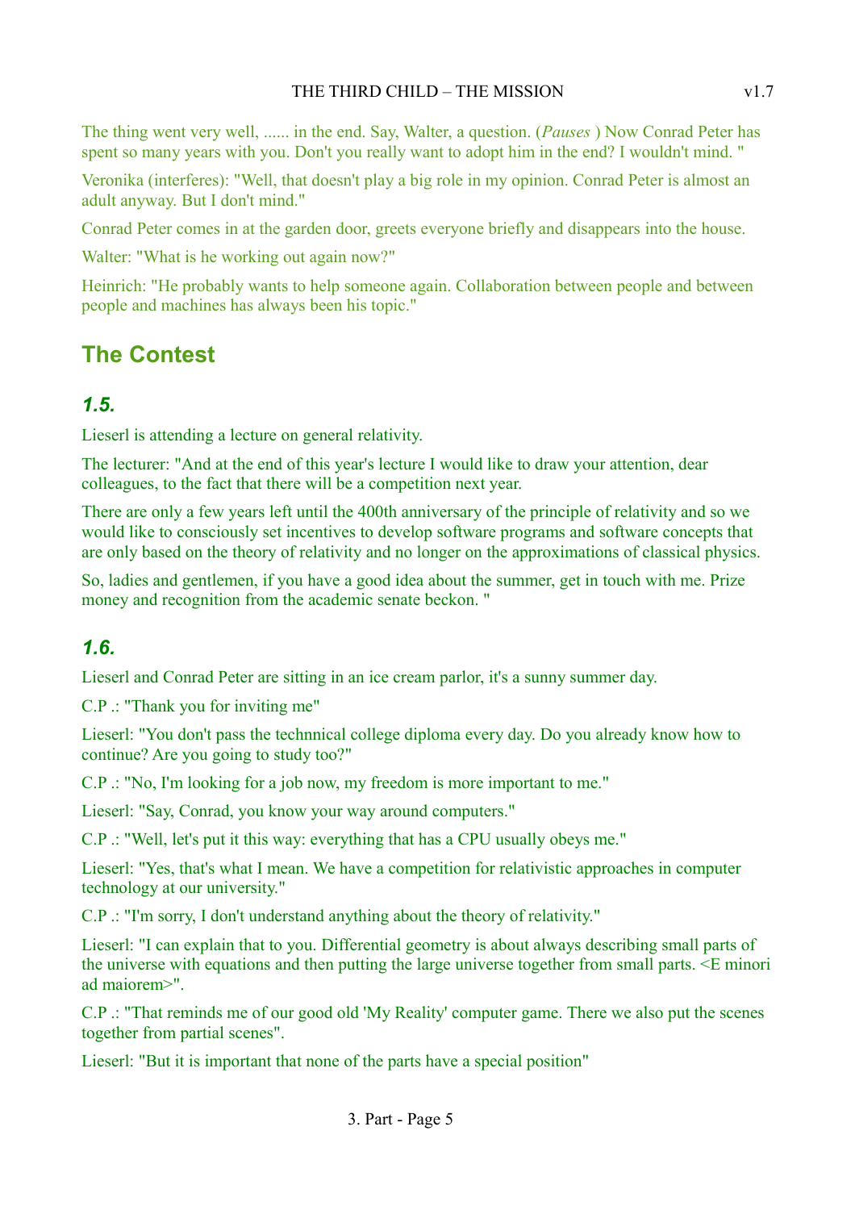The thing went very well, ...... in the end. Say, Walter, a question. (*Pauses* ) Now Conrad Peter has spent so many years with you. Don't you really want to adopt him in the end? I wouldn't mind. "

Veronika (interferes): "Well, that doesn't play a big role in my opinion. Conrad Peter is almost an adult anyway. But I don't mind."

Conrad Peter comes in at the garden door, greets everyone briefly and disappears into the house.

Walter: "What is he working out again now?"

Heinrich: "He probably wants to help someone again. Collaboration between people and between people and machines has always been his topic."

## The Contest

### *1.5.*

Lieserl is attending a lecture on general relativity.

The lecturer: "And at the end of this year's lecture I would like to draw your attention, dear colleagues, to the fact that there will be a competition next year.

There are only a few years left until the 400th anniversary of the principle of relativity and so we would like to consciously set incentives to develop software programs and software concepts that are only based on the theory of relativity and no longer on the approximations of classical physics.

So, ladies and gentlemen, if you have a good idea about the summer, get in touch with me. Prize money and recognition from the academic senate beckon. "

### *1.6.*

Lieserl and Conrad Peter are sitting in an ice cream parlor, it's a sunny summer day.

C.P .: "Thank you for inviting me"

Lieserl: "You don't pass the technnical college diploma every day. Do you already know how to continue? Are you going to study too?"

C.P .: "No, I'm looking for a job now, my freedom is more important to me."

Lieserl: "Say, Conrad, you know your way around computers."

C.P .: "Well, let's put it this way: everything that has a CPU usually obeys me."

Lieserl: "Yes, that's what I mean. We have a competition for relativistic approaches in computer technology at our university."

C.P .: "I'm sorry, I don't understand anything about the theory of relativity."

Lieserl: "I can explain that to you. Differential geometry is about always describing small parts of the universe with equations and then putting the large universe together from small parts. <E minori ad maiorem>".

C.P .: "That reminds me of our good old 'My Reality' computer game. There we also put the scenes together from partial scenes".

Lieserl: "But it is important that none of the parts have a special position"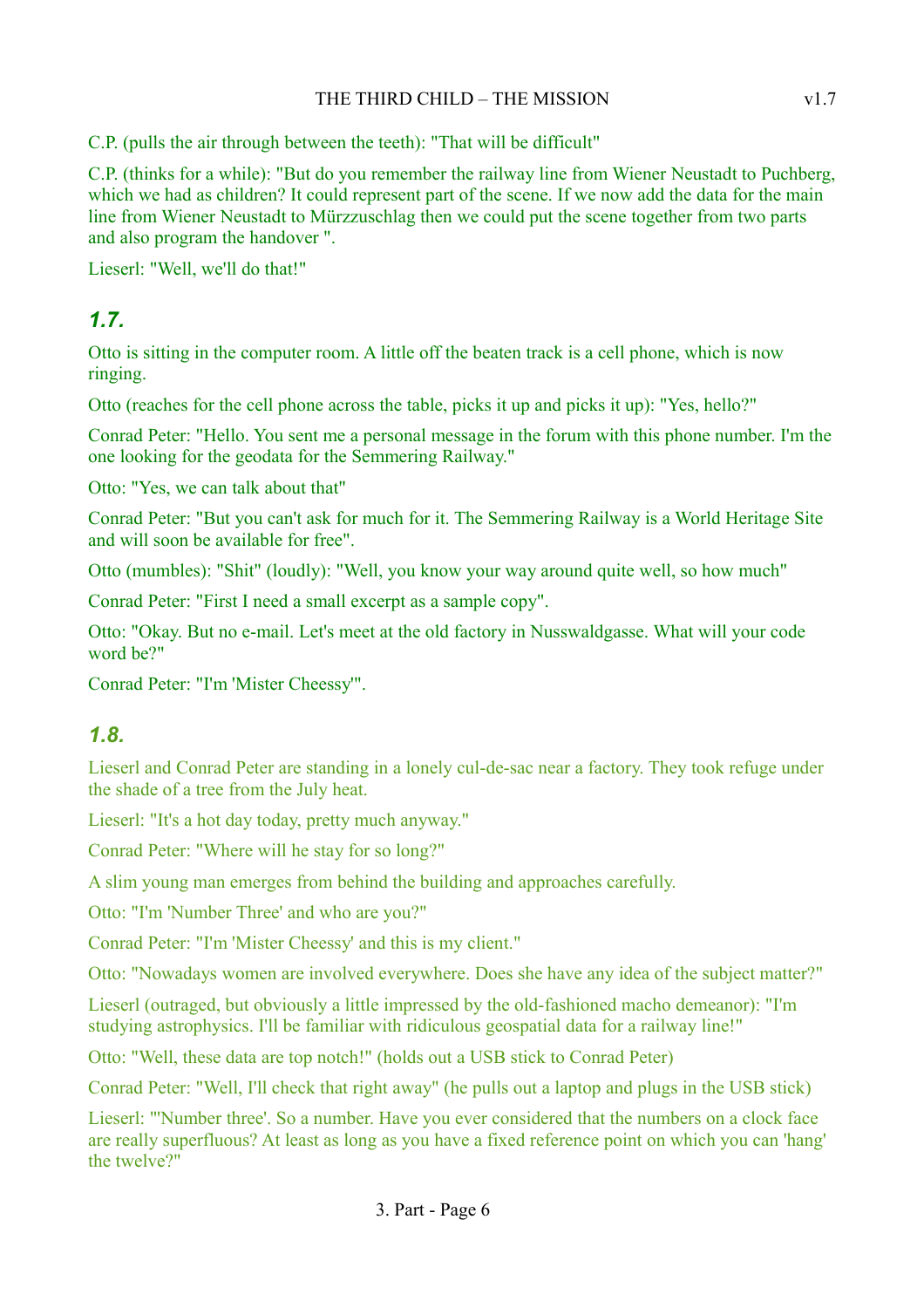C.P. (pulls the air through between the teeth): "That will be difficult"

C.P. (thinks for a while): "But do you remember the railway line from Wiener Neustadt to Puchberg, which we had as children? It could represent part of the scene. If we now add the data for the main line from Wiener Neustadt to Mürzzuschlag then we could put the scene together from two parts and also program the handover ".

Lieserl: "Well, we'll do that!"

## *1.7.*

Otto is sitting in the computer room. A little off the beaten track is a cell phone, which is now ringing.

Otto (reaches for the cell phone across the table, picks it up and picks it up): "Yes, hello?"

Conrad Peter: "Hello. You sent me a personal message in the forum with this phone number. I'm the one looking for the geodata for the Semmering Railway."

Otto: "Yes, we can talk about that"

Conrad Peter: "But you can't ask for much for it. The Semmering Railway is a World Heritage Site and will soon be available for free".

Otto (mumbles): "Shit" (loudly): "Well, you know your way around quite well, so how much"

Conrad Peter: "First I need a small excerpt as a sample copy".

Otto: "Okay. But no e-mail. Let's meet at the old factory in Nusswaldgasse. What will your code word be?"

Conrad Peter: "I'm 'Mister Cheessy'".

## *1.8.*

Lieserl and Conrad Peter are standing in a lonely cul-de-sac near a factory. They took refuge under the shade of a tree from the July heat.

Lieserl: "It's a hot day today, pretty much anyway."

Conrad Peter: "Where will he stay for so long?"

A slim young man emerges from behind the building and approaches carefully.

Otto: "I'm 'Number Three' and who are you?"

Conrad Peter: "I'm 'Mister Cheessy' and this is my client."

Otto: "Nowadays women are involved everywhere. Does she have any idea of the subject matter?"

Lieserl (outraged, but obviously a little impressed by the old-fashioned macho demeanor): "I'm studying astrophysics. I'll be familiar with ridiculous geospatial data for a railway line!"

Otto: "Well, these data are top notch!" (holds out a USB stick to Conrad Peter)

Conrad Peter: "Well, I'll check that right away" (he pulls out a laptop and plugs in the USB stick)

Lieserl: "'Number three'. So a number. Have you ever considered that the numbers on a clock face are really superfluous? At least as long as you have a fixed reference point on which you can 'hang' the twelve?"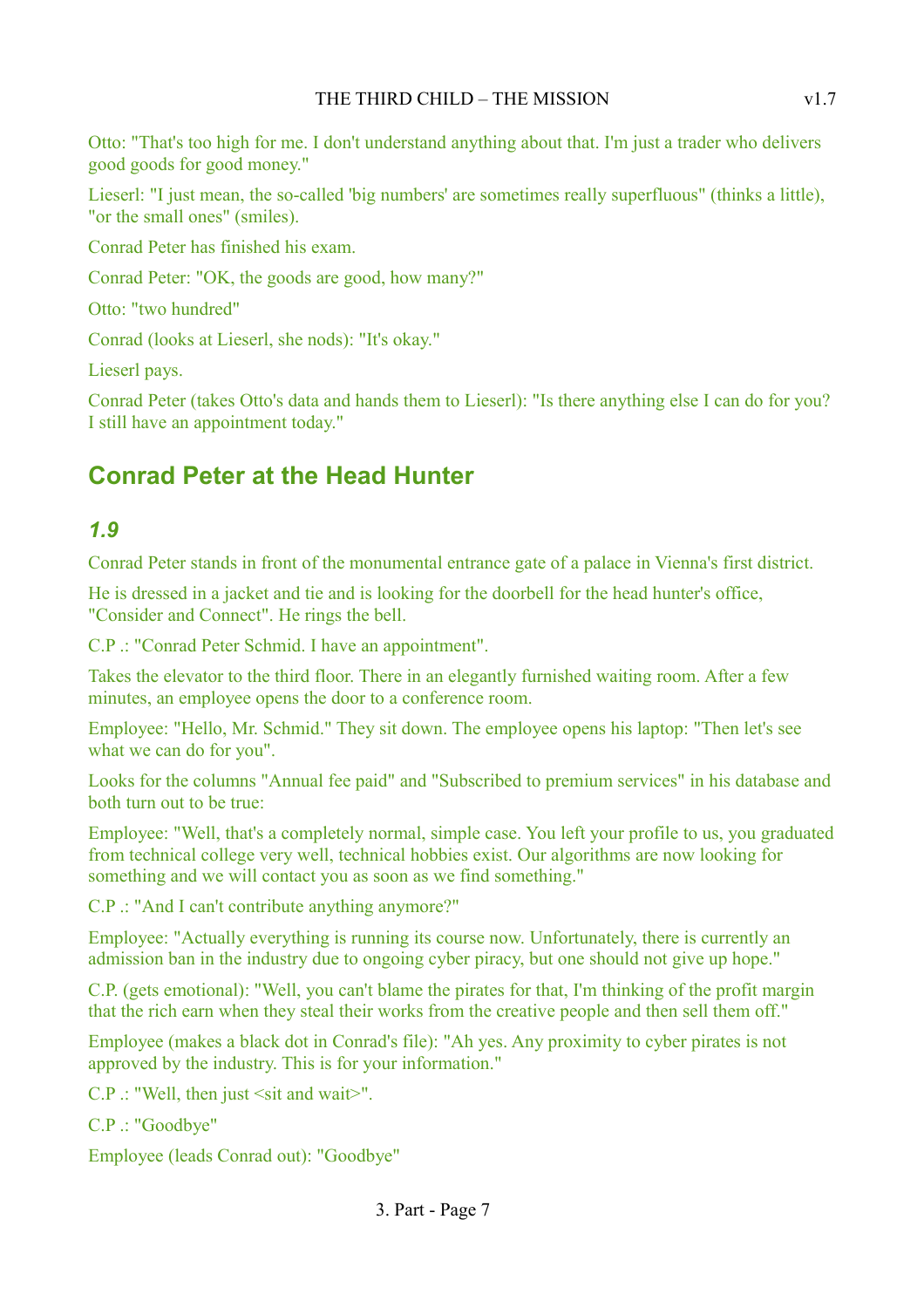Otto: "That's too high for me. I don't understand anything about that. I'm just a trader who delivers good goods for good money."

Lieserl: "I just mean, the so-called 'big numbers' are sometimes really superfluous" (thinks a little), "or the small ones" (smiles).

Conrad Peter has finished his exam.

Conrad Peter: "OK, the goods are good, how many?"

Otto: "two hundred"

Conrad (looks at Lieserl, she nods): "It's okay."

Lieserl pays.

Conrad Peter (takes Otto's data and hands them to Lieserl): "Is there anything else I can do for you? I still have an appointment today."

## Conrad Peter at the Head Hunter

### *1.9*

Conrad Peter stands in front of the monumental entrance gate of a palace in Vienna's first district.

He is dressed in a jacket and tie and is looking for the doorbell for the head hunter's office, "Consider and Connect". He rings the bell.

C.P .: "Conrad Peter Schmid. I have an appointment".

Takes the elevator to the third floor. There in an elegantly furnished waiting room. After a few minutes, an employee opens the door to a conference room.

Employee: "Hello, Mr. Schmid." They sit down. The employee opens his laptop: "Then let's see what we can do for you".

Looks for the columns "Annual fee paid" and "Subscribed to premium services" in his database and both turn out to be true:

Employee: "Well, that's a completely normal, simple case. You left your profile to us, you graduated from technical college very well, technical hobbies exist. Our algorithms are now looking for something and we will contact you as soon as we find something."

C.P .: "And I can't contribute anything anymore?"

Employee: "Actually everything is running its course now. Unfortunately, there is currently an admission ban in the industry due to ongoing cyber piracy, but one should not give up hope."

C.P. (gets emotional): "Well, you can't blame the pirates for that, I'm thinking of the profit margin that the rich earn when they steal their works from the creative people and then sell them off."

Employee (makes a black dot in Conrad's file): "Ah yes. Any proximity to cyber pirates is not approved by the industry. This is for your information."

C.P .: "Well, then just <sit and wait>".

C.P .: "Goodbye"

Employee (leads Conrad out): "Goodbye"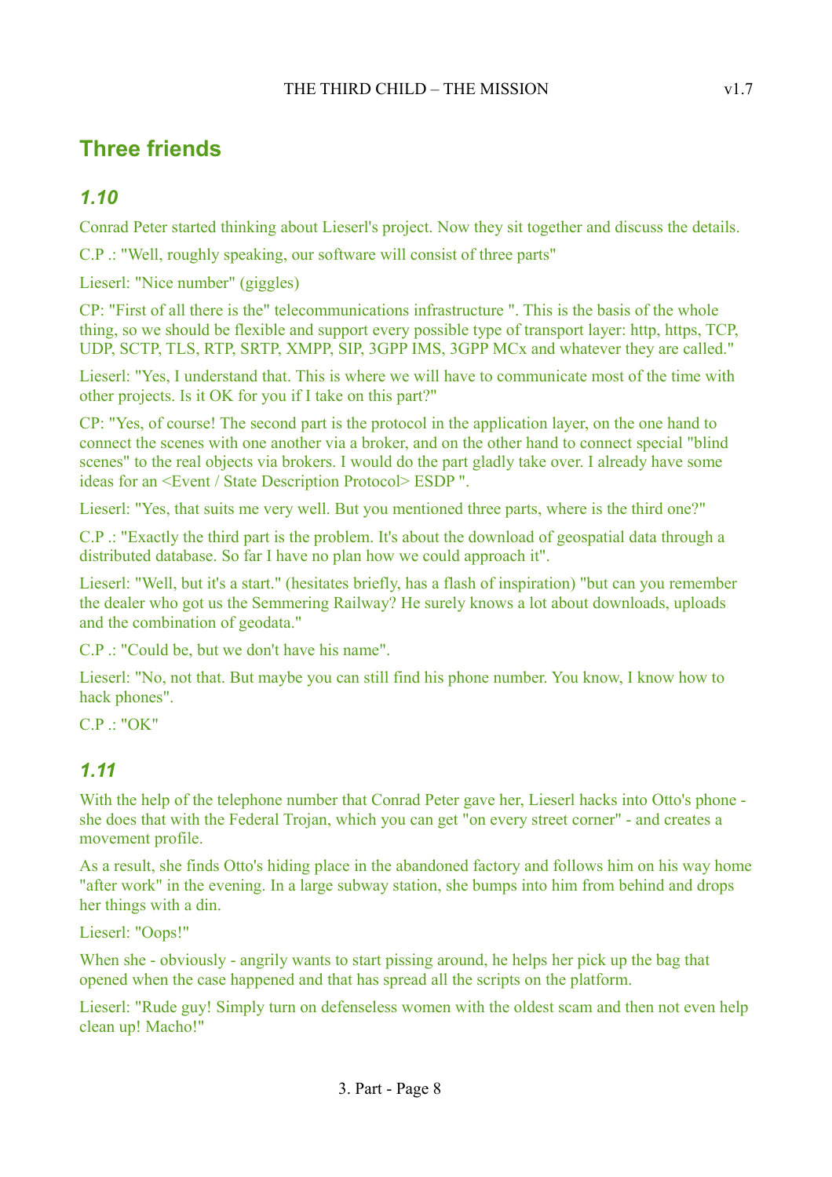## Three friends

### *1.10*

Conrad Peter started thinking about Lieserl's project. Now they sit together and discuss the details.

C.P .: "Well, roughly speaking, our software will consist of three parts"

Lieserl: "Nice number" (giggles)

CP: "First of all there is the" telecommunications infrastructure ". This is the basis of the whole thing, so we should be flexible and support every possible type of transport layer: http, https, TCP, UDP, SCTP, TLS, RTP, SRTP, XMPP, SIP, 3GPP IMS, 3GPP MCx and whatever they are called."

Lieserl: "Yes, I understand that. This is where we will have to communicate most of the time with other projects. Is it OK for you if I take on this part?"

CP: "Yes, of course! The second part is the protocol in the application layer, on the one hand to connect the scenes with one another via a broker, and on the other hand to connect special "blind scenes" to the real objects via brokers. I would do the part gladly take over. I already have some ideas for an <Event / State Description Protocol> ESDP ".

Lieserl: "Yes, that suits me very well. But you mentioned three parts, where is the third one?"

C.P .: "Exactly the third part is the problem. It's about the download of geospatial data through a distributed database. So far I have no plan how we could approach it".

Lieserl: "Well, but it's a start." (hesitates briefly, has a flash of inspiration) "but can you remember the dealer who got us the Semmering Railway? He surely knows a lot about downloads, uploads and the combination of geodata."

C.P .: "Could be, but we don't have his name".

Lieserl: "No, not that. But maybe you can still find his phone number. You know, I know how to hack phones".

C.P .: "OK"

### *1.11*

With the help of the telephone number that Conrad Peter gave her, Lieserl hacks into Otto's phone - she does that with the Federal Trojan, which you can get "on every street corner" - and creates a movement profile.

As a result, she finds Otto's hiding place in the abandoned factory and follows him on his way home "after work" in the evening. In a large subway station, she bumps into him from behind and drops her things with a din.

Lieserl: "Oops!"

When she - obviously - angrily wants to start pissing around, he helps her pick up the bag that opened when the case happened and that has spread all the scripts on the platform.

Lieserl: "Rude guy! Simply turn on defenseless women with the oldest scam and then not even help clean up! Macho!"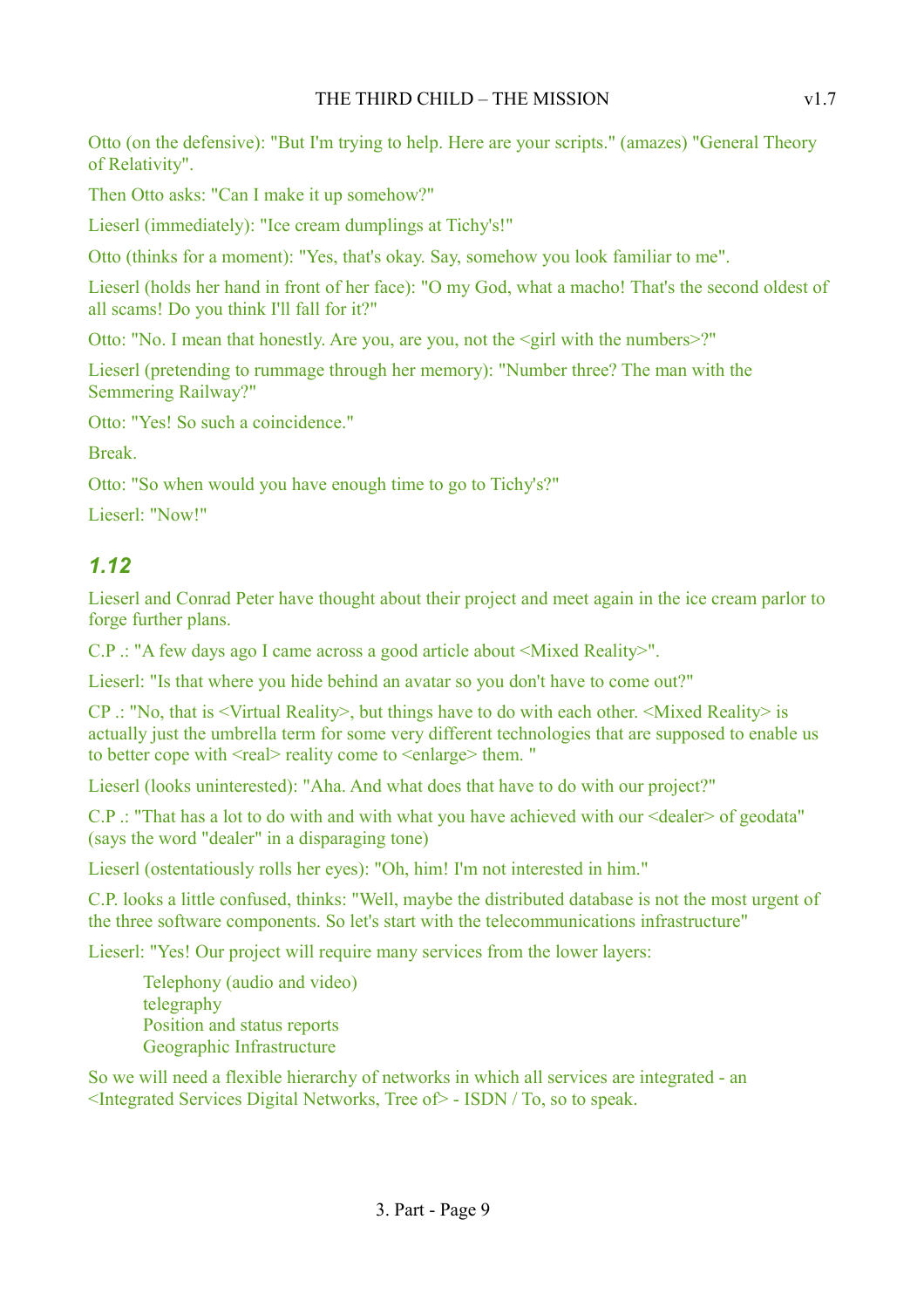Otto (on the defensive): "But I'm trying to help. Here are your scripts." (amazes) "General Theory of Relativity".

Then Otto asks: "Can I make it up somehow?"

Lieserl (immediately): "Ice cream dumplings at Tichy's!"

Otto (thinks for a moment): "Yes, that's okay. Say, somehow you look familiar to me".

Lieserl (holds her hand in front of her face): "O my God, what a macho! That's the second oldest of all scams! Do you think I'll fall for it?"

Otto: "No. I mean that honestly. Are you, are you, not the <girl with the numbers>?"

Lieserl (pretending to rummage through her memory): "Number three? The man with the Semmering Railway?"

Otto: "Yes! So such a coincidence."

Break.

Otto: "So when would you have enough time to go to Tichy's?"

Lieserl: "Now!"

### *1.12*

Lieserl and Conrad Peter have thought about their project and meet again in the ice cream parlor to forge further plans.

C.P .: "A few days ago I came across a good article about <Mixed Reality>".

Lieserl: "Is that where you hide behind an avatar so you don't have to come out?"

CP .: "No, that is <Virtual Reality>, but things have to do with each other. <Mixed Reality> is actually just the umbrella term for some very different technologies that are supposed to enable us to better cope with <real> reality come to <enlarge> them. "

Lieserl (looks uninterested): "Aha. And what does that have to do with our project?"

C.P .: "That has a lot to do with and with what you have achieved with our <dealer> of geodata" (says the word "dealer" in a disparaging tone)

Lieserl (ostentatiously rolls her eyes): "Oh, him! I'm not interested in him."

C.P. looks a little confused, thinks: "Well, maybe the distributed database is not the most urgent of the three software components. So let's start with the telecommunications infrastructure"

Lieserl: "Yes! Our project will require many services from the lower layers:

    Telephony (audio and video)
    telegraphy
    Position and status reports
    Geographic Infrastructure

So we will need a flexible hierarchy of networks in which all services are integrated - an <Integrated Services Digital Networks, Tree of> - ISDN / To, so to speak.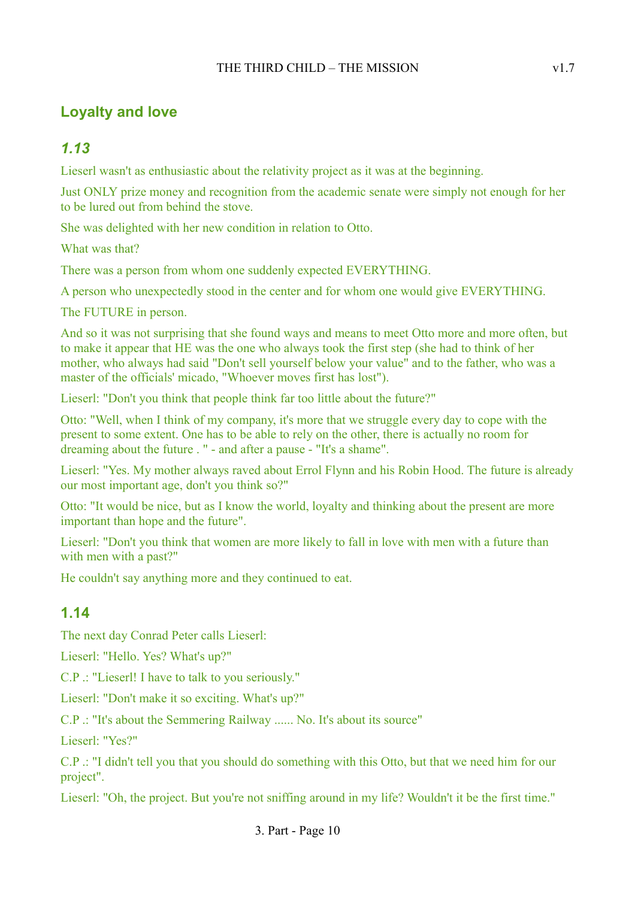## Loyalty and love

### *1.13*

Lieserl wasn't as enthusiastic about the relativity project as it was at the beginning.

Just ONLY prize money and recognition from the academic senate were simply not enough for her to be lured out from behind the stove.

She was delighted with her new condition in relation to Otto.

What was that?

There was a person from whom one suddenly expected EVERYTHING.

A person who unexpectedly stood in the center and for whom one would give EVERYTHING.

The FUTURE in person.

And so it was not surprising that she found ways and means to meet Otto more and more often, but to make it appear that HE was the one who always took the first step (she had to think of her mother, who always had said "Don't sell yourself below your value" and to the father, who was a master of the officials' micado, "Whoever moves first has lost").

Lieserl: "Don't you think that people think far too little about the future?"

Otto: "Well, when I think of my company, it's more that we struggle every day to cope with the present to some extent. One has to be able to rely on the other, there is actually no room for dreaming about the future . " - and after a pause - "It's a shame".

Lieserl: "Yes. My mother always raved about Errol Flynn and his Robin Hood. The future is already our most important age, don't you think so?"

Otto: "It would be nice, but as I know the world, loyalty and thinking about the present are more important than hope and the future".

Lieserl: "Don't you think that women are more likely to fall in love with men with a future than with men with a past?"

He couldn't say anything more and they continued to eat.

### 1.14

The next day Conrad Peter calls Lieserl:

Lieserl: "Hello. Yes? What's up?"

C.P .: "Lieserl! I have to talk to you seriously."

Lieserl: "Don't make it so exciting. What's up?"

C.P .: "It's about the Semmering Railway ...... No. It's about its source"

Lieserl: "Yes?"

C.P .: "I didn't tell you that you should do something with this Otto, but that we need him for our project".

Lieserl: "Oh, the project. But you're not sniffing around in my life? Wouldn't it be the first time."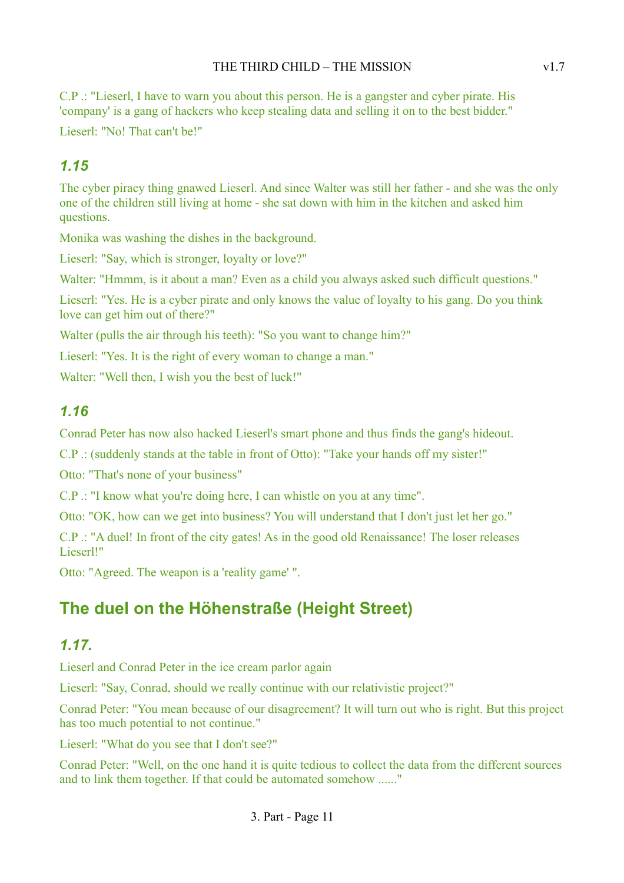C.P .: "Lieserl, I have to warn you about this person. He is a gangster and cyber pirate. His 'company' is a gang of hackers who keep stealing data and selling it on to the best bidder."

Lieserl: "No! That can't be!"

### 1.15

The cyber piracy thing gnawed Lieserl. And since Walter was still her father - and she was the only one of the children still living at home - she sat down with him in the kitchen and asked him questions.

Monika was washing the dishes in the background.

Lieserl: "Say, which is stronger, loyalty or love?"

Walter: "Hmmm, is it about a man? Even as a child you always asked such difficult questions."

Lieserl: "Yes. He is a cyber pirate and only knows the value of loyalty to his gang. Do you think love can get him out of there?"

Walter (pulls the air through his teeth): "So you want to change him?"

Lieserl: "Yes. It is the right of every woman to change a man."

Walter: "Well then, I wish you the best of luck!"

### 1.16

Conrad Peter has now also hacked Lieserl's smart phone and thus finds the gang's hideout.

C.P .: (suddenly stands at the table in front of Otto): "Take your hands off my sister!"

Otto: "That's none of your business"

C.P .: "I know what you're doing here, I can whistle on you at any time".

Otto: "OK, how can we get into business? You will understand that I don't just let her go."

C.P .: "A duel! In front of the city gates! As in the good old Renaissance! The loser releases Lieserl!"

Otto: "Agreed. The weapon is a 'reality game' ".

## The duel on the Höhenstraße (Height Street)

### 1.17.

Lieserl and Conrad Peter in the ice cream parlor again

Lieserl: "Say, Conrad, should we really continue with our relativistic project?"

Conrad Peter: "You mean because of our disagreement? It will turn out who is right. But this project has too much potential to not continue."

Lieserl: "What do you see that I don't see?"

Conrad Peter: "Well, on the one hand it is quite tedious to collect the data from the different sources and to link them together. If that could be automated somehow ......"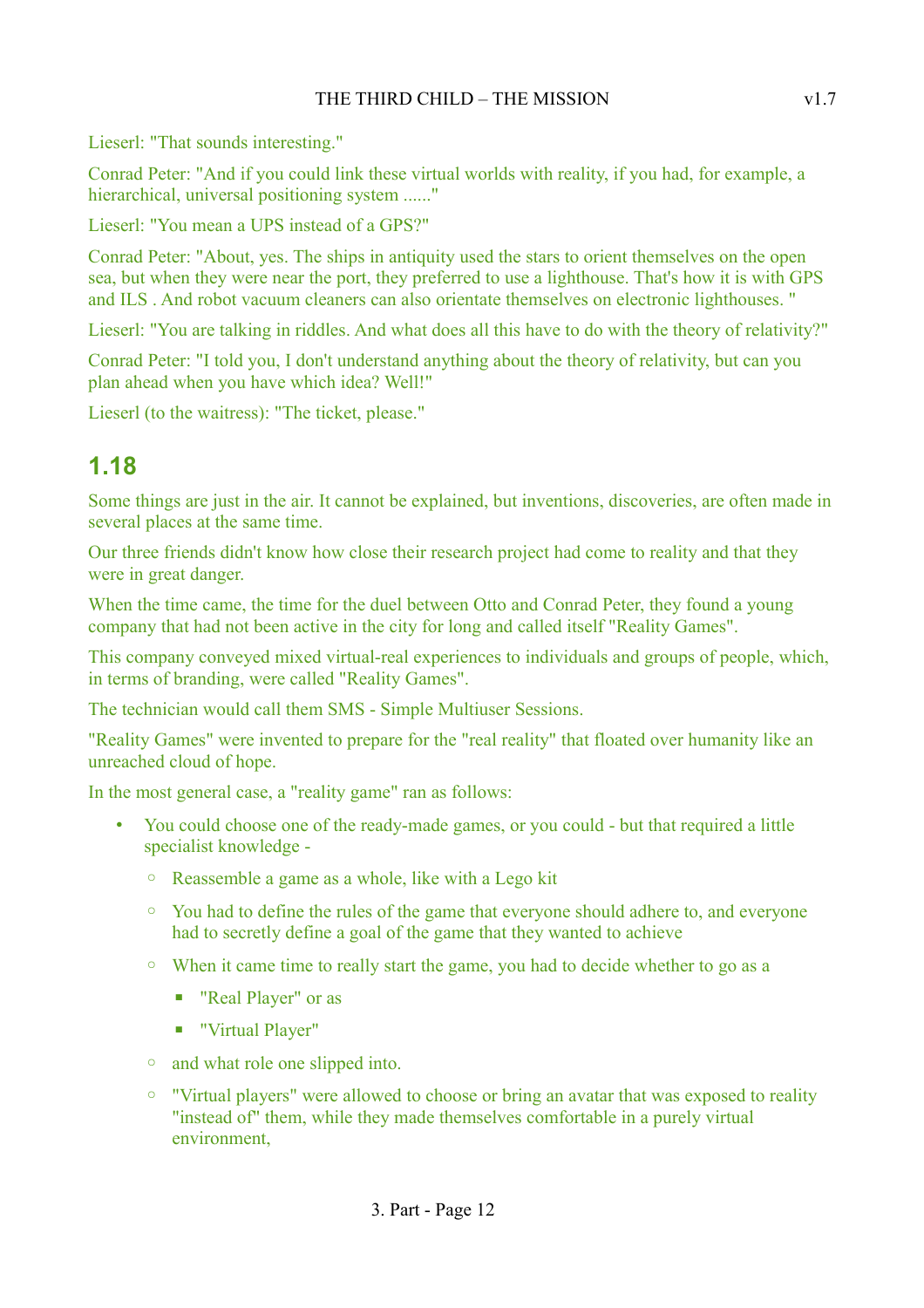Lieserl: "That sounds interesting."

Conrad Peter: "And if you could link these virtual worlds with reality, if you had, for example, a hierarchical, universal positioning system ......"

Lieserl: "You mean a UPS instead of a GPS?"

Conrad Peter: "About, yes. The ships in antiquity used the stars to orient themselves on the open sea, but when they were near the port, they preferred to use a lighthouse. That's how it is with GPS and ILS . And robot vacuum cleaners can also orientate themselves on electronic lighthouses. "

Lieserl: "You are talking in riddles. And what does all this have to do with the theory of relativity?"

Conrad Peter: "I told you, I don't understand anything about the theory of relativity, but can you plan ahead when you have which idea? Well!"

Lieserl (to the waitress): "The ticket, please."

## 1.18

Some things are just in the air. It cannot be explained, but inventions, discoveries, are often made in several places at the same time.

Our three friends didn't know how close their research project had come to reality and that they were in great danger.

When the time came, the time for the duel between Otto and Conrad Peter, they found a young company that had not been active in the city for long and called itself "Reality Games".

This company conveyed mixed virtual-real experiences to individuals and groups of people, which, in terms of branding, were called "Reality Games".

The technician would call them SMS - Simple Multiuser Sessions.

"Reality Games" were invented to prepare for the "real reality" that floated over humanity like an unreached cloud of hope.

In the most general case, a "reality game" ran as follows:

- You could choose one of the ready-made games, or you could - but that required a little specialist knowledge -
  - Reassemble a game as a whole, like with a Lego kit
  - You had to define the rules of the game that everyone should adhere to, and everyone had to secretly define a goal of the game that they wanted to achieve
  - When it came time to really start the game, you had to decide whether to go as a
    - "Real Player" or as
    - "Virtual Player"
  - and what role one slipped into.
  - "Virtual players" were allowed to choose or bring an avatar that was exposed to reality "instead of" them, while they made themselves comfortable in a purely virtual environment,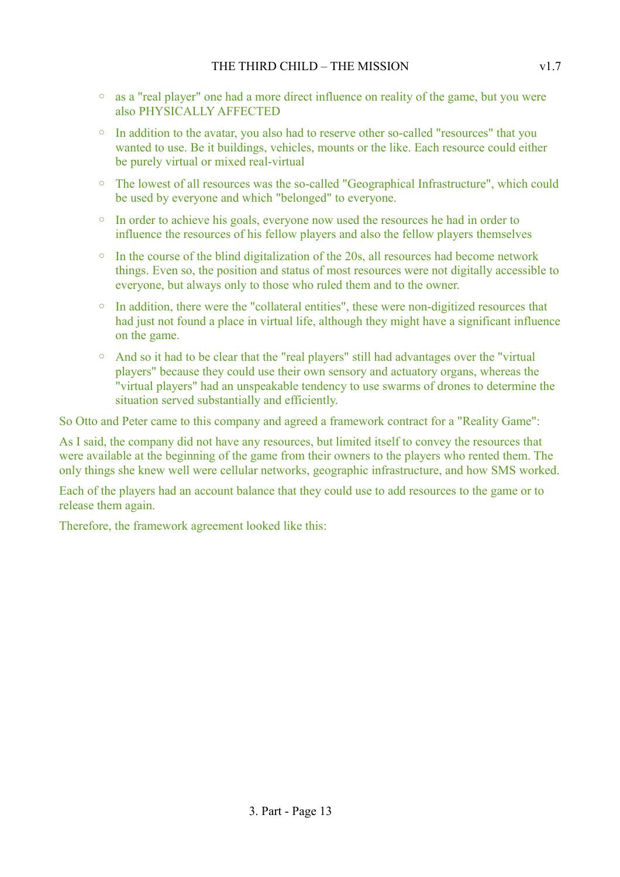- as a "real player" one had a more direct influence on reality of the game, but you were also PHYSICALLY AFFECTED
- In addition to the avatar, you also had to reserve other so-called "resources" that you wanted to use. Be it buildings, vehicles, mounts or the like. Each resource could either be purely virtual or mixed real-virtual
- The lowest of all resources was the so-called "Geographical Infrastructure", which could be used by everyone and which "belonged" to everyone.
- In order to achieve his goals, everyone now used the resources he had in order to influence the resources of his fellow players and also the fellow players themselves
- In the course of the blind digitalization of the 20s, all resources had become network things. Even so, the position and status of most resources were not digitally accessible to everyone, but always only to those who ruled them and to the owner.
- In addition, there were the "collateral entities", these were non-digitized resources that had just not found a place in virtual life, although they might have a significant influence on the game.
- And so it had to be clear that the "real players" still had advantages over the "virtual players" because they could use their own sensory and actuatory organs, whereas the "virtual players" had an unspeakable tendency to use swarms of drones to determine the situation served substantially and efficiently.

So Otto and Peter came to this company and agreed a framework contract for a "Reality Game":

As I said, the company did not have any resources, but limited itself to convey the resources that were available at the beginning of the game from their owners to the players who rented them. The only things she knew well were cellular networks, geographic infrastructure, and how SMS worked.

Each of the players had an account balance that they could use to add resources to the game or to release them again.

Therefore, the framework agreement looked like this: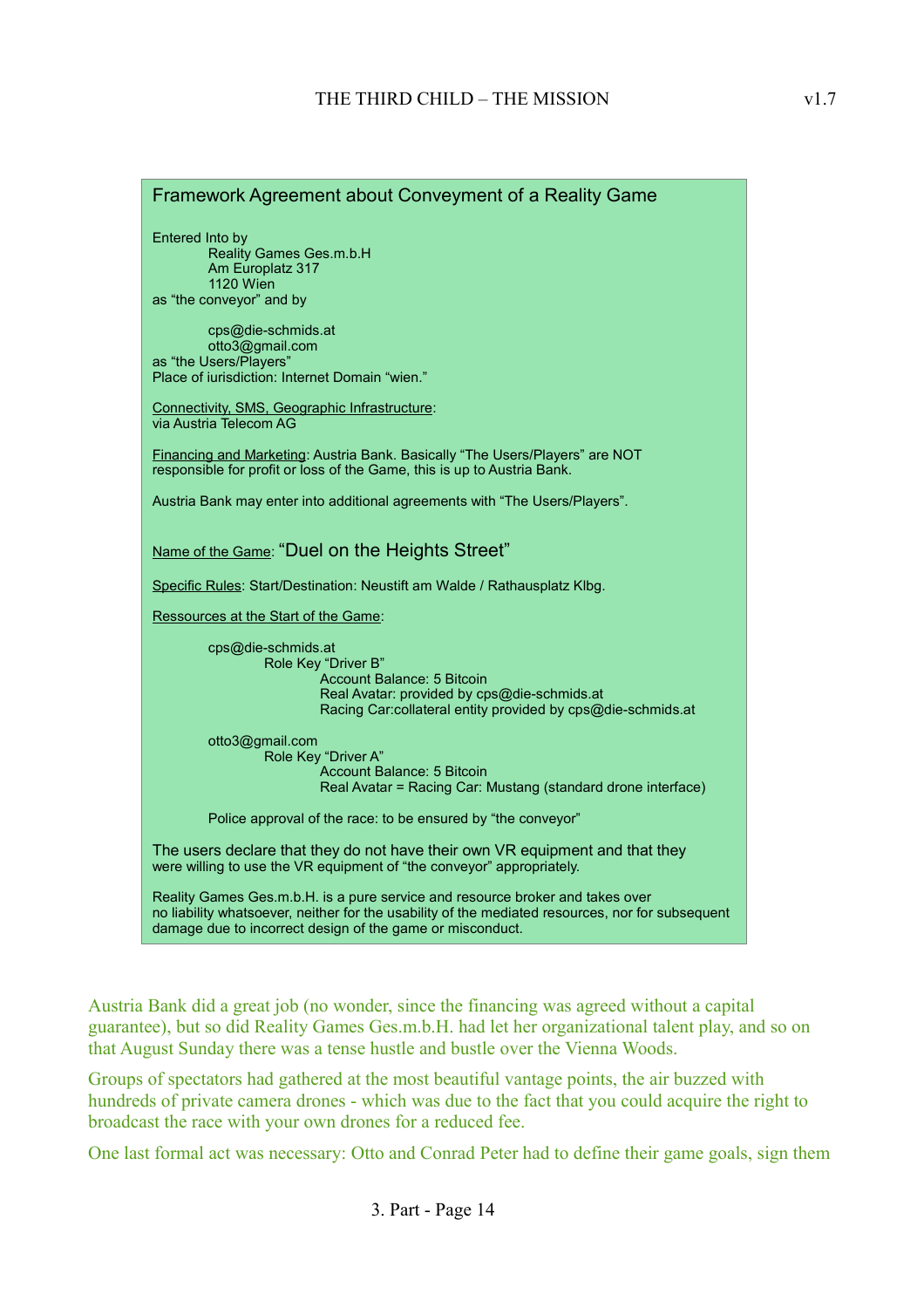Framework Agreement about Conveyment of a Reality Game

Entered Into by

Reality Games Ges.m.b.H
Am Europlatz 317
1120 Wien

as “the conveyor” and by

cps@die-schmids.at
otto3@gmail.com

as “the Users/Players”
Place of iurisdiction: Internet Domain “wien.”

Connectivity, SMS, Geographic Infrastructure:
via Austria Telecom AG

Financing and Marketing: Austria Bank. Basically “The Users/Players” are NOT responsible for profit or loss of the Game, this is up to Austria Bank.

Austria Bank may enter into additional agreements with “The Users/Players”.

Name of the Game: “Duel on the Heights Street”

Specific Rules: Start/Destination: Neustift am Walde / Rathausplatz Klbg.

Ressources at the Start of the Game:

cps@die-schmids.at
Role Key “Driver B”
Account Balance: 5 Bitcoin
Real Avatar: provided by cps@die-schmids.at
Racing Car:collateral entity provided by cps@die-schmids.at

otto3@gmail.com
Role Key “Driver A”
Account Balance: 5 Bitcoin
Real Avatar = Racing Car: Mustang (standard drone interface)

Police approval of the race: to be ensured by “the conveyor”

The users declare that they do not have their own VR equipment and that they were willing to use the VR equipment of “the conveyor” appropriately.

Reality Games Ges.m.b.H. is a pure service and resource broker and takes over no liability whatsoever, neither for the usability of the mediated resources, nor for subsequent damage due to incorrect design of the game or misconduct.

Austria Bank did a great job (no wonder, since the financing was agreed without a capital guarantee), but so did Reality Games Ges.m.b.H. had let her organizational talent play, and so on that August Sunday there was a tense hustle and bustle over the Vienna Woods.

Groups of spectators had gathered at the most beautiful vantage points, the air buzzed with hundreds of private camera drones - which was due to the fact that you could acquire the right to broadcast the race with your own drones for a reduced fee.

One last formal act was necessary: Otto and Conrad Peter had to define their game goals, sign them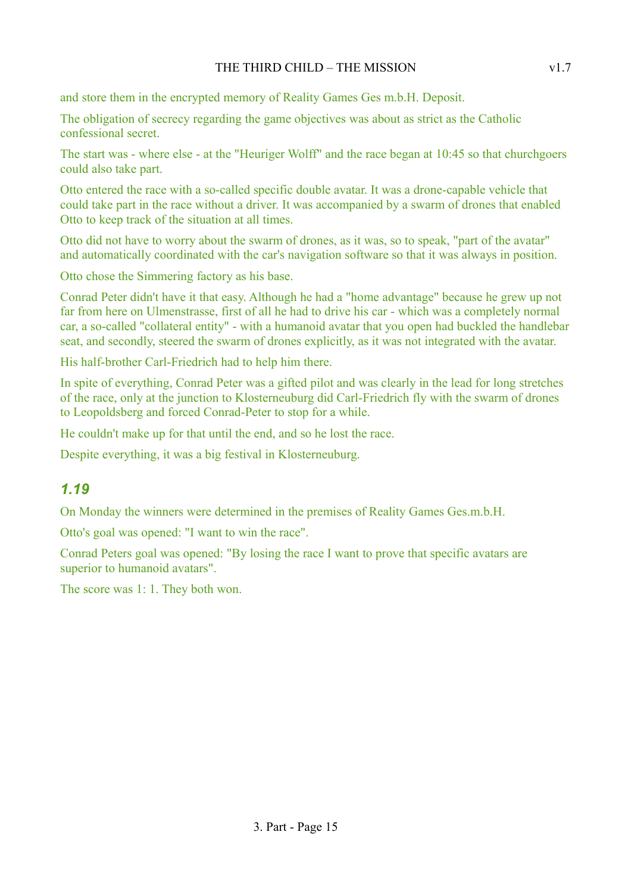and store them in the encrypted memory of Reality Games Ges m.b.H. Deposit.

The obligation of secrecy regarding the game objectives was about as strict as the Catholic confessional secret.

The start was - where else - at the "Heuriger Wolff" and the race began at 10:45 so that churchgoers could also take part.

Otto entered the race with a so-called specific double avatar. It was a drone-capable vehicle that could take part in the race without a driver. It was accompanied by a swarm of drones that enabled Otto to keep track of the situation at all times.

Otto did not have to worry about the swarm of drones, as it was, so to speak, "part of the avatar" and automatically coordinated with the car's navigation software so that it was always in position.

Otto chose the Simmering factory as his base.

Conrad Peter didn't have it that easy. Although he had a "home advantage" because he grew up not far from here on Ulmenstrasse, first of all he had to drive his car - which was a completely normal car, a so-called "collateral entity" - with a humanoid avatar that you open had buckled the handlebar seat, and secondly, steered the swarm of drones explicitly, as it was not integrated with the avatar.

His half-brother Carl-Friedrich had to help him there.

In spite of everything, Conrad Peter was a gifted pilot and was clearly in the lead for long stretches of the race, only at the junction to Klosterneuburg did Carl-Friedrich fly with the swarm of drones to Leopoldsberg and forced Conrad-Peter to stop for a while.

He couldn't make up for that until the end, and so he lost the race.

Despite everything, it was a big festival in Klosterneuburg.

## *1.19*

On Monday the winners were determined in the premises of Reality Games Ges.m.b.H.

Otto's goal was opened: "I want to win the race".

Conrad Peters goal was opened: "By losing the race I want to prove that specific avatars are superior to humanoid avatars".

The score was 1: 1. They both won.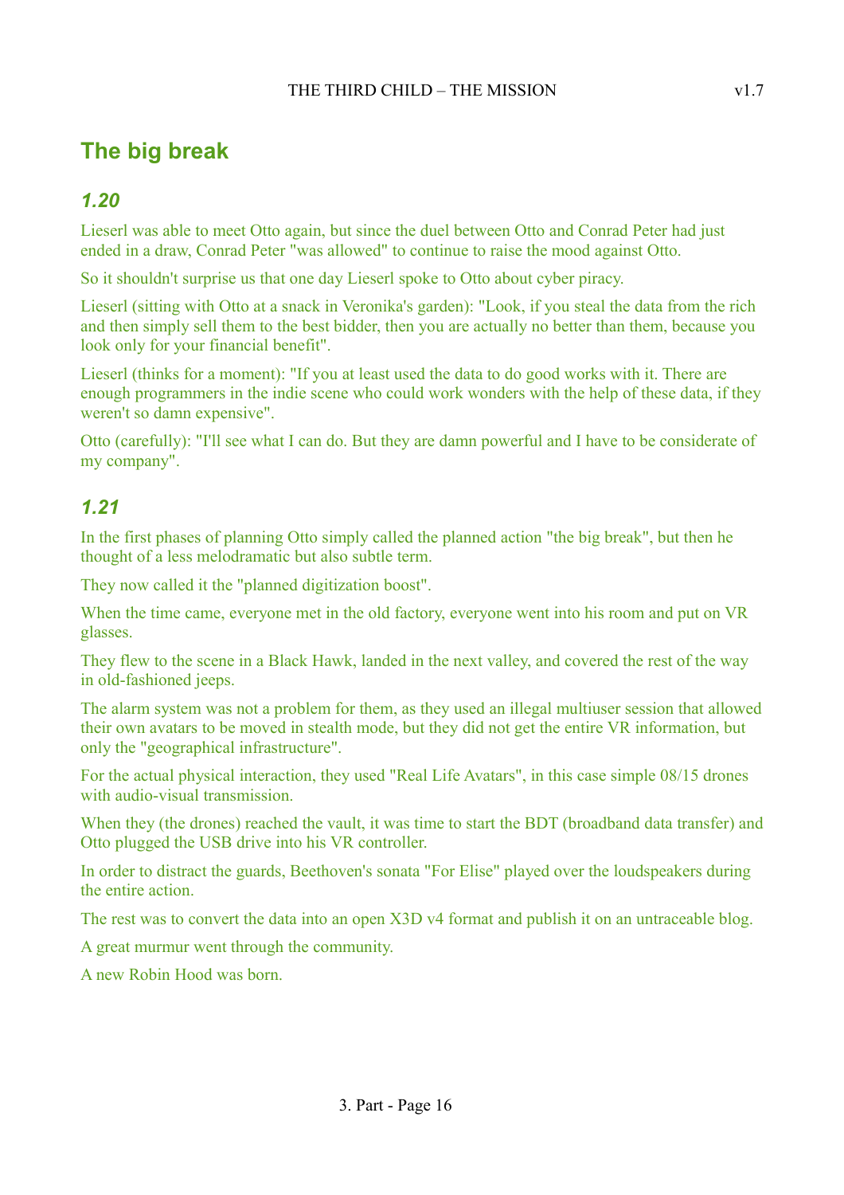## The big break

### *1.20*

Lieserl was able to meet Otto again, but since the duel between Otto and Conrad Peter had just ended in a draw, Conrad Peter "was allowed" to continue to raise the mood against Otto.

So it shouldn't surprise us that one day Lieserl spoke to Otto about cyber piracy.

Lieserl (sitting with Otto at a snack in Veronika's garden): "Look, if you steal the data from the rich and then simply sell them to the best bidder, then you are actually no better than them, because you look only for your financial benefit".

Lieserl (thinks for a moment): "If you at least used the data to do good works with it. There are enough programmers in the indie scene who could work wonders with the help of these data, if they weren't so damn expensive".

Otto (carefully): "I'll see what I can do. But they are damn powerful and I have to be considerate of my company".

### *1.21*

In the first phases of planning Otto simply called the planned action "the big break", but then he thought of a less melodramatic but also subtle term.

They now called it the "planned digitization boost".

When the time came, everyone met in the old factory, everyone went into his room and put on VR glasses.

They flew to the scene in a Black Hawk, landed in the next valley, and covered the rest of the way in old-fashioned jeeps.

The alarm system was not a problem for them, as they used an illegal multiuser session that allowed their own avatars to be moved in stealth mode, but they did not get the entire VR information, but only the "geographical infrastructure".

For the actual physical interaction, they used "Real Life Avatars", in this case simple 08/15 drones with audio-visual transmission.

When they (the drones) reached the vault, it was time to start the BDT (broadband data transfer) and Otto plugged the USB drive into his VR controller.

In order to distract the guards, Beethoven's sonata "For Elise" played over the loudspeakers during the entire action.

The rest was to convert the data into an open X3D v4 format and publish it on an untraceable blog.

A great murmur went through the community.

A new Robin Hood was born.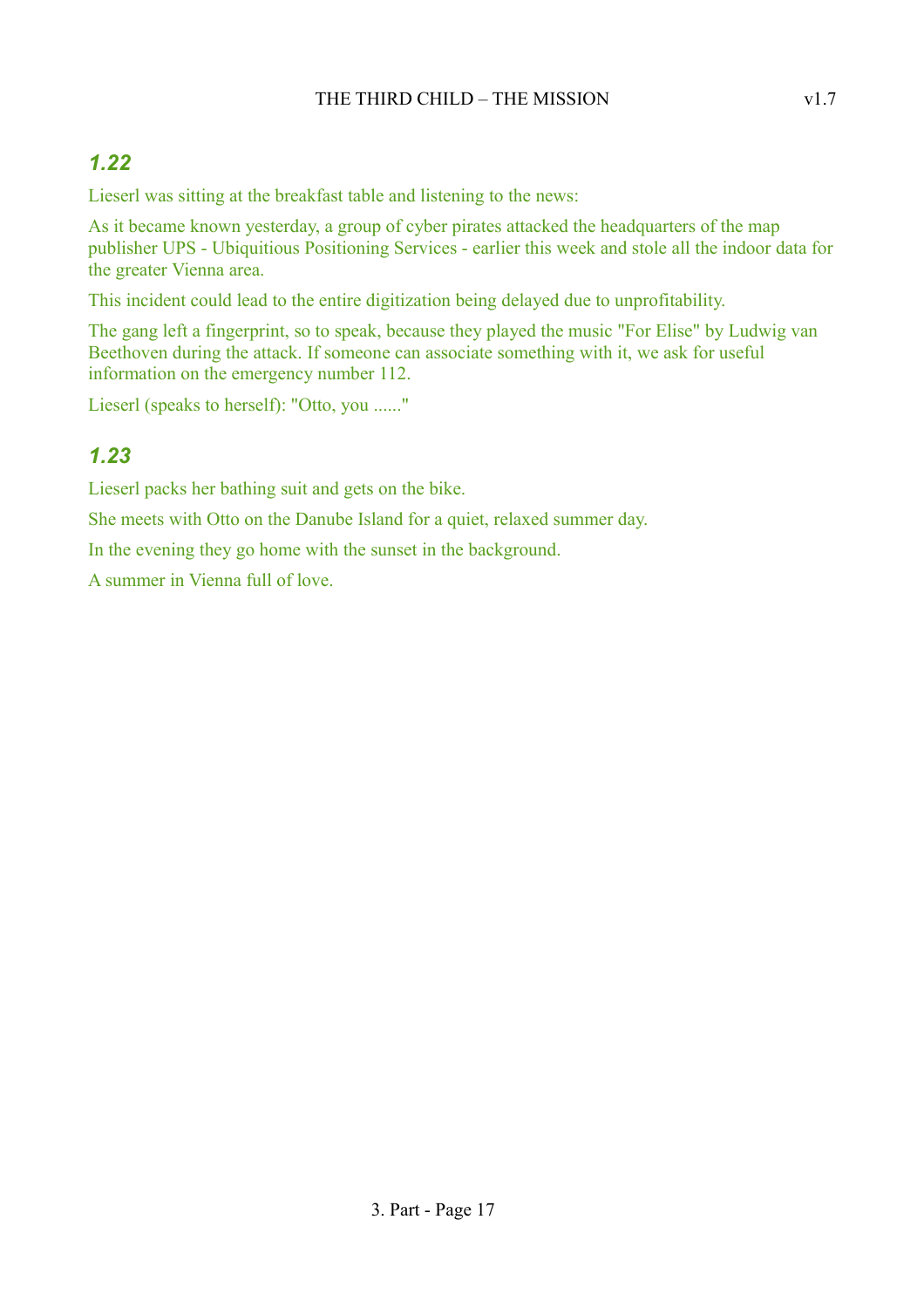## *1.22*

Lieserl was sitting at the breakfast table and listening to the news:

As it became known yesterday, a group of cyber pirates attacked the headquarters of the map publisher UPS - Ubiquitious Positioning Services - earlier this week and stole all the indoor data for the greater Vienna area.

This incident could lead to the entire digitization being delayed due to unprofitability.

The gang left a fingerprint, so to speak, because they played the music "For Elise" by Ludwig van Beethoven during the attack. If someone can associate something with it, we ask for useful information on the emergency number 112.

Lieserl (speaks to herself): "Otto, you ......"

## *1.23*

Lieserl packs her bathing suit and gets on the bike.

She meets with Otto on the Danube Island for a quiet, relaxed summer day.

In the evening they go home with the sunset in the background.

A summer in Vienna full of love.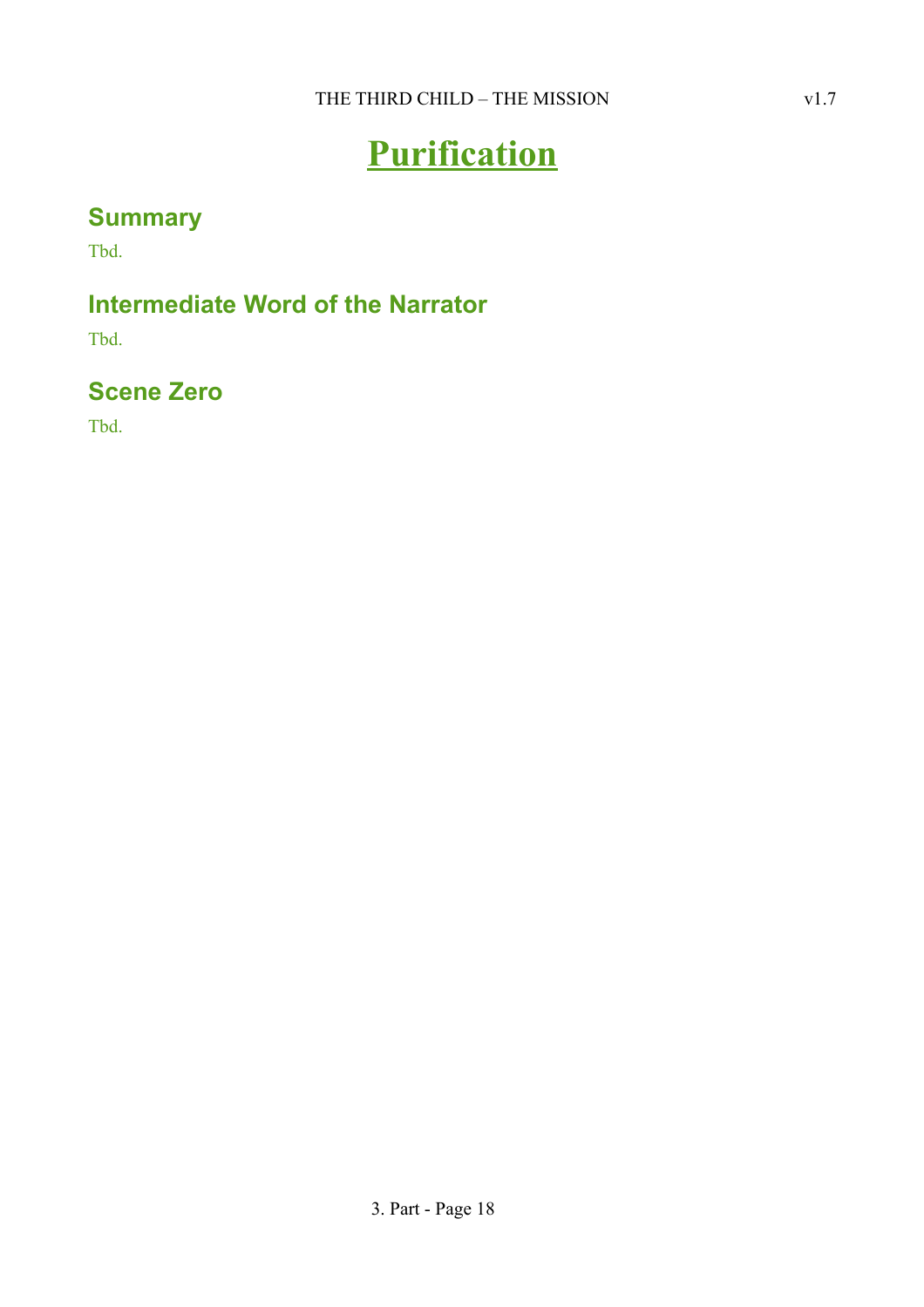# Purification

## Summary

Tbd.

## Intermediate Word of the Narrator

Tbd.

## Scene Zero

Tbd.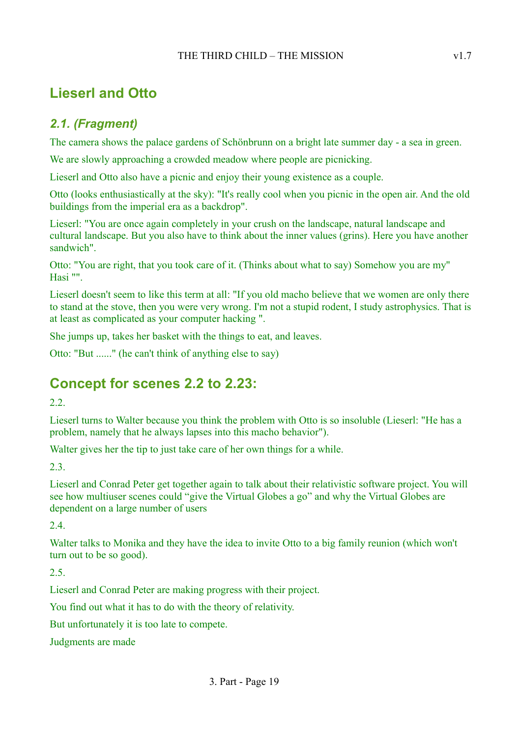# Lieserl and Otto

## *2.1. (Fragment)*

The camera shows the palace gardens of Schönbrunn on a bright late summer day - a sea in green.

We are slowly approaching a crowded meadow where people are picnicking.

Lieserl and Otto also have a picnic and enjoy their young existence as a couple.

Otto (looks enthusiastically at the sky): "It's really cool when you picnic in the open air. And the old buildings from the imperial era as a backdrop".

Lieserl: "You are once again completely in your crush on the landscape, natural landscape and cultural landscape. But you also have to think about the inner values (grins). Here you have another sandwich".

Otto: "You are right, that you took care of it. (Thinks about what to say) Somehow you are my" Hasi "".

Lieserl doesn't seem to like this term at all: "If you old macho believe that we women are only there to stand at the stove, then you were very wrong. I'm not a stupid rodent, I study astrophysics. That is at least as complicated as your computer hacking ".

She jumps up, takes her basket with the things to eat, and leaves.

Otto: "But ......" (he can't think of anything else to say)

# Concept for scenes 2.2 to 2.23:

2.2.

Lieserl turns to Walter because you think the problem with Otto is so insoluble (Lieserl: "He has a problem, namely that he always lapses into this macho behavior").

Walter gives her the tip to just take care of her own things for a while.

2.3.

Lieserl and Conrad Peter get together again to talk about their relativistic software project. You will see how multiuser scenes could “give the Virtual Globes a go” and why the Virtual Globes are dependent on a large number of users

2.4.

Walter talks to Monika and they have the idea to invite Otto to a big family reunion (which won't turn out to be so good).

2.5.

Lieserl and Conrad Peter are making progress with their project.

You find out what it has to do with the theory of relativity.

But unfortunately it is too late to compete.

Judgments are made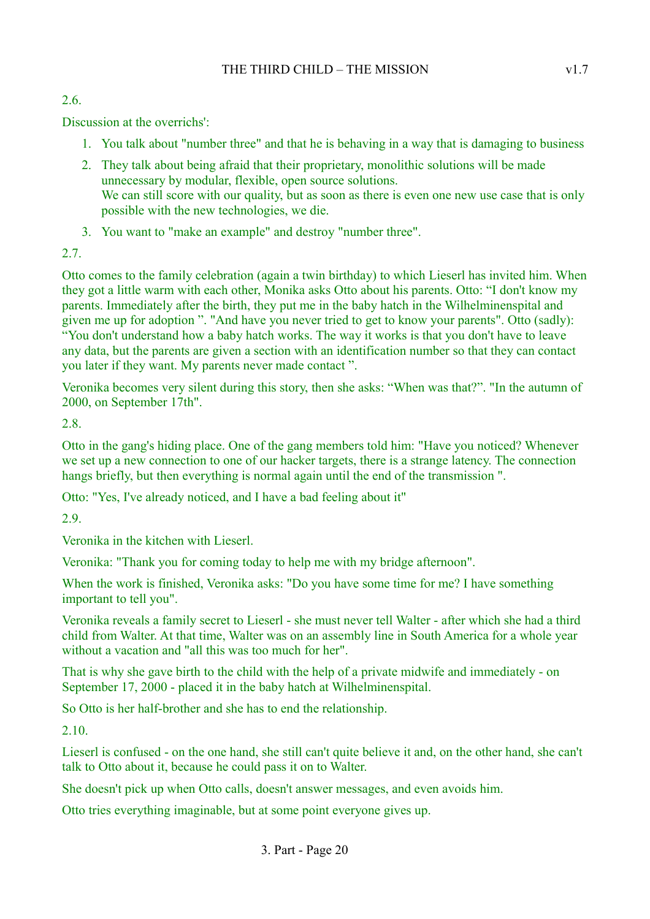2.6.

Discussion at the overrichs':

1. You talk about "number three" and that he is behaving in a way that is damaging to business
2. They talk about being afraid that their proprietary, monolithic solutions will be made unnecessary by modular, flexible, open source solutions.
   We can still score with our quality, but as soon as there is even one new use case that is only possible with the new technologies, we die.
3. You want to "make an example" and destroy "number three".

2.7.

Otto comes to the family celebration (again a twin birthday) to which Lieserl has invited him. When they got a little warm with each other, Monika asks Otto about his parents. Otto: “I don't know my parents. Immediately after the birth, they put me in the baby hatch in the Wilhelminenspital and given me up for adoption ”. "And have you never tried to get to know your parents". Otto (sadly): “You don't understand how a baby hatch works. The way it works is that you don't have to leave any data, but the parents are given a section with an identification number so that they can contact you later if they want. My parents never made contact ”.

Veronika becomes very silent during this story, then she asks: “When was that?”. "In the autumn of 2000, on September 17th".

2.8.

Otto in the gang's hiding place. One of the gang members told him: "Have you noticed? Whenever we set up a new connection to one of our hacker targets, there is a strange latency. The connection hangs briefly, but then everything is normal again until the end of the transmission ".

Otto: "Yes, I've already noticed, and I have a bad feeling about it"

2.9.

Veronika in the kitchen with Lieserl.

Veronika: "Thank you for coming today to help me with my bridge afternoon".

When the work is finished, Veronika asks: "Do you have some time for me? I have something important to tell you".

Veronika reveals a family secret to Lieserl - she must never tell Walter - after which she had a third child from Walter. At that time, Walter was on an assembly line in South America for a whole year without a vacation and "all this was too much for her".

That is why she gave birth to the child with the help of a private midwife and immediately - on September 17, 2000 - placed it in the baby hatch at Wilhelminenspital.

So Otto is her half-brother and she has to end the relationship.

2.10.

Lieserl is confused - on the one hand, she still can't quite believe it and, on the other hand, she can't talk to Otto about it, because he could pass it on to Walter.

She doesn't pick up when Otto calls, doesn't answer messages, and even avoids him.

Otto tries everything imaginable, but at some point everyone gives up.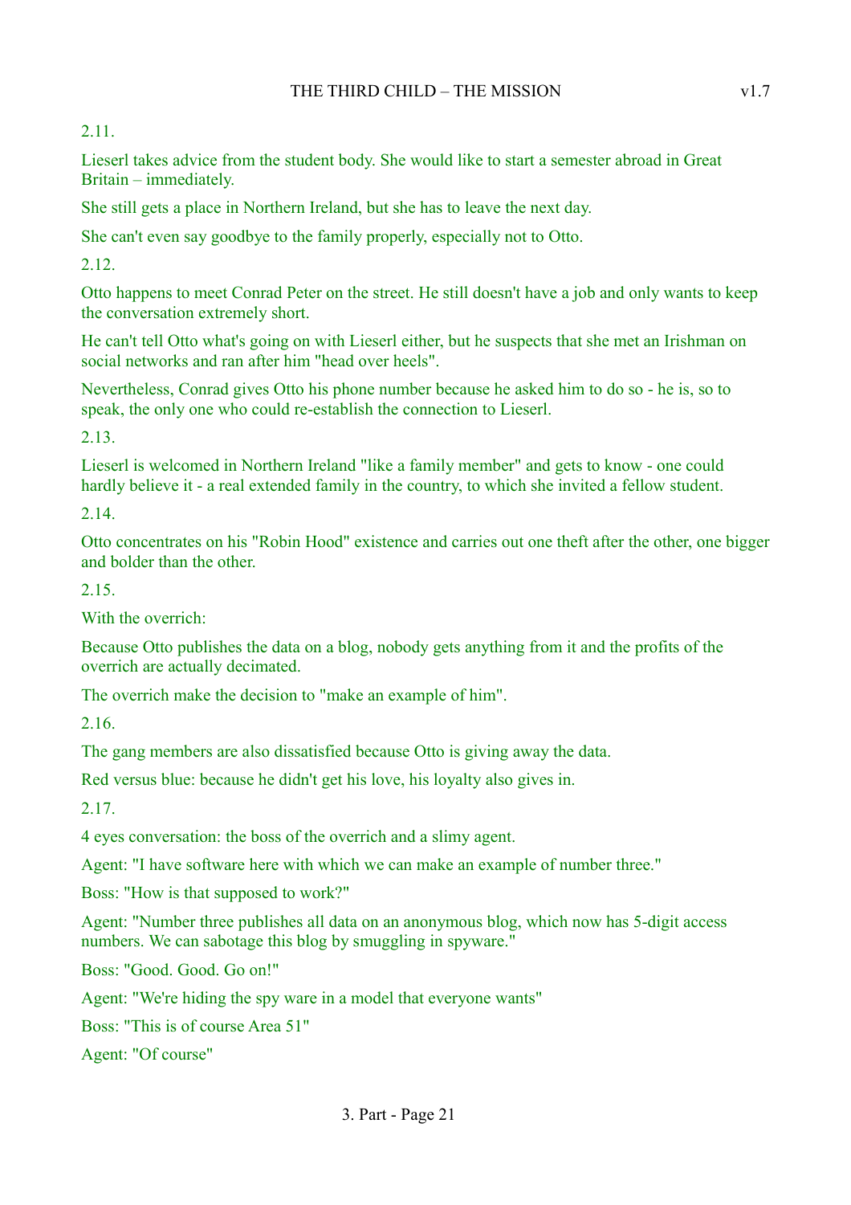2.11.

Lieserl takes advice from the student body. She would like to start a semester abroad in Great Britain – immediately.

She still gets a place in Northern Ireland, but she has to leave the next day.

She can't even say goodbye to the family properly, especially not to Otto.

2.12.

Otto happens to meet Conrad Peter on the street. He still doesn't have a job and only wants to keep the conversation extremely short.

He can't tell Otto what's going on with Lieserl either, but he suspects that she met an Irishman on social networks and ran after him "head over heels".

Nevertheless, Conrad gives Otto his phone number because he asked him to do so - he is, so to speak, the only one who could re-establish the connection to Lieserl.

2.13.

Lieserl is welcomed in Northern Ireland "like a family member" and gets to know - one could hardly believe it - a real extended family in the country, to which she invited a fellow student.

2.14.

Otto concentrates on his "Robin Hood" existence and carries out one theft after the other, one bigger and bolder than the other.

2.15.

With the overrich:

Because Otto publishes the data on a blog, nobody gets anything from it and the profits of the overrich are actually decimated.

The overrich make the decision to "make an example of him".

2.16.

The gang members are also dissatisfied because Otto is giving away the data.

Red versus blue: because he didn't get his love, his loyalty also gives in.

2.17.

4 eyes conversation: the boss of the overrich and a slimy agent.

Agent: "I have software here with which we can make an example of number three."

Boss: "How is that supposed to work?"

Agent: "Number three publishes all data on an anonymous blog, which now has 5-digit access numbers. We can sabotage this blog by smuggling in spyware."

Boss: "Good. Good. Go on!"

Agent: "We're hiding the spy ware in a model that everyone wants"

Boss: "This is of course Area 51"

Agent: "Of course"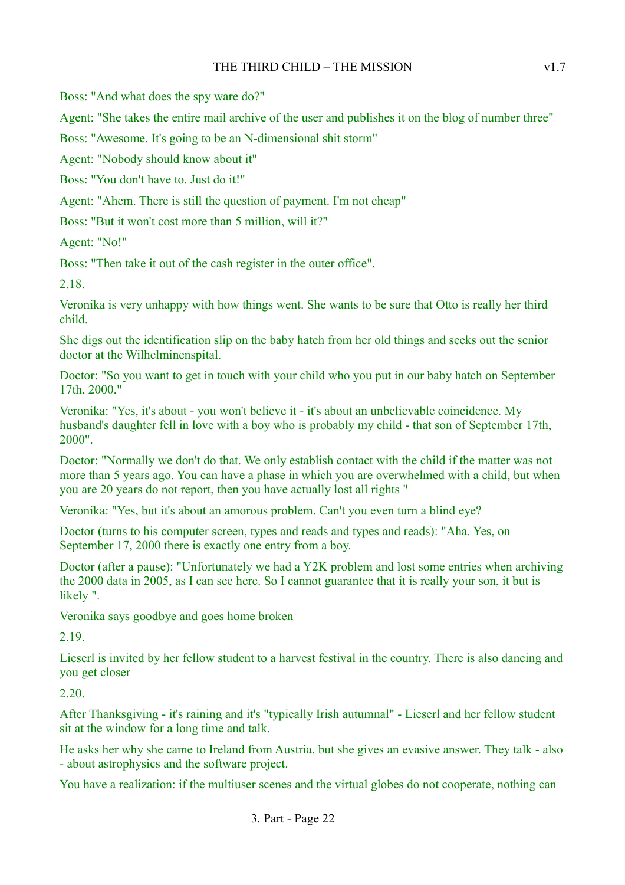Boss: "And what does the spy ware do?"

Agent: "She takes the entire mail archive of the user and publishes it on the blog of number three"

Boss: "Awesome. It's going to be an N-dimensional shit storm"

Agent: "Nobody should know about it"

Boss: "You don't have to. Just do it!"

Agent: "Ahem. There is still the question of payment. I'm not cheap"

Boss: "But it won't cost more than 5 million, will it?"

Agent: "No!"

Boss: "Then take it out of the cash register in the outer office".

2.18.

Veronika is very unhappy with how things went. She wants to be sure that Otto is really her third child.

She digs out the identification slip on the baby hatch from her old things and seeks out the senior doctor at the Wilhelminenspital.

Doctor: "So you want to get in touch with your child who you put in our baby hatch on September 17th, 2000."

Veronika: "Yes, it's about - you won't believe it - it's about an unbelievable coincidence. My husband's daughter fell in love with a boy who is probably my child - that son of September 17th, 2000".

Doctor: "Normally we don't do that. We only establish contact with the child if the matter was not more than 5 years ago. You can have a phase in which you are overwhelmed with a child, but when you are 20 years do not report, then you have actually lost all rights "

Veronika: "Yes, but it's about an amorous problem. Can't you even turn a blind eye?

Doctor (turns to his computer screen, types and reads and types and reads): "Aha. Yes, on September 17, 2000 there is exactly one entry from a boy.

Doctor (after a pause): "Unfortunately we had a Y2K problem and lost some entries when archiving the 2000 data in 2005, as I can see here. So I cannot guarantee that it is really your son, it but is likely ".

Veronika says goodbye and goes home broken

2.19.

Lieserl is invited by her fellow student to a harvest festival in the country. There is also dancing and you get closer

2.20.

After Thanksgiving - it's raining and it's "typically Irish autumnal" - Lieserl and her fellow student sit at the window for a long time and talk.

He asks her why she came to Ireland from Austria, but she gives an evasive answer. They talk - also - about astrophysics and the software project.

You have a realization: if the multiuser scenes and the virtual globes do not cooperate, nothing can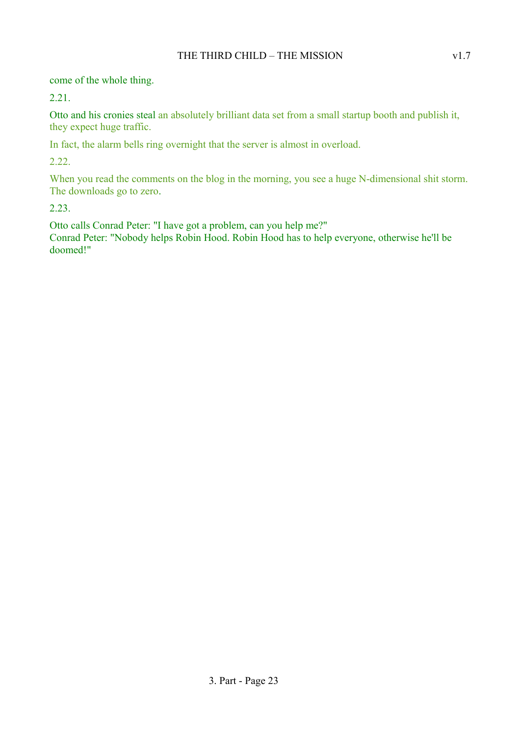come of the whole thing.

2.21.

Otto and his cronies steal an absolutely brilliant data set from a small startup booth and publish it, they expect huge traffic.

In fact, the alarm bells ring overnight that the server is almost in overload.

2.22.

When you read the comments on the blog in the morning, you see a huge N-dimensional shit storm. The downloads go to zero.

2.23.

Otto calls Conrad Peter: "I have got a problem, can you help me?"
Conrad Peter: "Nobody helps Robin Hood. Robin Hood has to help everyone, otherwise he'll be doomed!"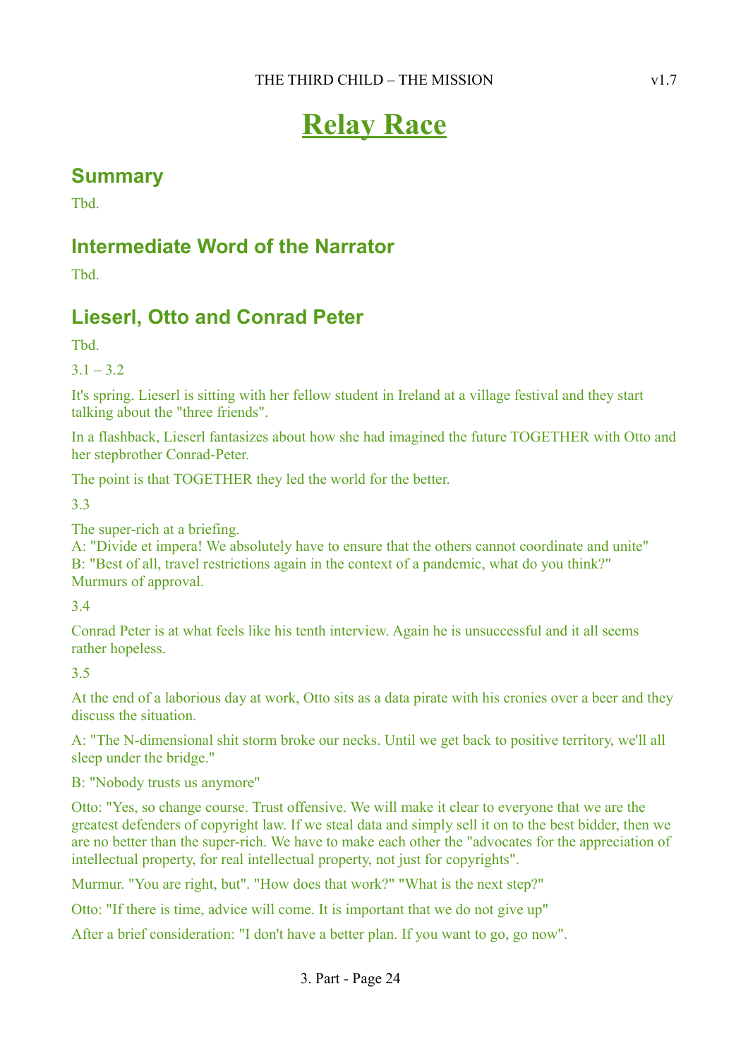# Relay Race

## Summary

Tbd.

## Intermediate Word of the Narrator

Tbd.

## Lieserl, Otto and Conrad Peter

Tbd.

3.1 – 3.2

It's spring. Lieserl is sitting with her fellow student in Ireland at a village festival and they start talking about the "three friends".

In a flashback, Lieserl fantasizes about how she had imagined the future TOGETHER with Otto and her stepbrother Conrad-Peter.

The point is that TOGETHER they led the world for the better.

3.3

The super-rich at a briefing.
A: "Divide et impera! We absolutely have to ensure that the others cannot coordinate and unite"
B: "Best of all, travel restrictions again in the context of a pandemic, what do you think?"
Murmurs of approval.

3.4

Conrad Peter is at what feels like his tenth interview. Again he is unsuccessful and it all seems rather hopeless.

3.5

At the end of a laborious day at work, Otto sits as a data pirate with his cronies over a beer and they discuss the situation.

A: "The N-dimensional shit storm broke our necks. Until we get back to positive territory, we'll all sleep under the bridge."

B: "Nobody trusts us anymore"

Otto: "Yes, so change course. Trust offensive. We will make it clear to everyone that we are the greatest defenders of copyright law. If we steal data and simply sell it on to the best bidder, then we are no better than the super-rich. We have to make each other the "advocates for the appreciation of intellectual property, for real intellectual property, not just for copyrights".

Murmur. "You are right, but". "How does that work?" "What is the next step?"

Otto: "If there is time, advice will come. It is important that we do not give up"

After a brief consideration: "I don't have a better plan. If you want to go, go now".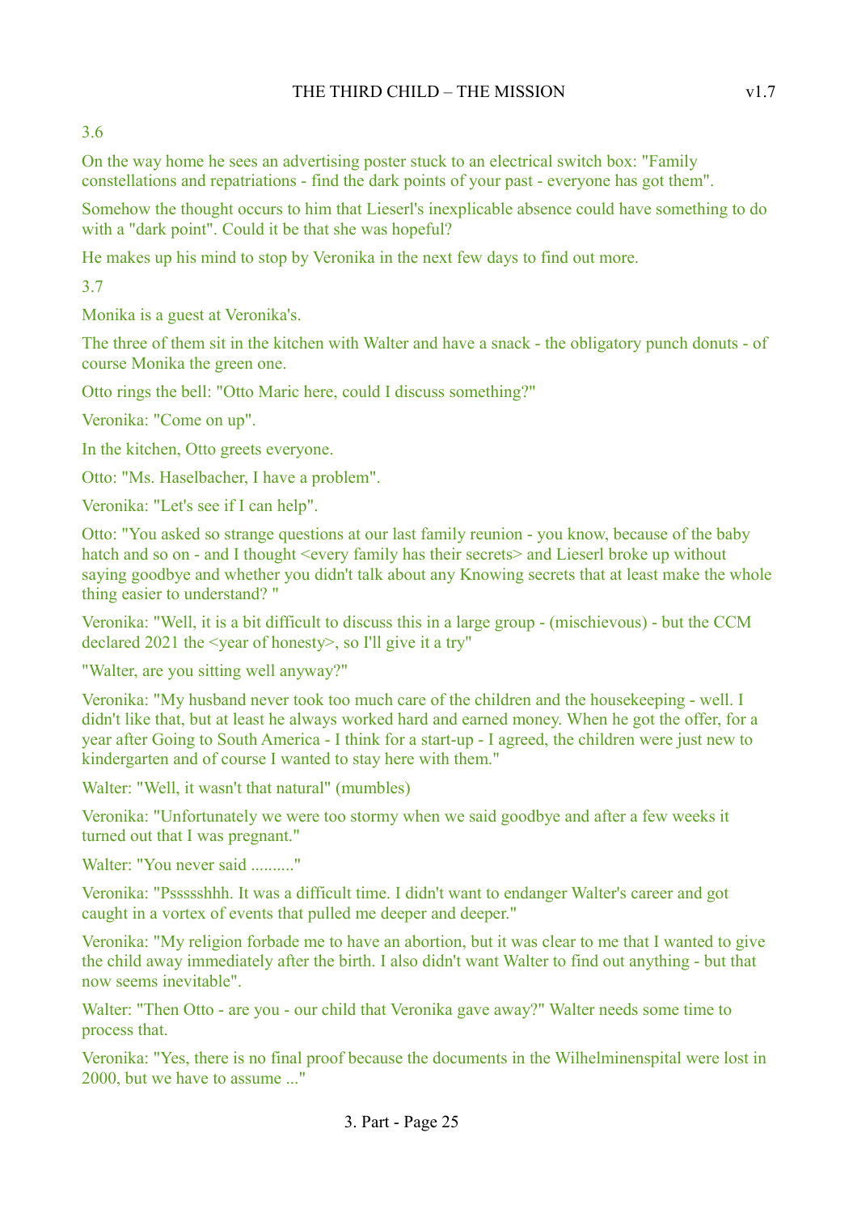3.6

On the way home he sees an advertising poster stuck to an electrical switch box: "Family constellations and repatriations - find the dark points of your past - everyone has got them".

Somehow the thought occurs to him that Lieserl's inexplicable absence could have something to do with a "dark point". Could it be that she was hopeful?

He makes up his mind to stop by Veronika in the next few days to find out more.

3.7

Monika is a guest at Veronika's.

The three of them sit in the kitchen with Walter and have a snack - the obligatory punch donuts - of course Monika the green one.

Otto rings the bell: "Otto Maric here, could I discuss something?"

Veronika: "Come on up".

In the kitchen, Otto greets everyone.

Otto: "Ms. Haselbacher, I have a problem".

Veronika: "Let's see if I can help".

Otto: "You asked so strange questions at our last family reunion - you know, because of the baby hatch and so on - and I thought <every family has their secrets> and Lieserl broke up without saying goodbye and whether you didn't talk about any Knowing secrets that at least make the whole thing easier to understand? "

Veronika: "Well, it is a bit difficult to discuss this in a large group - (mischievous) - but the CCM declared 2021 the <year of honesty>, so I'll give it a try"

"Walter, are you sitting well anyway?"

Veronika: "My husband never took too much care of the children and the housekeeping - well. I didn't like that, but at least he always worked hard and earned money. When he got the offer, for a year after Going to South America - I think for a start-up - I agreed, the children were just new to kindergarten and of course I wanted to stay here with them."

Walter: "Well, it wasn't that natural" (mumbles)

Veronika: "Unfortunately we were too stormy when we said goodbye and after a few weeks it turned out that I was pregnant."

Walter: "You never said .........."

Veronika: "Pssssshhh. It was a difficult time. I didn't want to endanger Walter's career and got caught in a vortex of events that pulled me deeper and deeper."

Veronika: "My religion forbade me to have an abortion, but it was clear to me that I wanted to give the child away immediately after the birth. I also didn't want Walter to find out anything - but that now seems inevitable".

Walter: "Then Otto - are you - our child that Veronika gave away?" Walter needs some time to process that.

Veronika: "Yes, there is no final proof because the documents in the Wilhelminenspital were lost in 2000, but we have to assume ..."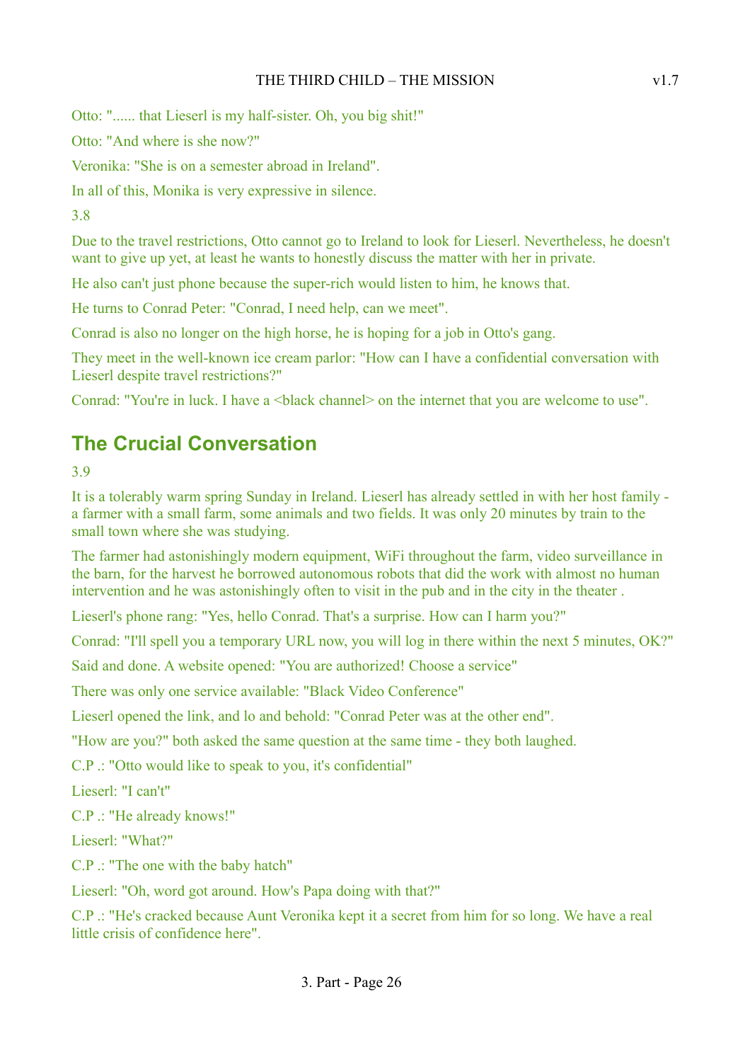Otto: "...... that Lieserl is my half-sister. Oh, you big shit!"

Otto: "And where is she now?"

Veronika: "She is on a semester abroad in Ireland".

In all of this, Monika is very expressive in silence.

3.8

Due to the travel restrictions, Otto cannot go to Ireland to look for Lieserl. Nevertheless, he doesn't want to give up yet, at least he wants to honestly discuss the matter with her in private.

He also can't just phone because the super-rich would listen to him, he knows that.

He turns to Conrad Peter: "Conrad, I need help, can we meet".

Conrad is also no longer on the high horse, he is hoping for a job in Otto's gang.

They meet in the well-known ice cream parlor: "How can I have a confidential conversation with Lieserl despite travel restrictions?"

Conrad: "You're in luck. I have a <black channel> on the internet that you are welcome to use".

## The Crucial Conversation

3.9

It is a tolerably warm spring Sunday in Ireland. Lieserl has already settled in with her host family - a farmer with a small farm, some animals and two fields. It was only 20 minutes by train to the small town where she was studying.

The farmer had astonishingly modern equipment, WiFi throughout the farm, video surveillance in the barn, for the harvest he borrowed autonomous robots that did the work with almost no human intervention and he was astonishingly often to visit in the pub and in the city in the theater .

Lieserl's phone rang: "Yes, hello Conrad. That's a surprise. How can I harm you?"

Conrad: "I'll spell you a temporary URL now, you will log in there within the next 5 minutes, OK?"

Said and done. A website opened: "You are authorized! Choose a service"

There was only one service available: "Black Video Conference"

Lieserl opened the link, and lo and behold: "Conrad Peter was at the other end".

"How are you?" both asked the same question at the same time - they both laughed.

C.P .: "Otto would like to speak to you, it's confidential"

Lieserl: "I can't"

C.P .: "He already knows!"

Lieserl: "What?"

C.P .: "The one with the baby hatch"

Lieserl: "Oh, word got around. How's Papa doing with that?"

C.P .: "He's cracked because Aunt Veronika kept it a secret from him for so long. We have a real little crisis of confidence here".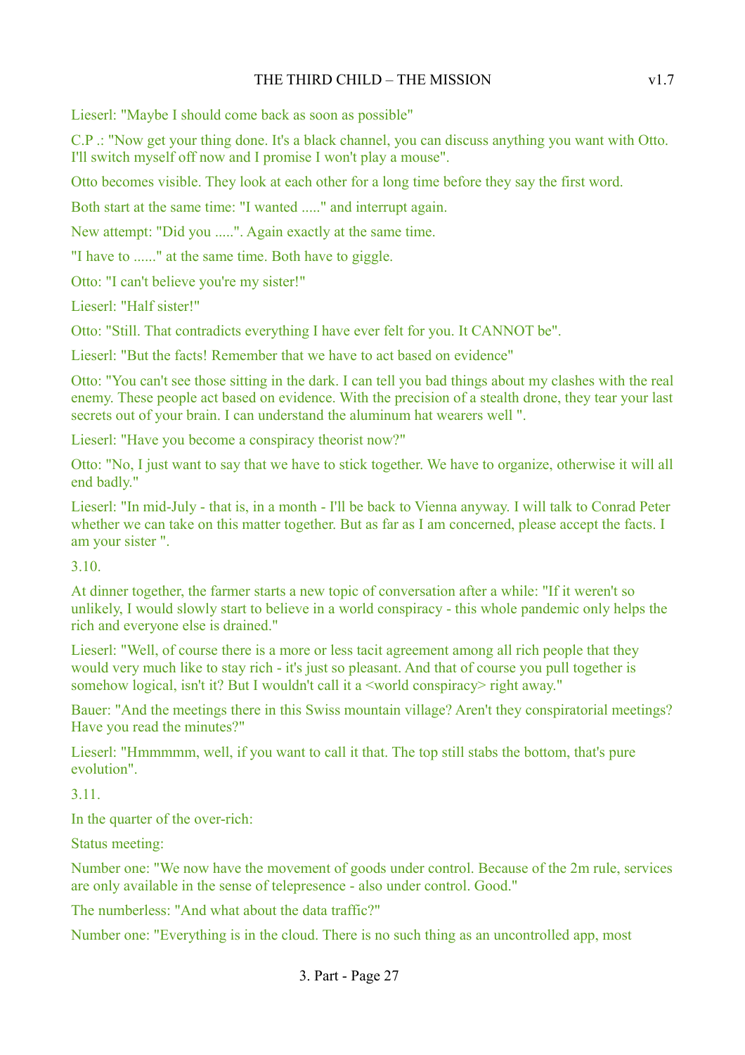Lieserl: "Maybe I should come back as soon as possible"

C.P .: "Now get your thing done. It's a black channel, you can discuss anything you want with Otto. I'll switch myself off now and I promise I won't play a mouse".

Otto becomes visible. They look at each other for a long time before they say the first word.

Both start at the same time: "I wanted ....." and interrupt again.

New attempt: "Did you .....". Again exactly at the same time.

"I have to ......" at the same time. Both have to giggle.

Otto: "I can't believe you're my sister!"

Lieserl: "Half sister!"

Otto: "Still. That contradicts everything I have ever felt for you. It CANNOT be".

Lieserl: "But the facts! Remember that we have to act based on evidence"

Otto: "You can't see those sitting in the dark. I can tell you bad things about my clashes with the real enemy. These people act based on evidence. With the precision of a stealth drone, they tear your last secrets out of your brain. I can understand the aluminum hat wearers well ".

Lieserl: "Have you become a conspiracy theorist now?"

Otto: "No, I just want to say that we have to stick together. We have to organize, otherwise it will all end badly."

Lieserl: "In mid-July - that is, in a month - I'll be back to Vienna anyway. I will talk to Conrad Peter whether we can take on this matter together. But as far as I am concerned, please accept the facts. I am your sister ".

3.10.

At dinner together, the farmer starts a new topic of conversation after a while: "If it weren't so unlikely, I would slowly start to believe in a world conspiracy - this whole pandemic only helps the rich and everyone else is drained."

Lieserl: "Well, of course there is a more or less tacit agreement among all rich people that they would very much like to stay rich - it's just so pleasant. And that of course you pull together is somehow logical, isn't it? But I wouldn't call it a <world conspiracy> right away."

Bauer: "And the meetings there in this Swiss mountain village? Aren't they conspiratorial meetings? Have you read the minutes?"

Lieserl: "Hmmmmm, well, if you want to call it that. The top still stabs the bottom, that's pure evolution".

3.11.

In the quarter of the over-rich:

Status meeting:

Number one: "We now have the movement of goods under control. Because of the 2m rule, services are only available in the sense of telepresence - also under control. Good."

The numberless: "And what about the data traffic?"

Number one: "Everything is in the cloud. There is no such thing as an uncontrolled app, most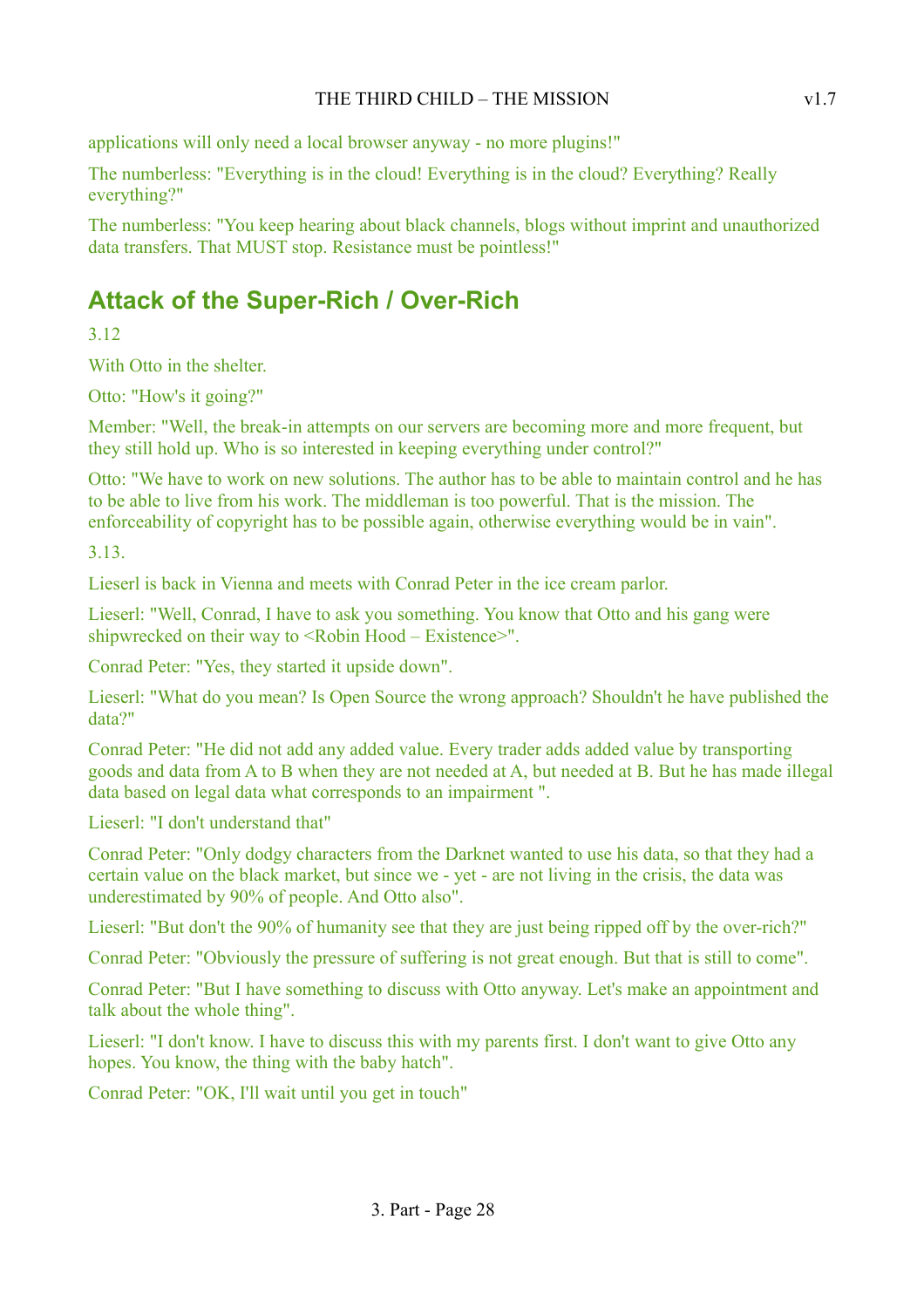applications will only need a local browser anyway - no more plugins!"

The numberless: "Everything is in the cloud! Everything is in the cloud? Everything? Really everything?"

The numberless: "You keep hearing about black channels, blogs without imprint and unauthorized data transfers. That MUST stop. Resistance must be pointless!"

## Attack of the Super-Rich / Over-Rich

3.12

With Otto in the shelter.

Otto: "How's it going?"

Member: "Well, the break-in attempts on our servers are becoming more and more frequent, but they still hold up. Who is so interested in keeping everything under control?"

Otto: "We have to work on new solutions. The author has to be able to maintain control and he has to be able to live from his work. The middleman is too powerful. That is the mission. The enforceability of copyright has to be possible again, otherwise everything would be in vain".

3.13.

Lieserl is back in Vienna and meets with Conrad Peter in the ice cream parlor.

Lieserl: "Well, Conrad, I have to ask you something. You know that Otto and his gang were shipwrecked on their way to <Robin Hood – Existence>".

Conrad Peter: "Yes, they started it upside down".

Lieserl: "What do you mean? Is Open Source the wrong approach? Shouldn't he have published the data?"

Conrad Peter: "He did not add any added value. Every trader adds added value by transporting goods and data from A to B when they are not needed at A, but needed at B. But he has made illegal data based on legal data what corresponds to an impairment ".

Lieserl: "I don't understand that"

Conrad Peter: "Only dodgy characters from the Darknet wanted to use his data, so that they had a certain value on the black market, but since we - yet - are not living in the crisis, the data was underestimated by 90% of people. And Otto also".

Lieserl: "But don't the 90% of humanity see that they are just being ripped off by the over-rich?"

Conrad Peter: "Obviously the pressure of suffering is not great enough. But that is still to come".

Conrad Peter: "But I have something to discuss with Otto anyway. Let's make an appointment and talk about the whole thing".

Lieserl: "I don't know. I have to discuss this with my parents first. I don't want to give Otto any hopes. You know, the thing with the baby hatch".

Conrad Peter: "OK, I'll wait until you get in touch"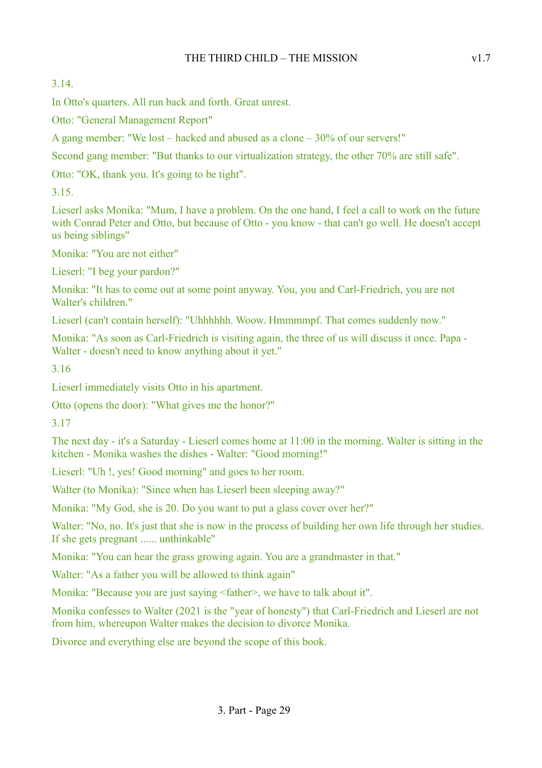3.14.

In Otto's quarters. All run back and forth. Great unrest.

Otto: "General Management Report"

A gang member: "We lost – hacked and abused as a clone – 30% of our servers!"

Second gang member: "But thanks to our virtualization strategy, the other 70% are still safe".

Otto: "OK, thank you. It's going to be tight".

3.15.

Lieserl asks Monika: "Mum, I have a problem. On the one hand, I feel a call to work on the future with Conrad Peter and Otto, but because of Otto - you know - that can't go well. He doesn't accept us being siblings"

Monika: "You are not either"

Lieserl: "I beg your pardon?"

Monika: "It has to come out at some point anyway. You, you and Carl-Friedrich, you are not Walter's children."

Lieserl (can't contain herself): "Uhhhhhh. Woow. Hmmmmpf. That comes suddenly now."

Monika: "As soon as Carl-Friedrich is visiting again, the three of us will discuss it once. Papa - Walter - doesn't need to know anything about it yet."

3.16

Lieserl immediately visits Otto in his apartment.

Otto (opens the door): "What gives me the honor?"

3.17

The next day - it's a Saturday - Lieserl comes home at 11:00 in the morning. Walter is sitting in the kitchen - Monika washes the dishes - Walter: "Good morning!"

Lieserl: "Uh !, yes! Good morning" and goes to her room.

Walter (to Monika): "Since when has Lieserl been sleeping away?"

Monika: "My God, she is 20. Do you want to put a glass cover over her?"

Walter: "No, no. It's just that she is now in the process of building her own life through her studies. If she gets pregnant ...... unthinkable"

Monika: "You can hear the grass growing again. You are a grandmaster in that."

Walter: "As a father you will be allowed to think again"

Monika: "Because you are just saying <father>, we have to talk about it".

Monika confesses to Walter (2021 is the "year of honesty") that Carl-Friedrich and Lieserl are not from him, whereupon Walter makes the decision to divorce Monika.

Divorce and everything else are beyond the scope of this book.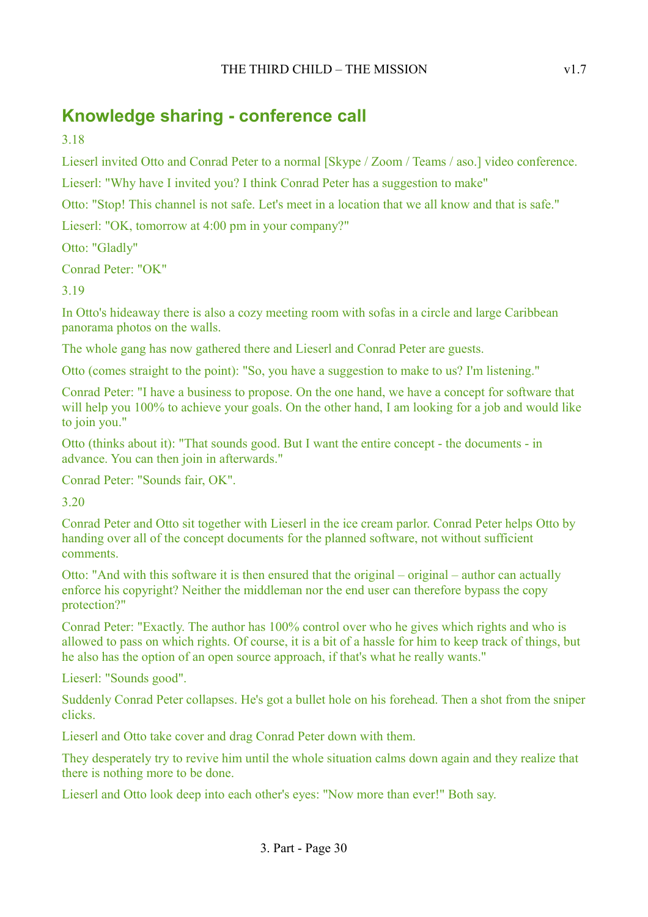## Knowledge sharing - conference call

3.18

Lieserl invited Otto and Conrad Peter to a normal [Skype / Zoom / Teams / aso.] video conference.

Lieserl: "Why have I invited you? I think Conrad Peter has a suggestion to make"

Otto: "Stop! This channel is not safe. Let's meet in a location that we all know and that is safe."

Lieserl: "OK, tomorrow at 4:00 pm in your company?"

Otto: "Gladly"

Conrad Peter: "OK"

3.19

In Otto's hideaway there is also a cozy meeting room with sofas in a circle and large Caribbean panorama photos on the walls.

The whole gang has now gathered there and Lieserl and Conrad Peter are guests.

Otto (comes straight to the point): "So, you have a suggestion to make to us? I'm listening."

Conrad Peter: "I have a business to propose. On the one hand, we have a concept for software that will help you 100% to achieve your goals. On the other hand, I am looking for a job and would like to join you."

Otto (thinks about it): "That sounds good. But I want the entire concept - the documents - in advance. You can then join in afterwards."

Conrad Peter: "Sounds fair, OK".

3.20

Conrad Peter and Otto sit together with Lieserl in the ice cream parlor. Conrad Peter helps Otto by handing over all of the concept documents for the planned software, not without sufficient comments.

Otto: "And with this software it is then ensured that the original – original – author can actually enforce his copyright? Neither the middleman nor the end user can therefore bypass the copy protection?"

Conrad Peter: "Exactly. The author has 100% control over who he gives which rights and who is allowed to pass on which rights. Of course, it is a bit of a hassle for him to keep track of things, but he also has the option of an open source approach, if that's what he really wants."

Lieserl: "Sounds good".

Suddenly Conrad Peter collapses. He's got a bullet hole on his forehead. Then a shot from the sniper clicks.

Lieserl and Otto take cover and drag Conrad Peter down with them.

They desperately try to revive him until the whole situation calms down again and they realize that there is nothing more to be done.

Lieserl and Otto look deep into each other's eyes: "Now more than ever!" Both say.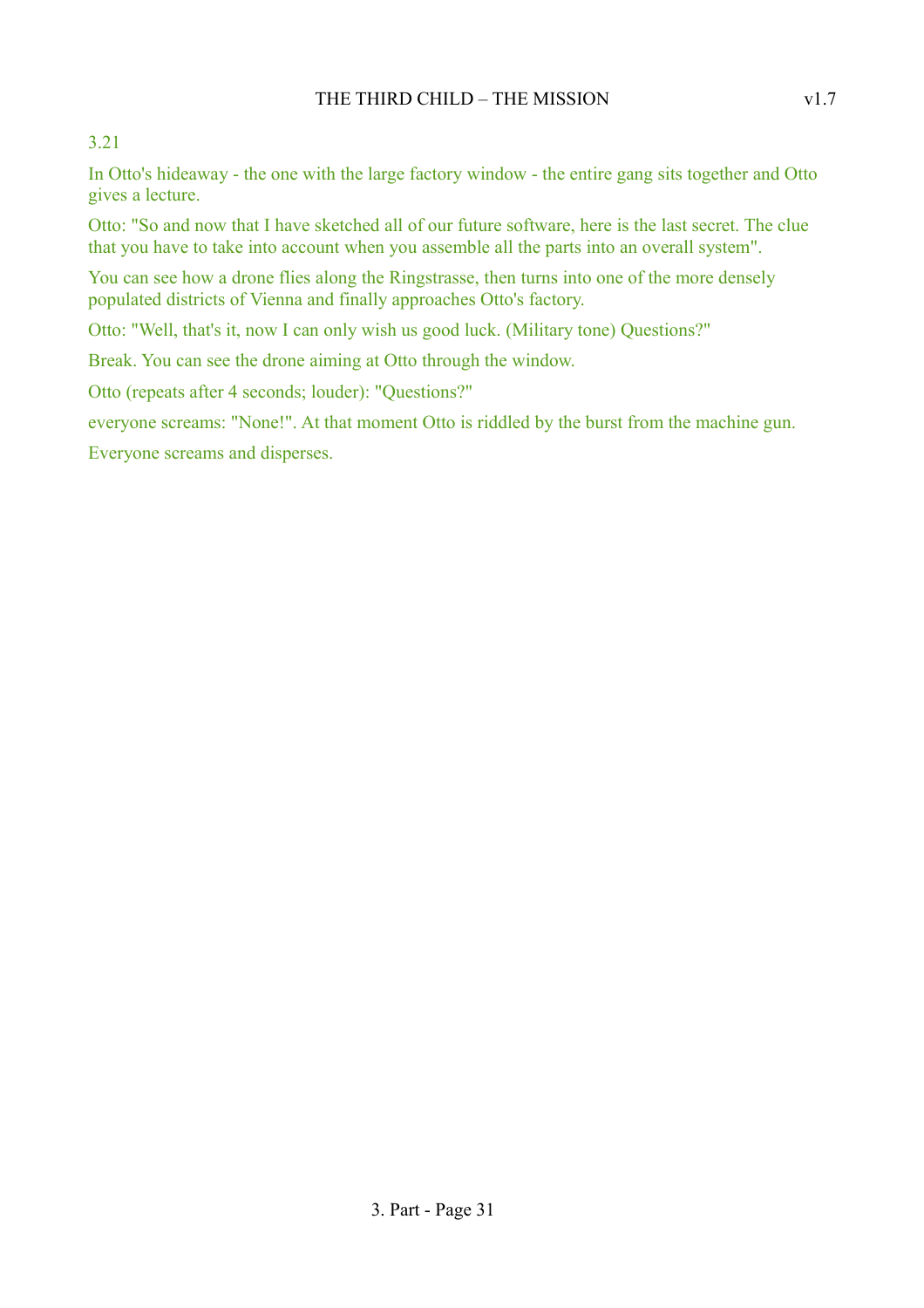3.21

In Otto's hideaway - the one with the large factory window - the entire gang sits together and Otto gives a lecture.

Otto: "So and now that I have sketched all of our future software, here is the last secret. The clue that you have to take into account when you assemble all the parts into an overall system".

You can see how a drone flies along the Ringstrasse, then turns into one of the more densely populated districts of Vienna and finally approaches Otto's factory.

Otto: "Well, that's it, now I can only wish us good luck. (Military tone) Questions?"

Break. You can see the drone aiming at Otto through the window.

Otto (repeats after 4 seconds; louder): "Questions?"

everyone screams: "None!". At that moment Otto is riddled by the burst from the machine gun.

Everyone screams and disperses.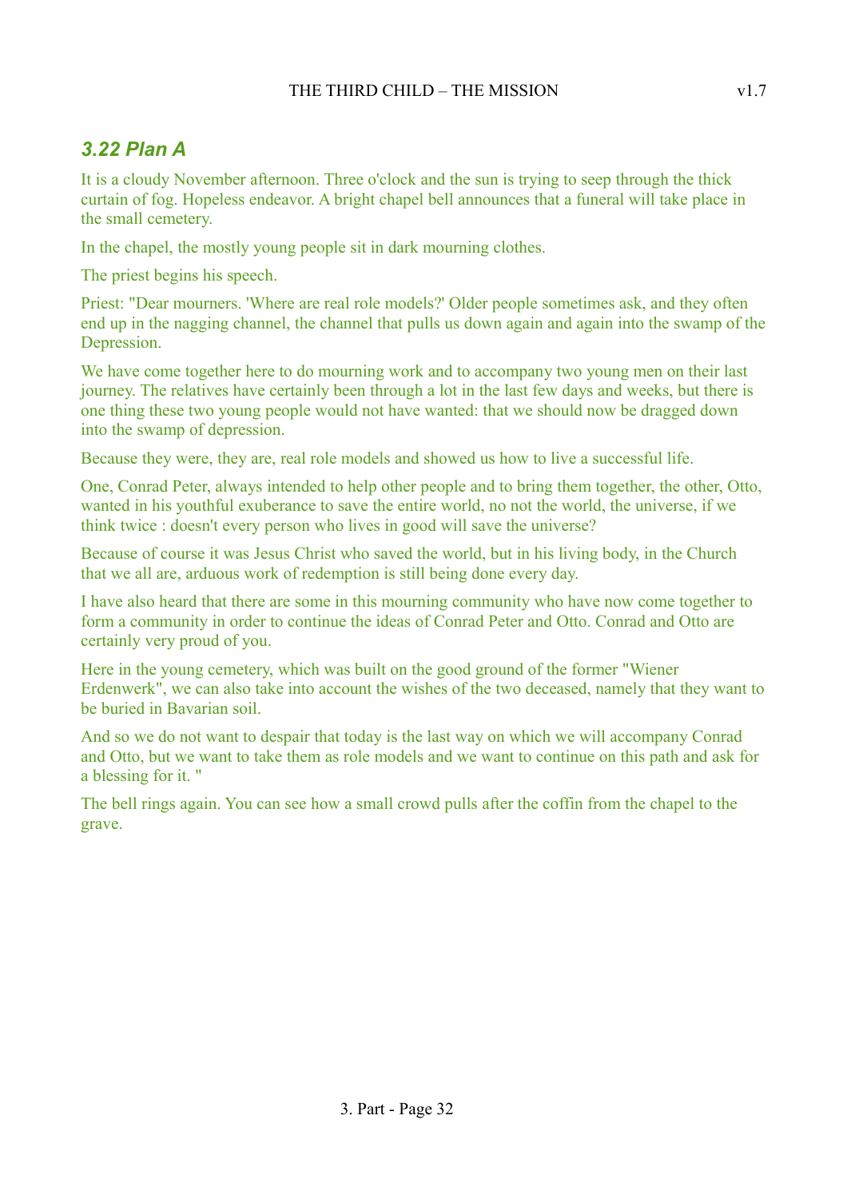### *3.22 Plan A*

It is a cloudy November afternoon. Three o'clock and the sun is trying to seep through the thick curtain of fog. Hopeless endeavor. A bright chapel bell announces that a funeral will take place in the small cemetery.

In the chapel, the mostly young people sit in dark mourning clothes.

The priest begins his speech.

Priest: "Dear mourners. 'Where are real role models?' Older people sometimes ask, and they often end up in the nagging channel, the channel that pulls us down again and again into the swamp of the Depression.

We have come together here to do mourning work and to accompany two young men on their last journey. The relatives have certainly been through a lot in the last few days and weeks, but there is one thing these two young people would not have wanted: that we should now be dragged down into the swamp of depression.

Because they were, they are, real role models and showed us how to live a successful life.

One, Conrad Peter, always intended to help other people and to bring them together, the other, Otto, wanted in his youthful exuberance to save the entire world, no not the world, the universe, if we think twice : doesn't every person who lives in good will save the universe?

Because of course it was Jesus Christ who saved the world, but in his living body, in the Church that we all are, arduous work of redemption is still being done every day.

I have also heard that there are some in this mourning community who have now come together to form a community in order to continue the ideas of Conrad Peter and Otto. Conrad and Otto are certainly very proud of you.

Here in the young cemetery, which was built on the good ground of the former "Wiener Erdenwerk", we can also take into account the wishes of the two deceased, namely that they want to be buried in Bavarian soil.

And so we do not want to despair that today is the last way on which we will accompany Conrad and Otto, but we want to take them as role models and we want to continue on this path and ask for a blessing for it. "

The bell rings again. You can see how a small crowd pulls after the coffin from the chapel to the grave.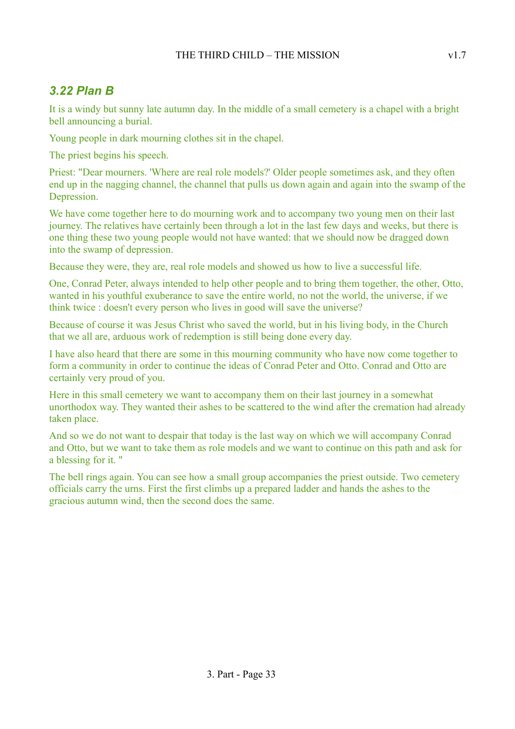## *3.22 Plan B*

It is a windy but sunny late autumn day. In the middle of a small cemetery is a chapel with a bright bell announcing a burial.

Young people in dark mourning clothes sit in the chapel.

The priest begins his speech.

Priest: "Dear mourners. 'Where are real role models?' Older people sometimes ask, and they often end up in the nagging channel, the channel that pulls us down again and again into the swamp of the Depression.

We have come together here to do mourning work and to accompany two young men on their last journey. The relatives have certainly been through a lot in the last few days and weeks, but there is one thing these two young people would not have wanted: that we should now be dragged down into the swamp of depression.

Because they were, they are, real role models and showed us how to live a successful life.

One, Conrad Peter, always intended to help other people and to bring them together, the other, Otto, wanted in his youthful exuberance to save the entire world, no not the world, the universe, if we think twice : doesn't every person who lives in good will save the universe?

Because of course it was Jesus Christ who saved the world, but in his living body, in the Church that we all are, arduous work of redemption is still being done every day.

I have also heard that there are some in this mourning community who have now come together to form a community in order to continue the ideas of Conrad Peter and Otto. Conrad and Otto are certainly very proud of you.

Here in this small cemetery we want to accompany them on their last journey in a somewhat unorthodox way. They wanted their ashes to be scattered to the wind after the cremation had already taken place.

And so we do not want to despair that today is the last way on which we will accompany Conrad and Otto, but we want to take them as role models and we want to continue on this path and ask for a blessing for it. "

The bell rings again. You can see how a small group accompanies the priest outside. Two cemetery officials carry the urns. First the first climbs up a prepared ladder and hands the ashes to the gracious autumn wind, then the second does the same.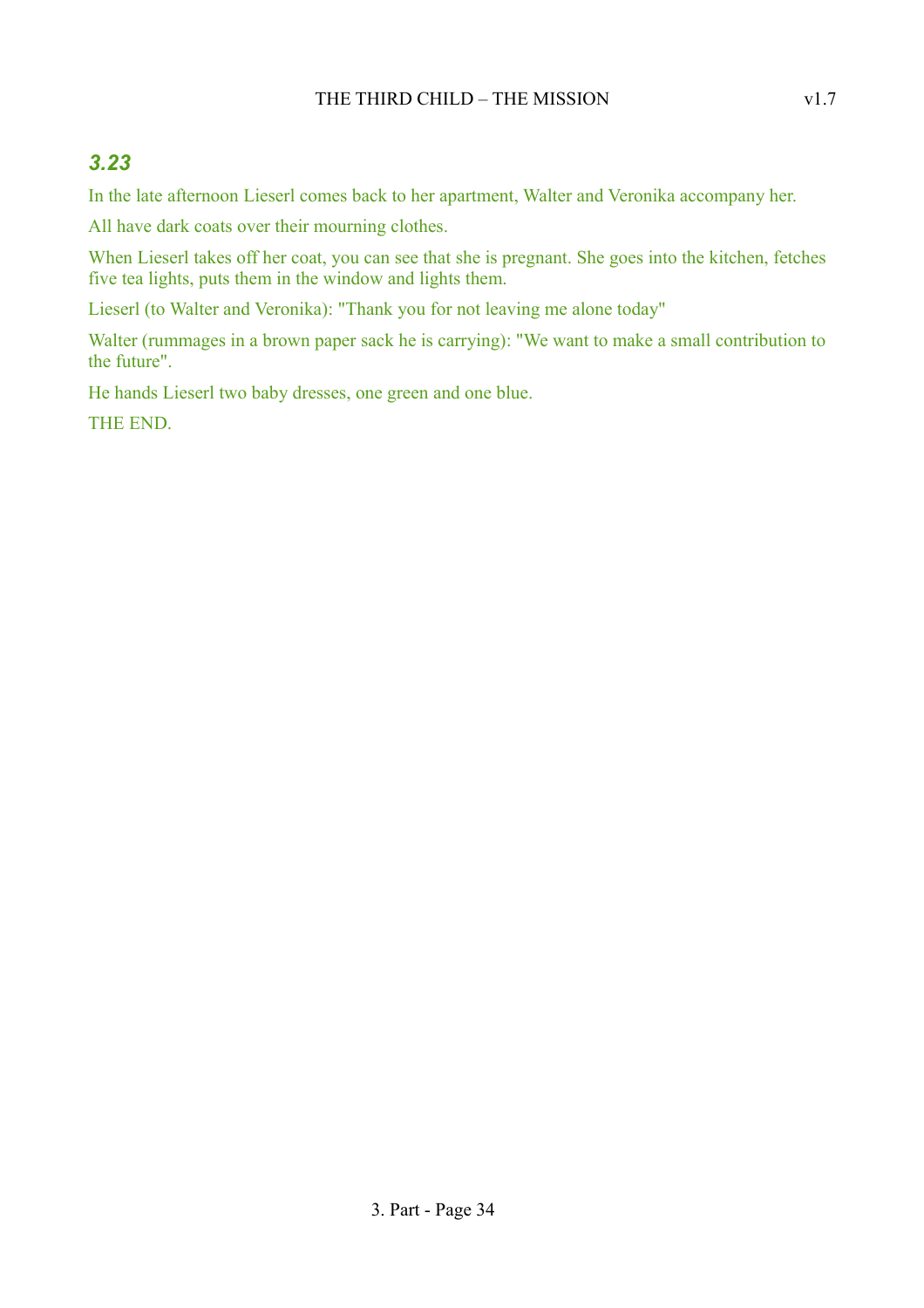### *3.23*

In the late afternoon Lieserl comes back to her apartment, Walter and Veronika accompany her.

All have dark coats over their mourning clothes.

When Lieserl takes off her coat, you can see that she is pregnant. She goes into the kitchen, fetches five tea lights, puts them in the window and lights them.

Lieserl (to Walter and Veronika): "Thank you for not leaving me alone today"

Walter (rummages in a brown paper sack he is carrying): "We want to make a small contribution to the future".

He hands Lieserl two baby dresses, one green and one blue.

THE END.